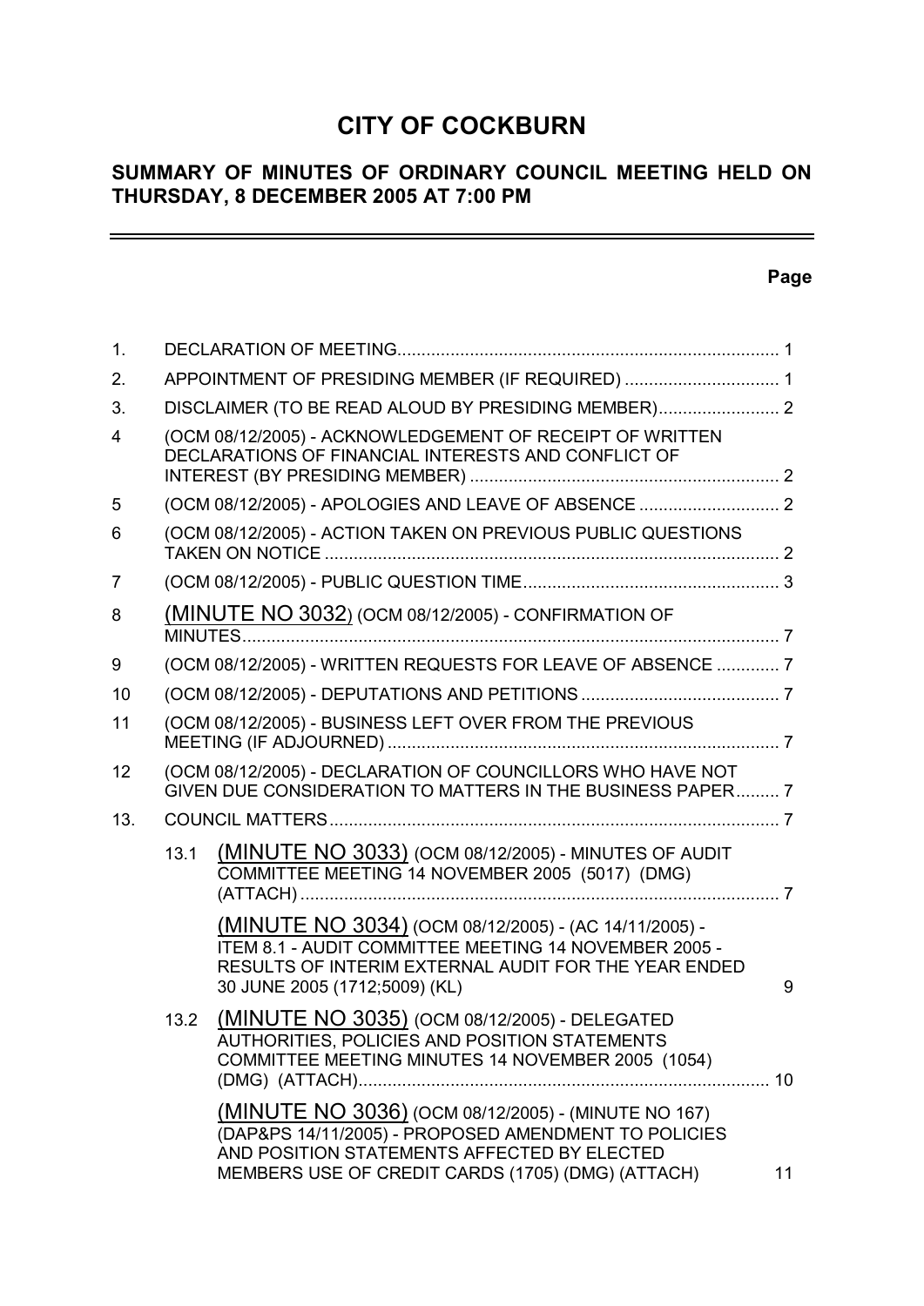# CITY OF COCKBURN

## SUMMARY OF MINUTES OF ORDINARY COUNCIL MEETING HELD ON THURSDAY, 8 DECEMBER 2005 AT 7:00 PM

| | | | Page |
|---|---|---|---|
| 1. | DECLARATION OF MEETING | | 1 |
| 2. | APPOINTMENT OF PRESIDING MEMBER (IF REQUIRED) | | 1 |
| 3. | DISCLAIMER (TO BE READ ALOUD BY PRESIDING MEMBER) | | 2 |
| 4 | (OCM 08/12/2005) - ACKNOWLEDGEMENT OF RECEIPT OF WRITTEN DECLARATIONS OF FINANCIAL INTERESTS AND CONFLICT OF INTEREST (BY PRESIDING MEMBER) | | 2 |
| 5 | (OCM 08/12/2005) - APOLOGIES AND LEAVE OF ABSENCE | | 2 |
| 6 | (OCM 08/12/2005) - ACTION TAKEN ON PREVIOUS PUBLIC QUESTIONS TAKEN ON NOTICE | | 2 |
| 7 | (OCM 08/12/2005) - PUBLIC QUESTION TIME | | 3 |
| 8 | (MINUTE NO 3032) (OCM 08/12/2005) - CONFIRMATION OF MINUTES | | 7 |
| 9 | (OCM 08/12/2005) - WRITTEN REQUESTS FOR LEAVE OF ABSENCE | | 7 |
| 10 | (OCM 08/12/2005) - DEPUTATIONS AND PETITIONS | | 7 |
| 11 | (OCM 08/12/2005) - BUSINESS LEFT OVER FROM THE PREVIOUS MEETING (IF ADJOURNED) | | 7 |
| 12 | (OCM 08/12/2005) - DECLARATION OF COUNCILLORS WHO HAVE NOT GIVEN DUE CONSIDERATION TO MATTERS IN THE BUSINESS PAPER | | 7 |
| 13. | COUNCIL MATTERS | | 7 |
| | 13.1 | (MINUTE NO 3033) (OCM 08/12/2005) - MINUTES OF AUDIT COMMITTEE MEETING 14 NOVEMBER 2005 (5017) (DMG) (ATTACH) | 7 |
| | | (MINUTE NO 3034) (OCM 08/12/2005) - (AC 14/11/2005) - ITEM 8.1 - AUDIT COMMITTEE MEETING 14 NOVEMBER 2005 - RESULTS OF INTERIM EXTERNAL AUDIT FOR THE YEAR ENDED 30 JUNE 2005 (1712;5009) (KL) | 9 |
| | 13.2 | (MINUTE NO 3035) (OCM 08/12/2005) - DELEGATED AUTHORITIES, POLICIES AND POSITION STATEMENTS COMMITTEE MEETING MINUTES 14 NOVEMBER 2005 (1054) (DMG) (ATTACH) | 10 |
| | | (MINUTE NO 3036) (OCM 08/12/2005) - (MINUTE NO 167) (DAP&PS 14/11/2005) - PROPOSED AMENDMENT TO POLICIES AND POSITION STATEMENTS AFFECTED BY ELECTED MEMBERS USE OF CREDIT CARDS (1705) (DMG) (ATTACH) | 11 |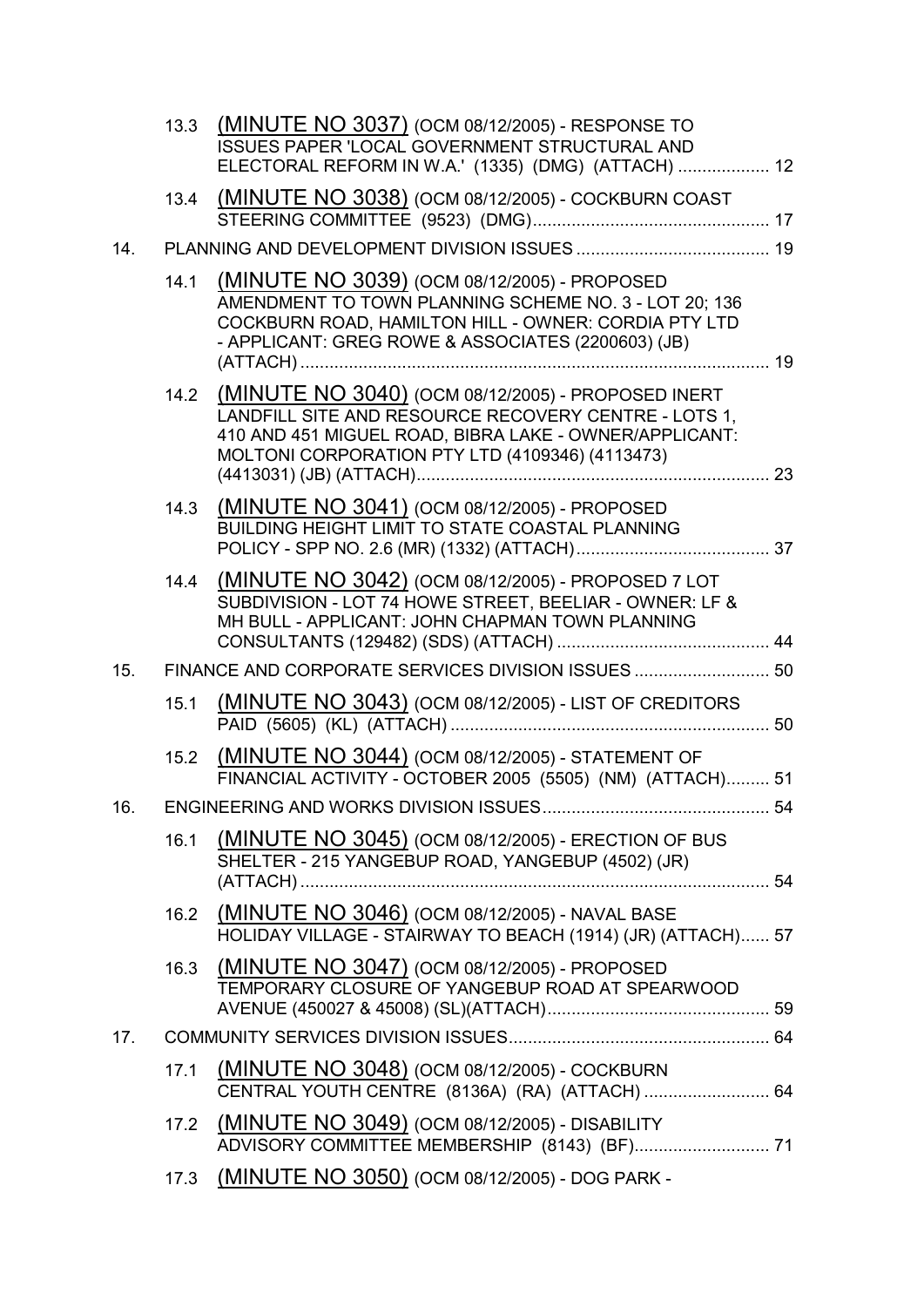13.3 (MINUTE NO 3037) (OCM 08/12/2005) - RESPONSE TO ISSUES PAPER 'LOCAL GOVERNMENT STRUCTURAL AND ELECTORAL REFORM IN W.A.' (1335) (DMG) (ATTACH) ................... 12

13.4 (MINUTE NO 3038) (OCM 08/12/2005) - COCKBURN COAST STEERING COMMITTEE (9523) (DMG)................................................. 17

14. PLANNING AND DEVELOPMENT DIVISION ISSUES ........................................ 19

14.1 (MINUTE NO 3039) (OCM 08/12/2005) - PROPOSED AMENDMENT TO TOWN PLANNING SCHEME NO. 3 - LOT 20; 136 COCKBURN ROAD, HAMILTON HILL - OWNER: CORDIA PTY LTD - APPLICANT: GREG ROWE & ASSOCIATES (2200603) (JB) (ATTACH) ................................................................................................. 19

14.2 (MINUTE NO 3040) (OCM 08/12/2005) - PROPOSED INERT LANDFILL SITE AND RESOURCE RECOVERY CENTRE - LOTS 1, 410 AND 451 MIGUEL ROAD, BIBRA LAKE - OWNER/APPLICANT: MOLTONI CORPORATION PTY LTD (4109346) (4113473) (4413031) (JB) (ATTACH)......................................................................... 23

14.3 (MINUTE NO 3041) (OCM 08/12/2005) - PROPOSED BUILDING HEIGHT LIMIT TO STATE COASTAL PLANNING POLICY - SPP NO. 2.6 (MR) (1332) (ATTACH)........................................ 37

14.4 (MINUTE NO 3042) (OCM 08/12/2005) - PROPOSED 7 LOT SUBDIVISION - LOT 74 HOWE STREET, BEELIAR - OWNER: LF & MH BULL - APPLICANT: JOHN CHAPMAN TOWN PLANNING CONSULTANTS (129482) (SDS) (ATTACH) ............................................ 44

15. FINANCE AND CORPORATE SERVICES DIVISION ISSUES ............................ 50

15.1 (MINUTE NO 3043) (OCM 08/12/2005) - LIST OF CREDITORS PAID (5605) (KL) (ATTACH) .................................................................. 50

15.2 (MINUTE NO 3044) (OCM 08/12/2005) - STATEMENT OF FINANCIAL ACTIVITY - OCTOBER 2005 (5505) (NM) (ATTACH)......... 51

16. ENGINEERING AND WORKS DIVISION ISSUES............................................... 54

16.1 (MINUTE NO 3045) (OCM 08/12/2005) - ERECTION OF BUS SHELTER - 215 YANGEBUP ROAD, YANGEBUP (4502) (JR) (ATTACH) ................................................................................................. 54

16.2 (MINUTE NO 3046) (OCM 08/12/2005) - NAVAL BASE HOLIDAY VILLAGE - STAIRWAY TO BEACH (1914) (JR) (ATTACH)...... 57

16.3 (MINUTE NO 3047) (OCM 08/12/2005) - PROPOSED TEMPORARY CLOSURE OF YANGEBUP ROAD AT SPEARWOOD AVENUE (450027 & 45008) (SL)(ATTACH).............................................. 59

17. COMMUNITY SERVICES DIVISION ISSUES...................................................... 64

17.1 (MINUTE NO 3048) (OCM 08/12/2005) - COCKBURN CENTRAL YOUTH CENTRE (8136A) (RA) (ATTACH) .......................... 64

17.2 (MINUTE NO 3049) (OCM 08/12/2005) - DISABILITY ADVISORY COMMITTEE MEMBERSHIP (8143) (BF)............................ 71

17.3 (MINUTE NO 3050) (OCM 08/12/2005) - DOG PARK -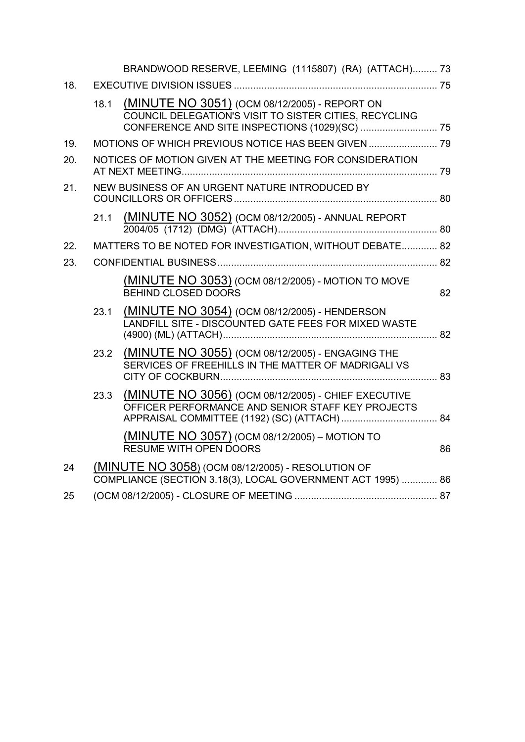| | | | |
|---|---|---|---|
| | | BRANDWOOD RESERVE, LEEMING (1115807) (RA) (ATTACH) | 73 |
| 18. | | EXECUTIVE DIVISION ISSUES | 75 |
| | 18.1 | (MINUTE NO 3051) (OCM 08/12/2005) - REPORT ON COUNCIL DELEGATION'S VISIT TO SISTER CITIES, RECYCLING CONFERENCE AND SITE INSPECTIONS (1029)(SC) | 75 |
| 19. | | MOTIONS OF WHICH PREVIOUS NOTICE HAS BEEN GIVEN | 79 |
| 20. | | NOTICES OF MOTION GIVEN AT THE MEETING FOR CONSIDERATION AT NEXT MEETING | 79 |
| 21. | | NEW BUSINESS OF AN URGENT NATURE INTRODUCED BY COUNCILLORS OR OFFICERS | 80 |
| | 21.1 | (MINUTE NO 3052) (OCM 08/12/2005) - ANNUAL REPORT 2004/05 (1712) (DMG) (ATTACH) | 80 |
| 22. | | MATTERS TO BE NOTED FOR INVESTIGATION, WITHOUT DEBATE | 82 |
| 23. | | CONFIDENTIAL BUSINESS | 82 |
| | | (MINUTE NO 3053) (OCM 08/12/2005) - MOTION TO MOVE BEHIND CLOSED DOORS | 82 |
| | 23.1 | (MINUTE NO 3054) (OCM 08/12/2005) - HENDERSON LANDFILL SITE - DISCOUNTED GATE FEES FOR MIXED WASTE (4900) (ML) (ATTACH) | 82 |
| | 23.2 | (MINUTE NO 3055) (OCM 08/12/2005) - ENGAGING THE SERVICES OF FREEHILLS IN THE MATTER OF MADRIGALI VS CITY OF COCKBURN | 83 |
| | 23.3 | (MINUTE NO 3056) (OCM 08/12/2005) - CHIEF EXECUTIVE OFFICER PERFORMANCE AND SENIOR STAFF KEY PROJECTS APPRAISAL COMMITTEE (1192) (SC) (ATTACH) | 84 |
| | | (MINUTE NO 3057) (OCM 08/12/2005) – MOTION TO RESUME WITH OPEN DOORS | 86 |
| 24 | | (MINUTE NO 3058) (OCM 08/12/2005) - RESOLUTION OF COMPLIANCE (SECTION 3.18(3), LOCAL GOVERNMENT ACT 1995) | 86 |
| 25 | | (OCM 08/12/2005) - CLOSURE OF MEETING | 87 |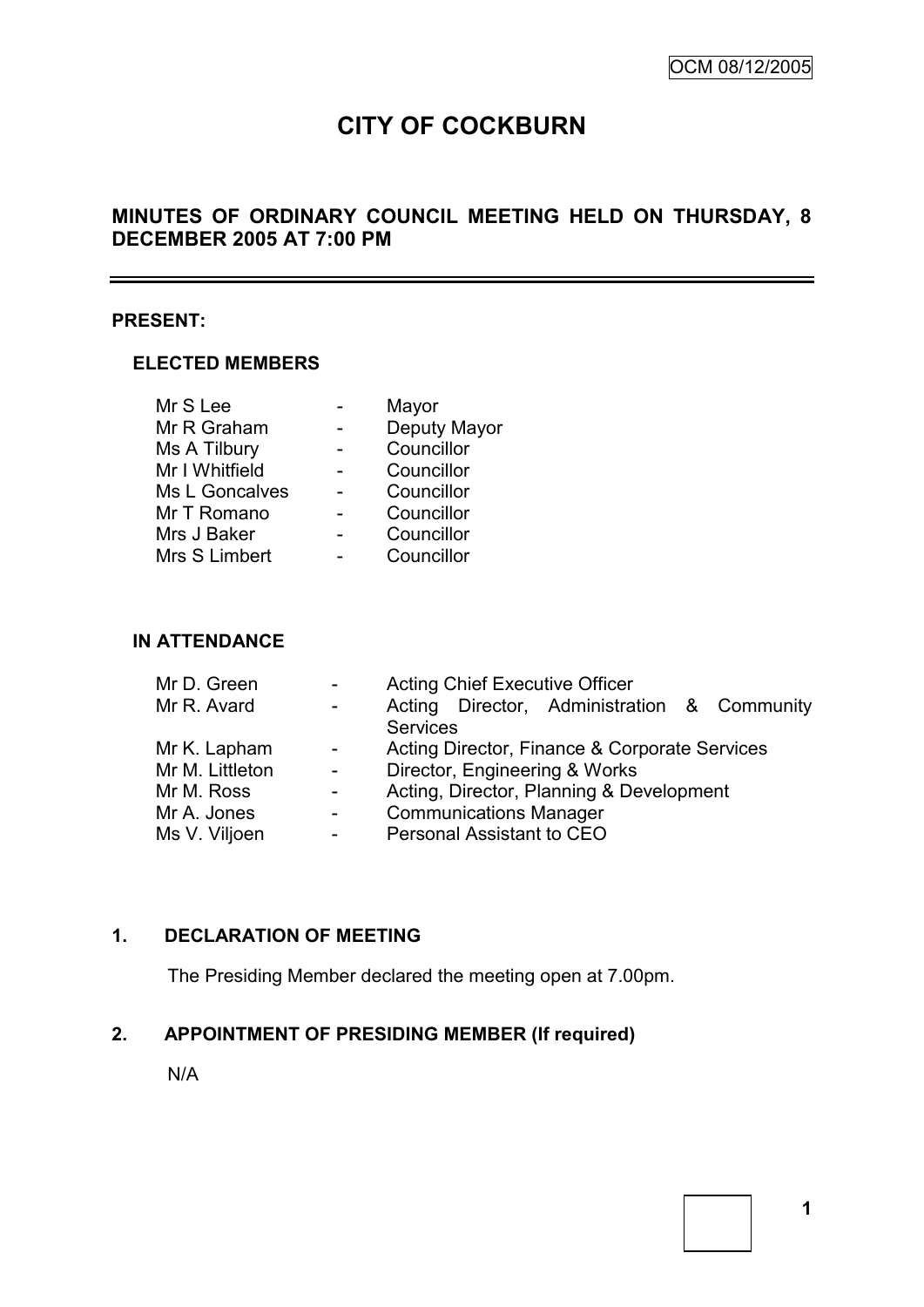# CITY OF COCKBURN

## MINUTES OF ORDINARY COUNCIL MEETING HELD ON THURSDAY, 8 DECEMBER 2005 AT 7:00 PM

**PRESENT:**

**ELECTED MEMBERS**

| | | |
|---|---|---|
| Mr S Lee | - | Mayor |
| Mr R Graham | - | Deputy Mayor |
| Ms A Tilbury | - | Councillor |
| Mr I Whitfield | - | Councillor |
| Ms L Goncalves | - | Councillor |
| Mr T Romano | - | Councillor |
| Mrs J Baker | - | Councillor |
| Mrs S Limbert | - | Councillor |

**IN ATTENDANCE**

| | | |
|---|---|---|
| Mr D. Green | - | Acting Chief Executive Officer |
| Mr R. Avard | - | Acting Director, Administration & Community Services |
| Mr K. Lapham | - | Acting Director, Finance & Corporate Services |
| Mr M. Littleton | - | Director, Engineering & Works |
| Mr M. Ross | - | Acting, Director, Planning & Development |
| Mr A. Jones | - | Communications Manager |
| Ms V. Viljoen | - | Personal Assistant to CEO |

**1. DECLARATION OF MEETING**

The Presiding Member declared the meeting open at 7.00pm.

**2. APPOINTMENT OF PRESIDING MEMBER (If required)**

N/A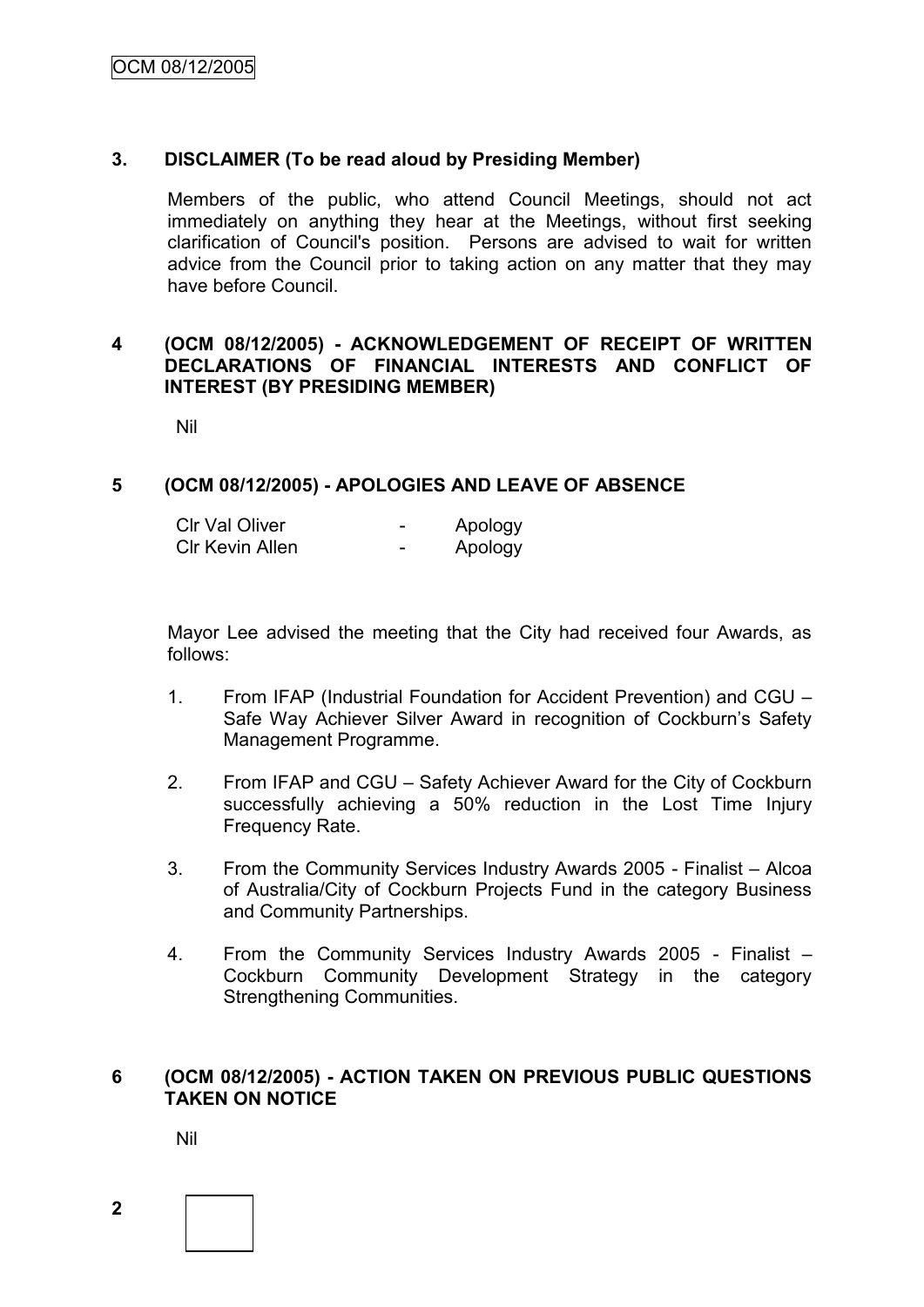## 3. DISCLAIMER (To be read aloud by Presiding Member)

Members of the public, who attend Council Meetings, should not act immediately on anything they hear at the Meetings, without first seeking clarification of Council's position. Persons are advised to wait for written advice from the Council prior to taking action on any matter that they may have before Council.

## 4 (OCM 08/12/2005) - ACKNOWLEDGEMENT OF RECEIPT OF WRITTEN DECLARATIONS OF FINANCIAL INTERESTS AND CONFLICT OF INTEREST (BY PRESIDING MEMBER)

Nil

## 5 (OCM 08/12/2005) - APOLOGIES AND LEAVE OF ABSENCE

| | | |
|---|---|---|
| Clr Val Oliver | - | Apology |
| Clr Kevin Allen | - | Apology |

Mayor Lee advised the meeting that the City had received four Awards, as follows:

1. From IFAP (Industrial Foundation for Accident Prevention) and CGU – Safe Way Achiever Silver Award in recognition of Cockburn's Safety Management Programme.
2. From IFAP and CGU – Safety Achiever Award for the City of Cockburn successfully achieving a 50% reduction in the Lost Time Injury Frequency Rate.
3. From the Community Services Industry Awards 2005 - Finalist – Alcoa of Australia/City of Cockburn Projects Fund in the category Business and Community Partnerships.
4. From the Community Services Industry Awards 2005 - Finalist – Cockburn Community Development Strategy in the category Strengthening Communities.

## 6 (OCM 08/12/2005) - ACTION TAKEN ON PREVIOUS PUBLIC QUESTIONS TAKEN ON NOTICE

Nil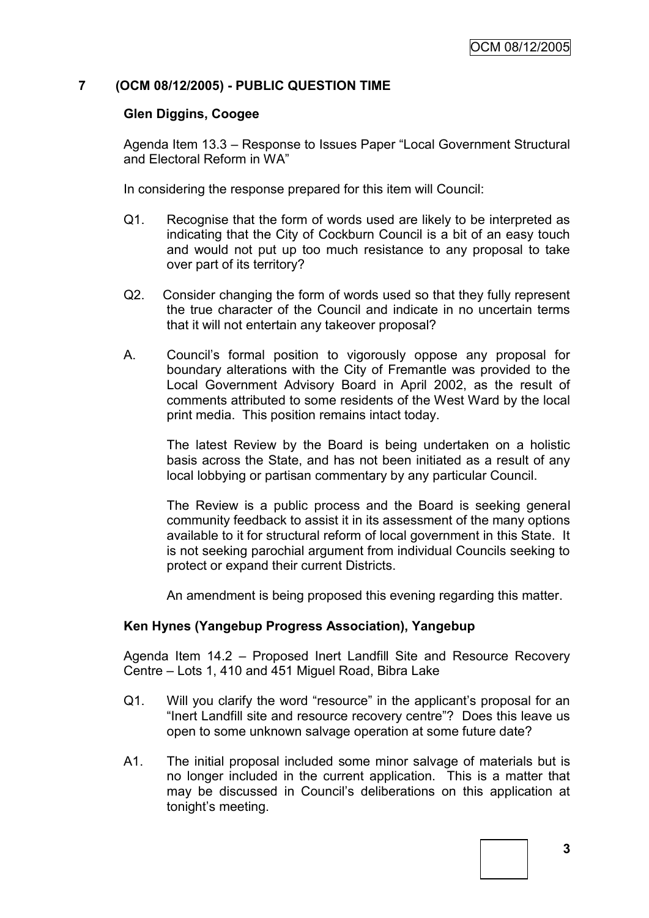## 7 (OCM 08/12/2005) - PUBLIC QUESTION TIME

### Glen Diggins, Coogee

Agenda Item 13.3 – Response to Issues Paper "Local Government Structural and Electoral Reform in WA"

In considering the response prepared for this item will Council:

Q1. Recognise that the form of words used are likely to be interpreted as indicating that the City of Cockburn Council is a bit of an easy touch and would not put up too much resistance to any proposal to take over part of its territory?

Q2. Consider changing the form of words used so that they fully represent the true character of the Council and indicate in no uncertain terms that it will not entertain any takeover proposal?

A. Council's formal position to vigorously oppose any proposal for boundary alterations with the City of Fremantle was provided to the Local Government Advisory Board in April 2002, as the result of comments attributed to some residents of the West Ward by the local print media. This position remains intact today.

The latest Review by the Board is being undertaken on a holistic basis across the State, and has not been initiated as a result of any local lobbying or partisan commentary by any particular Council.

The Review is a public process and the Board is seeking general community feedback to assist it in its assessment of the many options available to it for structural reform of local government in this State. It is not seeking parochial argument from individual Councils seeking to protect or expand their current Districts.

An amendment is being proposed this evening regarding this matter.

### Ken Hynes (Yangebup Progress Association), Yangebup

Agenda Item 14.2 – Proposed Inert Landfill Site and Resource Recovery Centre – Lots 1, 410 and 451 Miguel Road, Bibra Lake

Q1. Will you clarify the word "resource" in the applicant's proposal for an "Inert Landfill site and resource recovery centre"? Does this leave us open to some unknown salvage operation at some future date?

A1. The initial proposal included some minor salvage of materials but is no longer included in the current application. This is a matter that may be discussed in Council's deliberations on this application at tonight's meeting.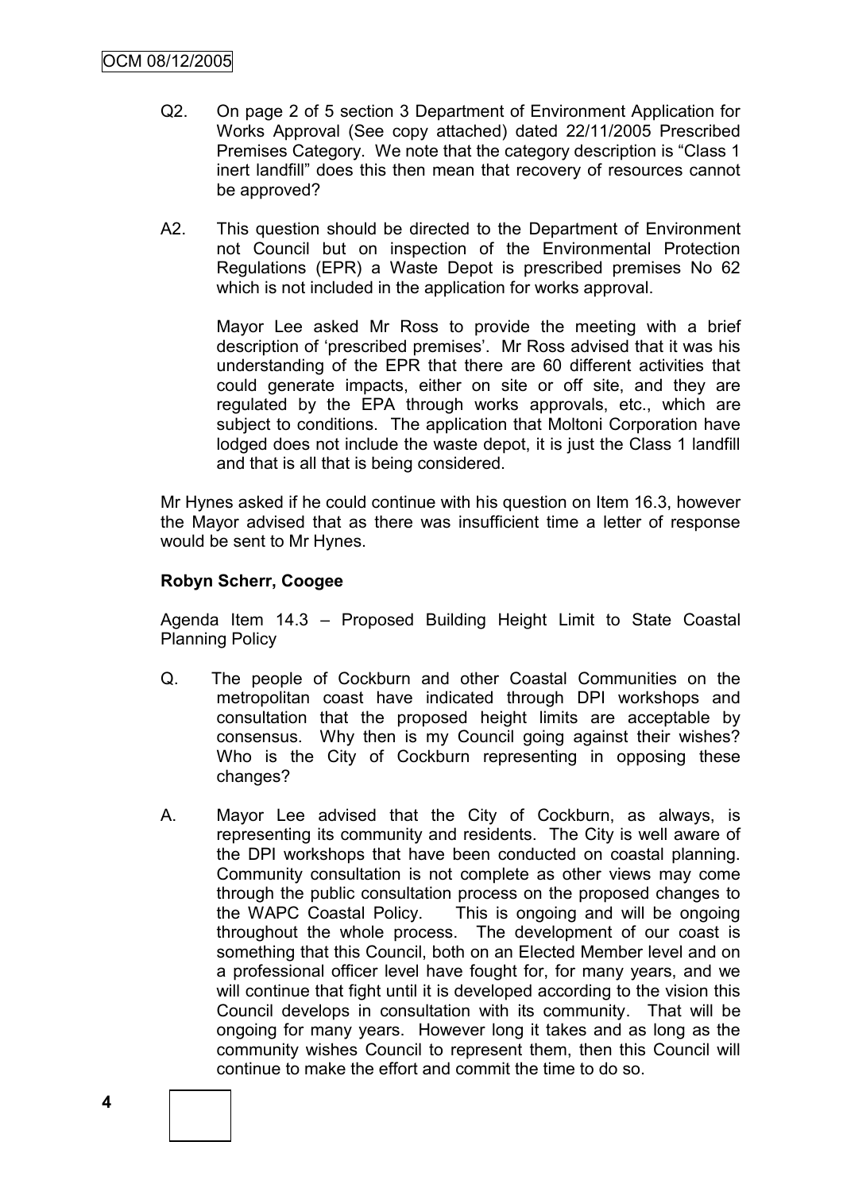Q2. On page 2 of 5 section 3 Department of Environment Application for Works Approval (See copy attached) dated 22/11/2005 Prescribed Premises Category. We note that the category description is "Class 1 inert landfill" does this then mean that recovery of resources cannot be approved?

A2. This question should be directed to the Department of Environment not Council but on inspection of the Environmental Protection Regulations (EPR) a Waste Depot is prescribed premises No 62 which is not included in the application for works approval.

Mayor Lee asked Mr Ross to provide the meeting with a brief description of 'prescribed premises'. Mr Ross advised that it was his understanding of the EPR that there are 60 different activities that could generate impacts, either on site or off site, and they are regulated by the EPA through works approvals, etc., which are subject to conditions. The application that Moltoni Corporation have lodged does not include the waste depot, it is just the Class 1 landfill and that is all that is being considered.

Mr Hynes asked if he could continue with his question on Item 16.3, however the Mayor advised that as there was insufficient time a letter of response would be sent to Mr Hynes.

**Robyn Scherr, Coogee**

Agenda Item 14.3 – Proposed Building Height Limit to State Coastal Planning Policy

Q. The people of Cockburn and other Coastal Communities on the metropolitan coast have indicated through DPI workshops and consultation that the proposed height limits are acceptable by consensus. Why then is my Council going against their wishes? Who is the City of Cockburn representing in opposing these changes?

A. Mayor Lee advised that the City of Cockburn, as always, is representing its community and residents. The City is well aware of the DPI workshops that have been conducted on coastal planning. Community consultation is not complete as other views may come through the public consultation process on the proposed changes to the WAPC Coastal Policy. This is ongoing and will be ongoing throughout the whole process. The development of our coast is something that this Council, both on an Elected Member level and on a professional officer level have fought for, for many years, and we will continue that fight until it is developed according to the vision this Council develops in consultation with its community. That will be ongoing for many years. However long it takes and as long as the community wishes Council to represent them, then this Council will continue to make the effort and commit the time to do so.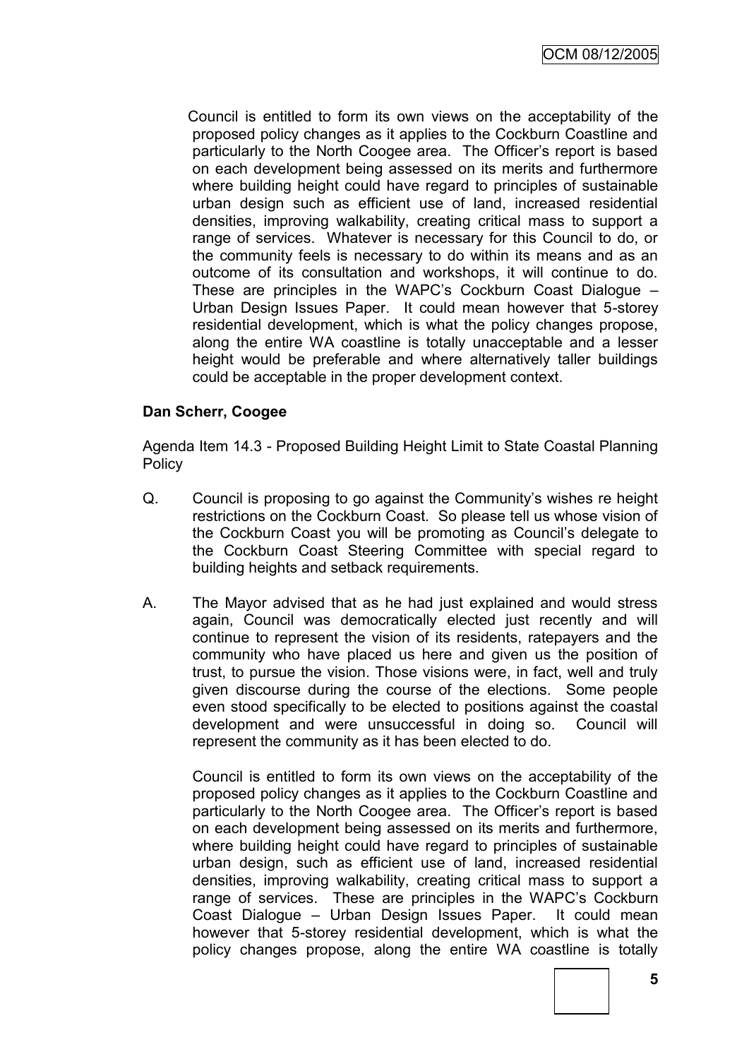Council is entitled to form its own views on the acceptability of the proposed policy changes as it applies to the Cockburn Coastline and particularly to the North Coogee area. The Officer's report is based on each development being assessed on its merits and furthermore where building height could have regard to principles of sustainable urban design such as efficient use of land, increased residential densities, improving walkability, creating critical mass to support a range of services. Whatever is necessary for this Council to do, or the community feels is necessary to do within its means and as an outcome of its consultation and workshops, it will continue to do. These are principles in the WAPC's Cockburn Coast Dialogue – Urban Design Issues Paper. It could mean however that 5-storey residential development, which is what the policy changes propose, along the entire WA coastline is totally unacceptable and a lesser height would be preferable and where alternatively taller buildings could be acceptable in the proper development context.

**Dan Scherr, Coogee**

Agenda Item 14.3 - Proposed Building Height Limit to State Coastal Planning Policy

Q. Council is proposing to go against the Community's wishes re height restrictions on the Cockburn Coast. So please tell us whose vision of the Cockburn Coast you will be promoting as Council's delegate to the Cockburn Coast Steering Committee with special regard to building heights and setback requirements.

A. The Mayor advised that as he had just explained and would stress again, Council was democratically elected just recently and will continue to represent the vision of its residents, ratepayers and the community who have placed us here and given us the position of trust, to pursue the vision. Those visions were, in fact, well and truly given discourse during the course of the elections. Some people even stood specifically to be elected to positions against the coastal development and were unsuccessful in doing so. Council will represent the community as it has been elected to do.

Council is entitled to form its own views on the acceptability of the proposed policy changes as it applies to the Cockburn Coastline and particularly to the North Coogee area. The Officer's report is based on each development being assessed on its merits and furthermore, where building height could have regard to principles of sustainable urban design, such as efficient use of land, increased residential densities, improving walkability, creating critical mass to support a range of services. These are principles in the WAPC's Cockburn Coast Dialogue – Urban Design Issues Paper. It could mean however that 5-storey residential development, which is what the policy changes propose, along the entire WA coastline is totally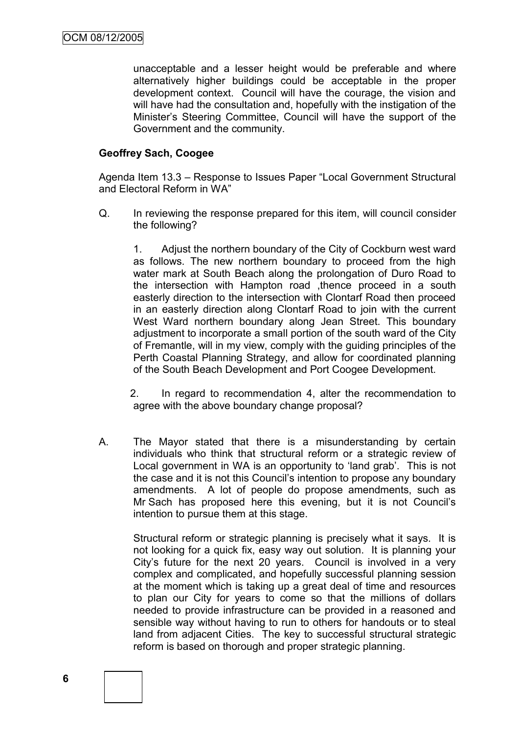unacceptable and a lesser height would be preferable and where alternatively higher buildings could be acceptable in the proper development context. Council will have the courage, the vision and will have had the consultation and, hopefully with the instigation of the Minister's Steering Committee, Council will have the support of the Government and the community.

**Geoffrey Sach, Coogee**

Agenda Item 13.3 – Response to Issues Paper "Local Government Structural and Electoral Reform in WA"

Q. In reviewing the response prepared for this item, will council consider the following?

1. Adjust the northern boundary of the City of Cockburn west ward as follows. The new northern boundary to proceed from the high water mark at South Beach along the prolongation of Duro Road to the intersection with Hampton road ,thence proceed in a south easterly direction to the intersection with Clontarf Road then proceed in an easterly direction along Clontarf Road to join with the current West Ward northern boundary along Jean Street. This boundary adjustment to incorporate a small portion of the south ward of the City of Fremantle, will in my view, comply with the guiding principles of the Perth Coastal Planning Strategy, and allow for coordinated planning of the South Beach Development and Port Coogee Development.

2. In regard to recommendation 4, alter the recommendation to agree with the above boundary change proposal?

A. The Mayor stated that there is a misunderstanding by certain individuals who think that structural reform or a strategic review of Local government in WA is an opportunity to 'land grab'. This is not the case and it is not this Council's intention to propose any boundary amendments. A lot of people do propose amendments, such as Mr Sach has proposed here this evening, but it is not Council's intention to pursue them at this stage.

Structural reform or strategic planning is precisely what it says. It is not looking for a quick fix, easy way out solution. It is planning your City's future for the next 20 years. Council is involved in a very complex and complicated, and hopefully successful planning session at the moment which is taking up a great deal of time and resources to plan our City for years to come so that the millions of dollars needed to provide infrastructure can be provided in a reasoned and sensible way without having to run to others for handouts or to steal land from adjacent Cities. The key to successful structural strategic reform is based on thorough and proper strategic planning.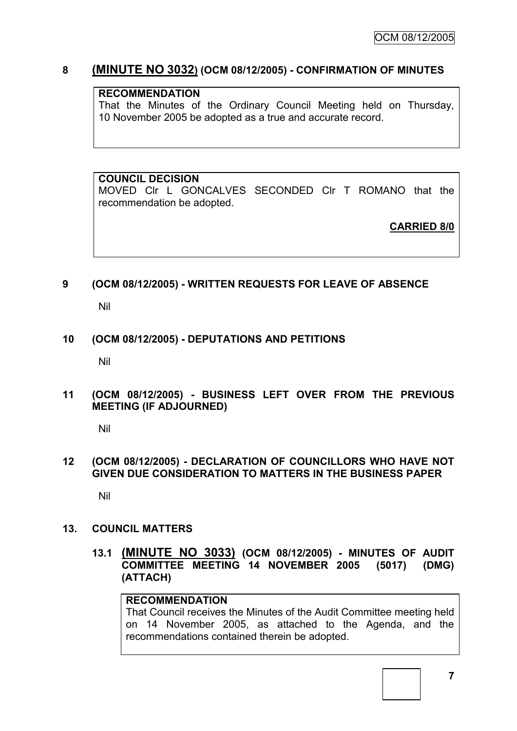## 8 (MINUTE NO 3032) (OCM 08/12/2005) - CONFIRMATION OF MINUTES

**RECOMMENDATION**

That the Minutes of the Ordinary Council Meeting held on Thursday, 10 November 2005 be adopted as a true and accurate record.

**COUNCIL DECISION**

MOVED Clr L GONCALVES SECONDED Clr T ROMANO that the recommendation be adopted.

**CARRIED 8/0**

## 9 (OCM 08/12/2005) - WRITTEN REQUESTS FOR LEAVE OF ABSENCE

Nil

## 10 (OCM 08/12/2005) - DEPUTATIONS AND PETITIONS

Nil

## 11 (OCM 08/12/2005) - BUSINESS LEFT OVER FROM THE PREVIOUS MEETING (IF ADJOURNED)

Nil

## 12 (OCM 08/12/2005) - DECLARATION OF COUNCILLORS WHO HAVE NOT GIVEN DUE CONSIDERATION TO MATTERS IN THE BUSINESS PAPER

Nil

## 13. COUNCIL MATTERS

### 13.1 (MINUTE NO 3033) (OCM 08/12/2005) - MINUTES OF AUDIT COMMITTEE MEETING 14 NOVEMBER 2005 (5017) (DMG) (ATTACH)

**RECOMMENDATION**

That Council receives the Minutes of the Audit Committee meeting held on 14 November 2005, as attached to the Agenda, and the recommendations contained therein be adopted.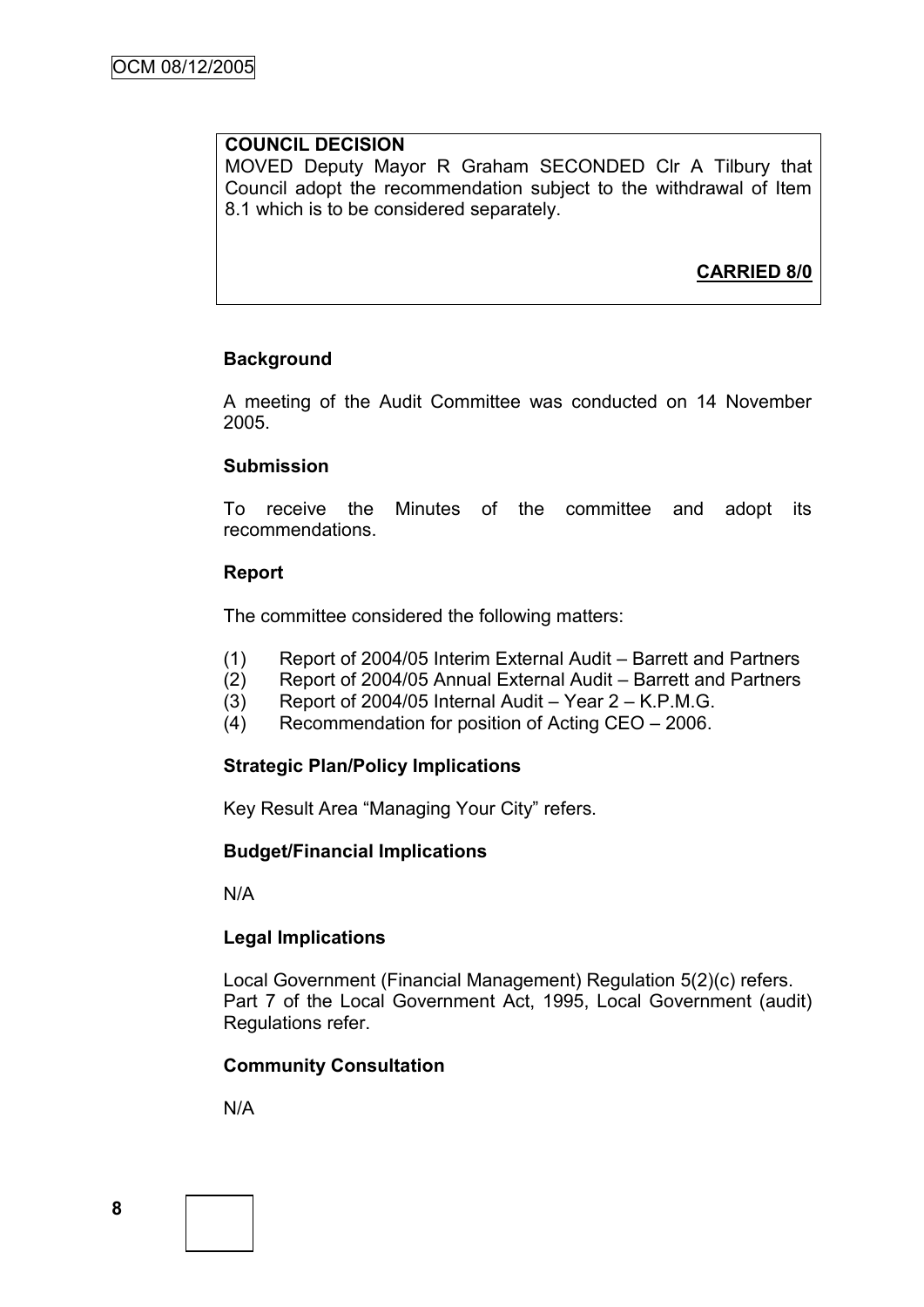**COUNCIL DECISION**

MOVED Deputy Mayor R Graham SECONDED Clr A Tilbury that Council adopt the recommendation subject to the withdrawal of Item 8.1 which is to be considered separately.

**CARRIED 8/0**

**Background**

A meeting of the Audit Committee was conducted on 14 November 2005.

**Submission**

To receive the Minutes of the committee and adopt its recommendations.

**Report**

The committee considered the following matters:

(1) Report of 2004/05 Interim External Audit – Barrett and Partners
(2) Report of 2004/05 Annual External Audit – Barrett and Partners
(3) Report of 2004/05 Internal Audit – Year 2 – K.P.M.G.
(4) Recommendation for position of Acting CEO – 2006.

**Strategic Plan/Policy Implications**

Key Result Area "Managing Your City" refers.

**Budget/Financial Implications**

N/A

**Legal Implications**

Local Government (Financial Management) Regulation 5(2)(c) refers. Part 7 of the Local Government Act, 1995, Local Government (audit) Regulations refer.

**Community Consultation**

N/A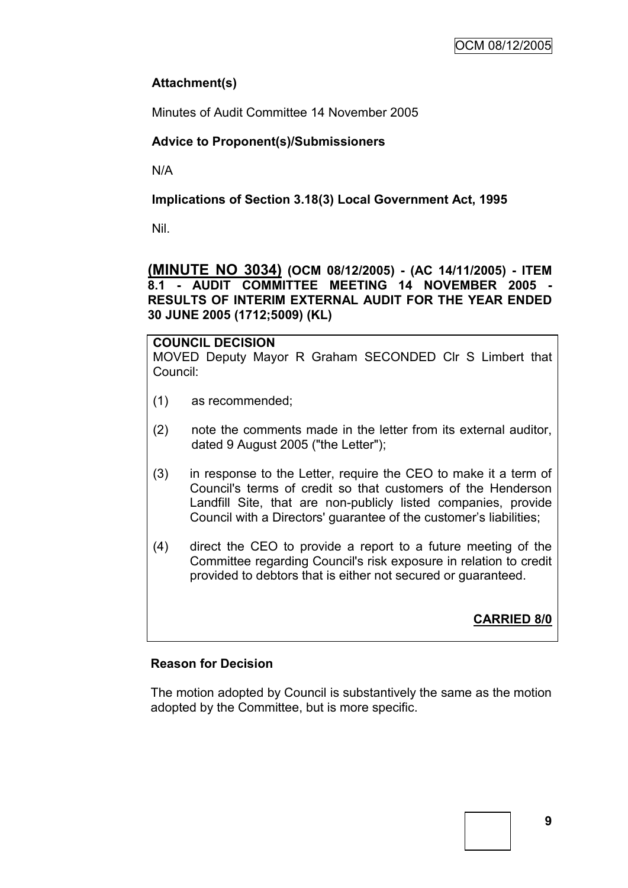**Attachment(s)**

Minutes of Audit Committee 14 November 2005

**Advice to Proponent(s)/Submissioners**

N/A

**Implications of Section 3.18(3) Local Government Act, 1995**

Nil.

## (MINUTE NO 3034) (OCM 08/12/2005) - (AC 14/11/2005) - ITEM 8.1 - AUDIT COMMITTEE MEETING 14 NOVEMBER 2005 - RESULTS OF INTERIM EXTERNAL AUDIT FOR THE YEAR ENDED 30 JUNE 2005 (1712;5009) (KL)

**COUNCIL DECISION**

MOVED Deputy Mayor R Graham SECONDED Clr S Limbert that Council:

(1) as recommended;

(2) note the comments made in the letter from its external auditor, dated 9 August 2005 ("the Letter");

(3) in response to the Letter, require the CEO to make it a term of Council's terms of credit so that customers of the Henderson Landfill Site, that are non-publicly listed companies, provide Council with a Directors' guarantee of the customer's liabilities;

(4) direct the CEO to provide a report to a future meeting of the Committee regarding Council's risk exposure in relation to credit provided to debtors that is either not secured or guaranteed.

**CARRIED 8/0**

**Reason for Decision**

The motion adopted by Council is substantively the same as the motion adopted by the Committee, but is more specific.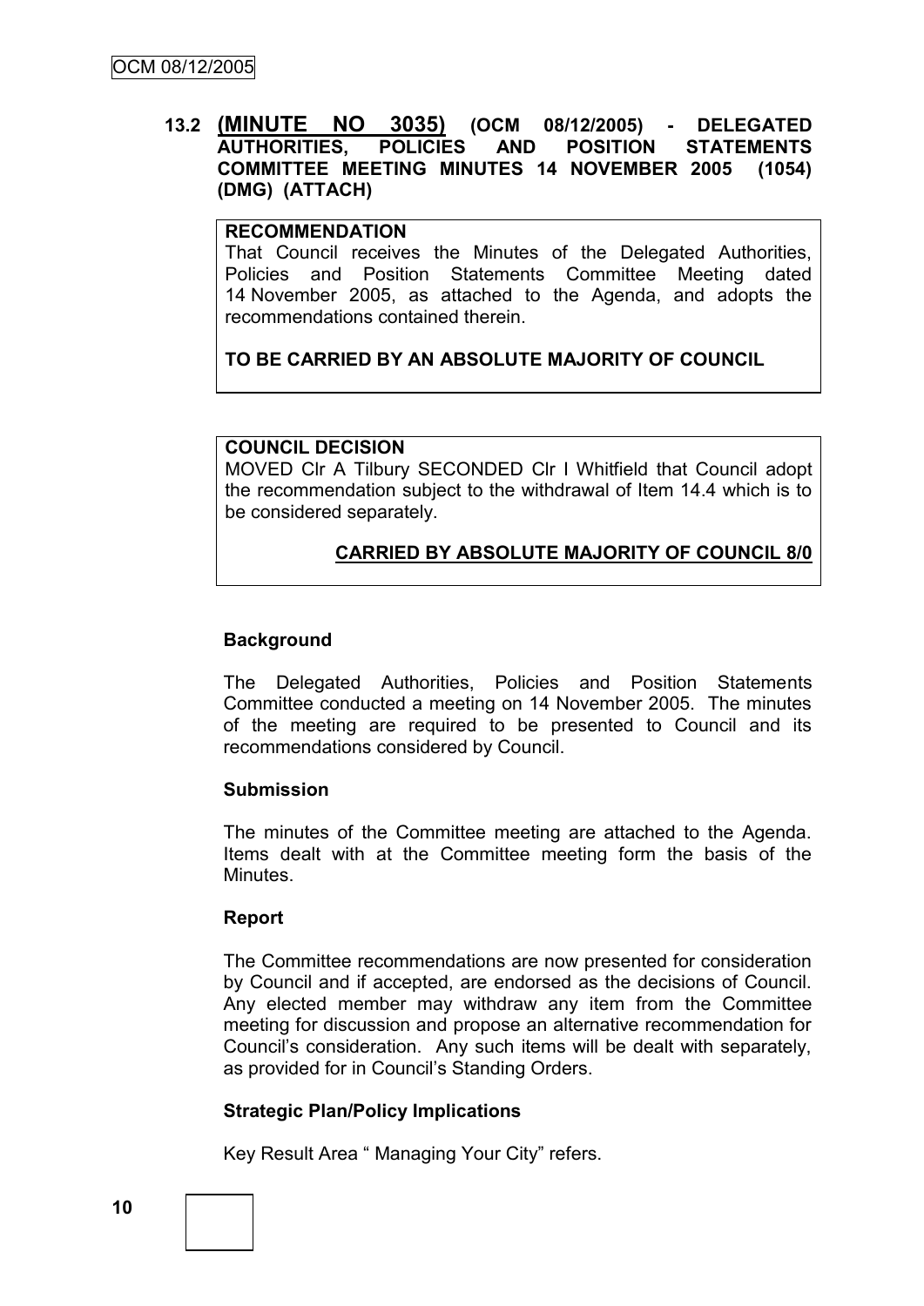## 13.2 (MINUTE NO 3035) (OCM 08/12/2005) - DELEGATED AUTHORITIES, POLICIES AND POSITION STATEMENTS COMMITTEE MEETING MINUTES 14 NOVEMBER 2005 (1054) (DMG) (ATTACH)

**RECOMMENDATION**

That Council receives the Minutes of the Delegated Authorities, Policies and Position Statements Committee Meeting dated 14 November 2005, as attached to the Agenda, and adopts the recommendations contained therein.

**TO BE CARRIED BY AN ABSOLUTE MAJORITY OF COUNCIL**

**COUNCIL DECISION**

MOVED Clr A Tilbury SECONDED Clr I Whitfield that Council adopt the recommendation subject to the withdrawal of Item 14.4 which is to be considered separately.

**CARRIED BY ABSOLUTE MAJORITY OF COUNCIL 8/0**

### Background

The Delegated Authorities, Policies and Position Statements Committee conducted a meeting on 14 November 2005. The minutes of the meeting are required to be presented to Council and its recommendations considered by Council.

### Submission

The minutes of the Committee meeting are attached to the Agenda. Items dealt with at the Committee meeting form the basis of the Minutes.

### Report

The Committee recommendations are now presented for consideration by Council and if accepted, are endorsed as the decisions of Council. Any elected member may withdraw any item from the Committee meeting for discussion and propose an alternative recommendation for Council's consideration. Any such items will be dealt with separately, as provided for in Council's Standing Orders.

### Strategic Plan/Policy Implications

Key Result Area " Managing Your City" refers.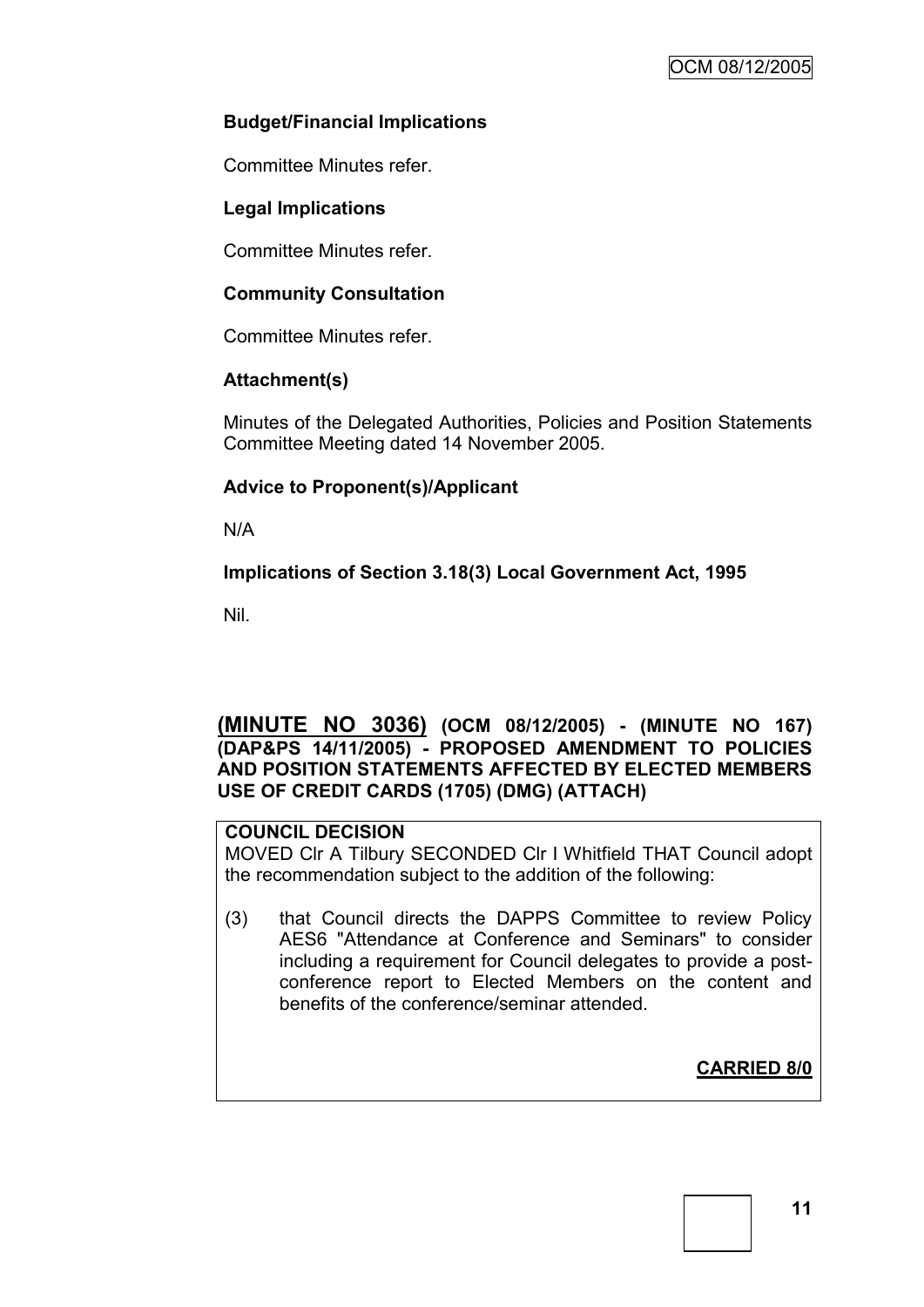**Budget/Financial Implications**

Committee Minutes refer.

**Legal Implications**

Committee Minutes refer.

**Community Consultation**

Committee Minutes refer.

**Attachment(s)**

Minutes of the Delegated Authorities, Policies and Position Statements Committee Meeting dated 14 November 2005.

**Advice to Proponent(s)/Applicant**

N/A

**Implications of Section 3.18(3) Local Government Act, 1995**

Nil.

## **(MINUTE NO 3036) (OCM 08/12/2005) - (MINUTE NO 167) (DAP&PS 14/11/2005) - PROPOSED AMENDMENT TO POLICIES AND POSITION STATEMENTS AFFECTED BY ELECTED MEMBERS USE OF CREDIT CARDS (1705) (DMG) (ATTACH)**

**COUNCIL DECISION**

MOVED Clr A Tilbury SECONDED Clr I Whitfield THAT Council adopt the recommendation subject to the addition of the following:

(3) that Council directs the DAPPS Committee to review Policy AES6 "Attendance at Conference and Seminars" to consider including a requirement for Council delegates to provide a post-conference report to Elected Members on the content and benefits of the conference/seminar attended.

**CARRIED 8/0**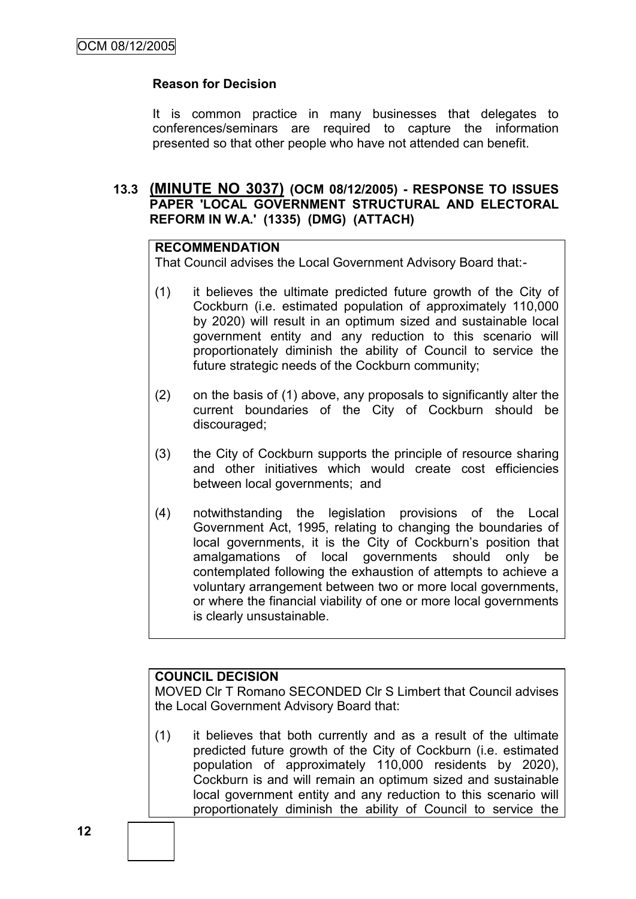### Reason for Decision

It is common practice in many businesses that delegates to conferences/seminars are required to capture the information presented so that other people who have not attended can benefit.

## 13.3 (MINUTE NO 3037) (OCM 08/12/2005) - RESPONSE TO ISSUES PAPER 'LOCAL GOVERNMENT STRUCTURAL AND ELECTORAL REFORM IN W.A.' (1335) (DMG) (ATTACH)

**RECOMMENDATION**

That Council advises the Local Government Advisory Board that:-

(1) it believes the ultimate predicted future growth of the City of Cockburn (i.e. estimated population of approximately 110,000 by 2020) will result in an optimum sized and sustainable local government entity and any reduction to this scenario will proportionately diminish the ability of Council to service the future strategic needs of the Cockburn community;

(2) on the basis of (1) above, any proposals to significantly alter the current boundaries of the City of Cockburn should be discouraged;

(3) the City of Cockburn supports the principle of resource sharing and other initiatives which would create cost efficiencies between local governments; and

(4) notwithstanding the legislation provisions of the Local Government Act, 1995, relating to changing the boundaries of local governments, it is the City of Cockburn's position that amalgamations of local governments should only be contemplated following the exhaustion of attempts to achieve a voluntary arrangement between two or more local governments, or where the financial viability of one or more local governments is clearly unsustainable.

**COUNCIL DECISION**

MOVED Clr T Romano SECONDED Clr S Limbert that Council advises the Local Government Advisory Board that:

(1) it believes that both currently and as a result of the ultimate predicted future growth of the City of Cockburn (i.e. estimated population of approximately 110,000 residents by 2020), Cockburn is and will remain an optimum sized and sustainable local government entity and any reduction to this scenario will proportionately diminish the ability of Council to service the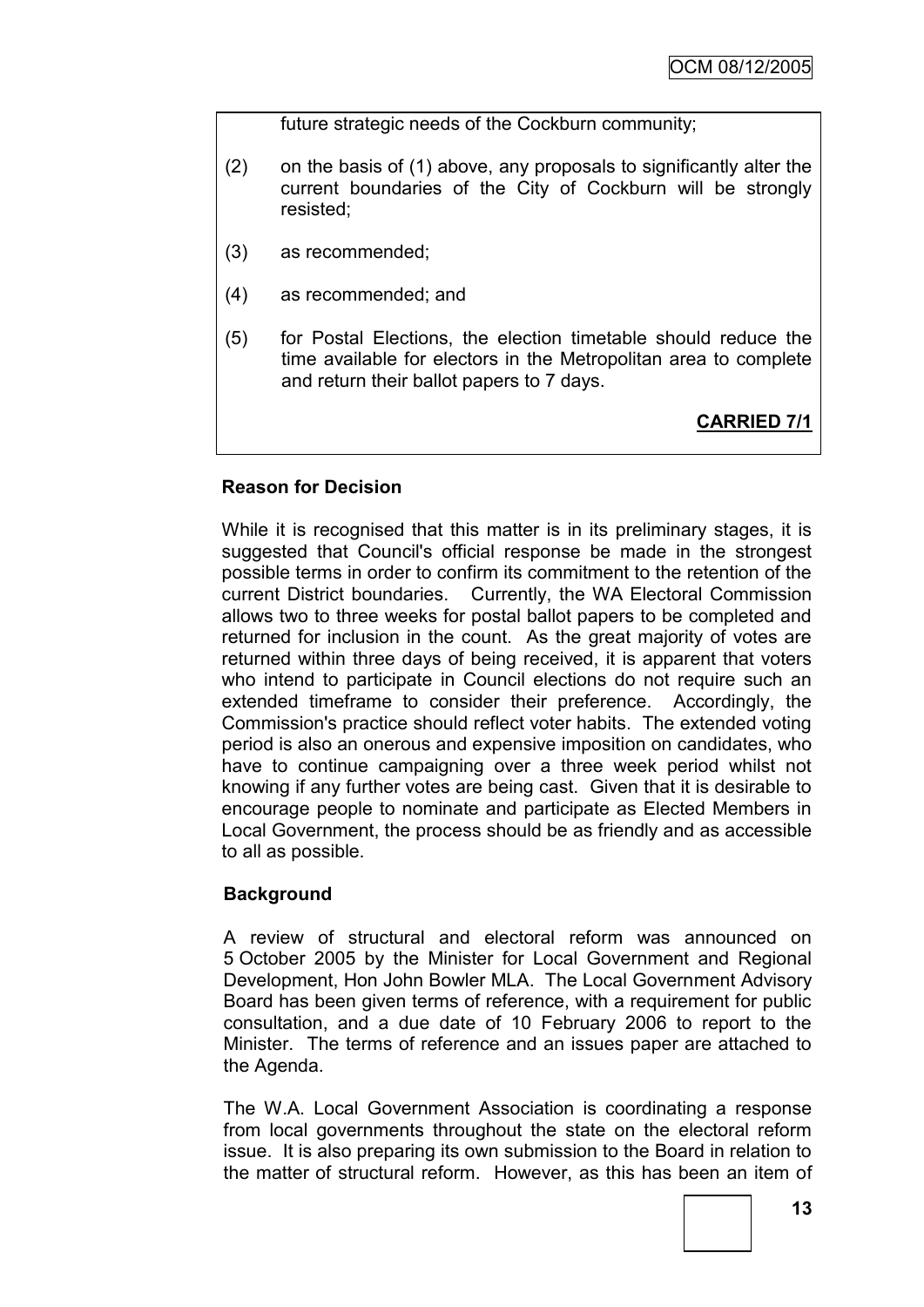future strategic needs of the Cockburn community;

(2) on the basis of (1) above, any proposals to significantly alter the current boundaries of the City of Cockburn will be strongly resisted;

(3) as recommended;

(4) as recommended; and

(5) for Postal Elections, the election timetable should reduce the time available for electors in the Metropolitan area to complete and return their ballot papers to 7 days.

**CARRIED 7/1**

**Reason for Decision**

While it is recognised that this matter is in its preliminary stages, it is suggested that Council's official response be made in the strongest possible terms in order to confirm its commitment to the retention of the current District boundaries. Currently, the WA Electoral Commission allows two to three weeks for postal ballot papers to be completed and returned for inclusion in the count. As the great majority of votes are returned within three days of being received, it is apparent that voters who intend to participate in Council elections do not require such an extended timeframe to consider their preference. Accordingly, the Commission's practice should reflect voter habits. The extended voting period is also an onerous and expensive imposition on candidates, who have to continue campaigning over a three week period whilst not knowing if any further votes are being cast. Given that it is desirable to encourage people to nominate and participate as Elected Members in Local Government, the process should be as friendly and as accessible to all as possible.

**Background**

A review of structural and electoral reform was announced on 5 October 2005 by the Minister for Local Government and Regional Development, Hon John Bowler MLA. The Local Government Advisory Board has been given terms of reference, with a requirement for public consultation, and a due date of 10 February 2006 to report to the Minister. The terms of reference and an issues paper are attached to the Agenda.

The W.A. Local Government Association is coordinating a response from local governments throughout the state on the electoral reform issue. It is also preparing its own submission to the Board in relation to the matter of structural reform. However, as this has been an item of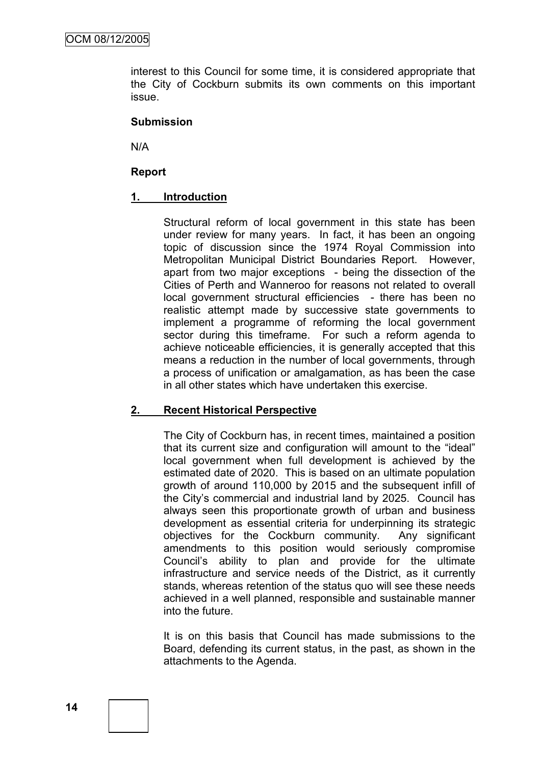interest to this Council for some time, it is considered appropriate that the City of Cockburn submits its own comments on this important issue.

**Submission**

N/A

**Report**

## 1. Introduction

Structural reform of local government in this state has been under review for many years. In fact, it has been an ongoing topic of discussion since the 1974 Royal Commission into Metropolitan Municipal District Boundaries Report. However, apart from two major exceptions - being the dissection of the Cities of Perth and Wanneroo for reasons not related to overall local government structural efficiencies - there has been no realistic attempt made by successive state governments to implement a programme of reforming the local government sector during this timeframe. For such a reform agenda to achieve noticeable efficiencies, it is generally accepted that this means a reduction in the number of local governments, through a process of unification or amalgamation, as has been the case in all other states which have undertaken this exercise.

## 2. Recent Historical Perspective

The City of Cockburn has, in recent times, maintained a position that its current size and configuration will amount to the "ideal" local government when full development is achieved by the estimated date of 2020. This is based on an ultimate population growth of around 110,000 by 2015 and the subsequent infill of the City's commercial and industrial land by 2025. Council has always seen this proportionate growth of urban and business development as essential criteria for underpinning its strategic objectives for the Cockburn community. Any significant amendments to this position would seriously compromise Council's ability to plan and provide for the ultimate infrastructure and service needs of the District, as it currently stands, whereas retention of the status quo will see these needs achieved in a well planned, responsible and sustainable manner into the future.

It is on this basis that Council has made submissions to the Board, defending its current status, in the past, as shown in the attachments to the Agenda.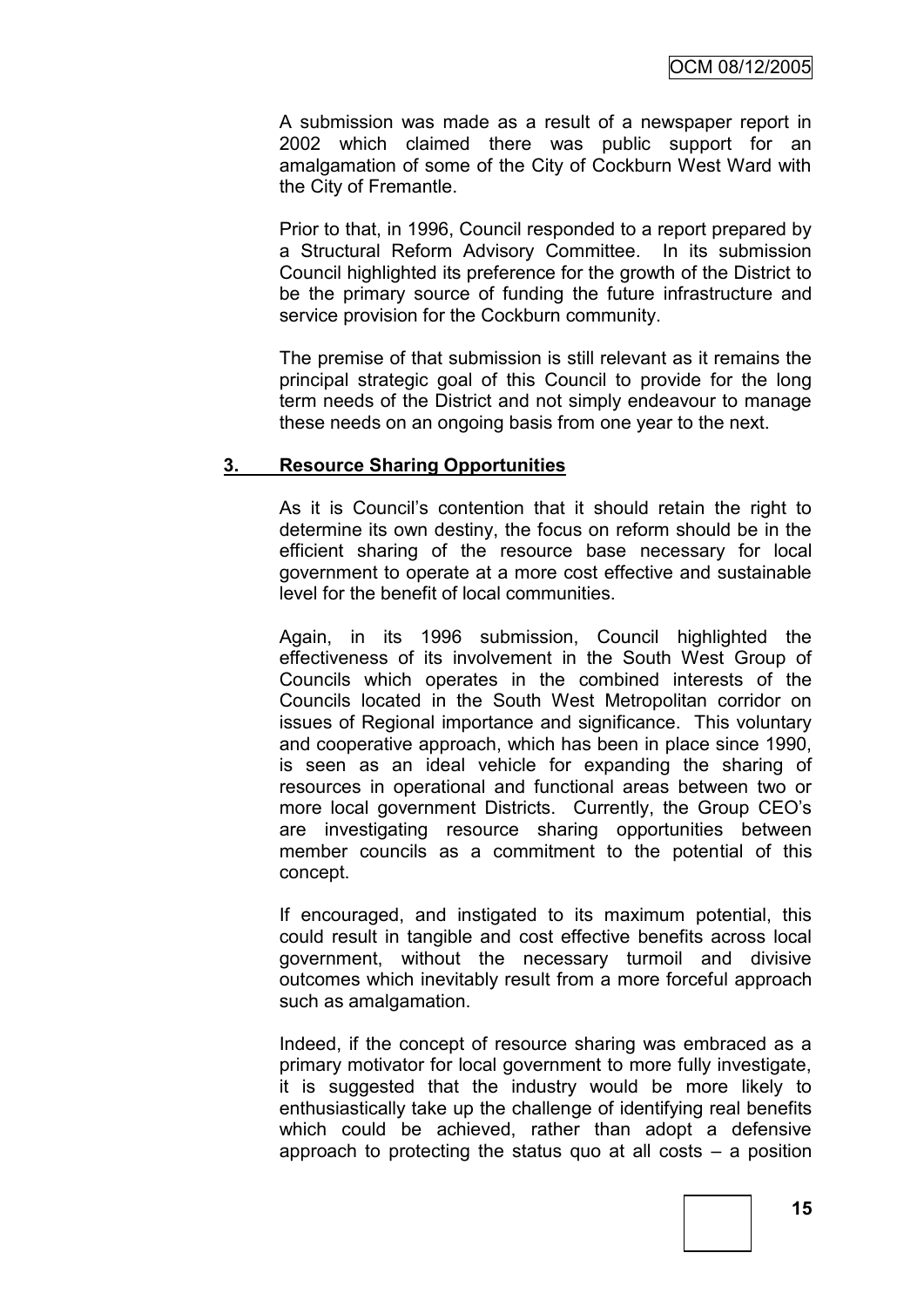A submission was made as a result of a newspaper report in 2002 which claimed there was public support for an amalgamation of some of the City of Cockburn West Ward with the City of Fremantle.

Prior to that, in 1996, Council responded to a report prepared by a Structural Reform Advisory Committee. In its submission Council highlighted its preference for the growth of the District to be the primary source of funding the future infrastructure and service provision for the Cockburn community.

The premise of that submission is still relevant as it remains the principal strategic goal of this Council to provide for the long term needs of the District and not simply endeavour to manage these needs on an ongoing basis from one year to the next.

**3. Resource Sharing Opportunities**

As it is Council's contention that it should retain the right to determine its own destiny, the focus on reform should be in the efficient sharing of the resource base necessary for local government to operate at a more cost effective and sustainable level for the benefit of local communities.

Again, in its 1996 submission, Council highlighted the effectiveness of its involvement in the South West Group of Councils which operates in the combined interests of the Councils located in the South West Metropolitan corridor on issues of Regional importance and significance. This voluntary and cooperative approach, which has been in place since 1990, is seen as an ideal vehicle for expanding the sharing of resources in operational and functional areas between two or more local government Districts. Currently, the Group CEO's are investigating resource sharing opportunities between member councils as a commitment to the potential of this concept.

If encouraged, and instigated to its maximum potential, this could result in tangible and cost effective benefits across local government, without the necessary turmoil and divisive outcomes which inevitably result from a more forceful approach such as amalgamation.

Indeed, if the concept of resource sharing was embraced as a primary motivator for local government to more fully investigate, it is suggested that the industry would be more likely to enthusiastically take up the challenge of identifying real benefits which could be achieved, rather than adopt a defensive approach to protecting the status quo at all costs – a position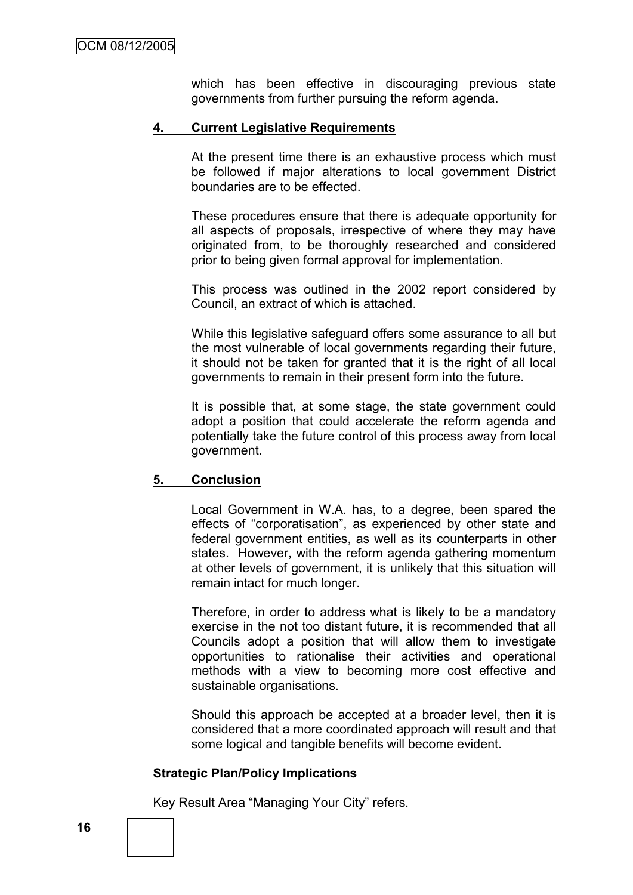which has been effective in discouraging previous state governments from further pursuing the reform agenda.

**4. Current Legislative Requirements**

At the present time there is an exhaustive process which must be followed if major alterations to local government District boundaries are to be effected.

These procedures ensure that there is adequate opportunity for all aspects of proposals, irrespective of where they may have originated from, to be thoroughly researched and considered prior to being given formal approval for implementation.

This process was outlined in the 2002 report considered by Council, an extract of which is attached.

While this legislative safeguard offers some assurance to all but the most vulnerable of local governments regarding their future, it should not be taken for granted that it is the right of all local governments to remain in their present form into the future.

It is possible that, at some stage, the state government could adopt a position that could accelerate the reform agenda and potentially take the future control of this process away from local government.

**5. Conclusion**

Local Government in W.A. has, to a degree, been spared the effects of "corporatisation", as experienced by other state and federal government entities, as well as its counterparts in other states. However, with the reform agenda gathering momentum at other levels of government, it is unlikely that this situation will remain intact for much longer.

Therefore, in order to address what is likely to be a mandatory exercise in the not too distant future, it is recommended that all Councils adopt a position that will allow them to investigate opportunities to rationalise their activities and operational methods with a view to becoming more cost effective and sustainable organisations.

Should this approach be accepted at a broader level, then it is considered that a more coordinated approach will result and that some logical and tangible benefits will become evident.

**Strategic Plan/Policy Implications**

Key Result Area "Managing Your City" refers.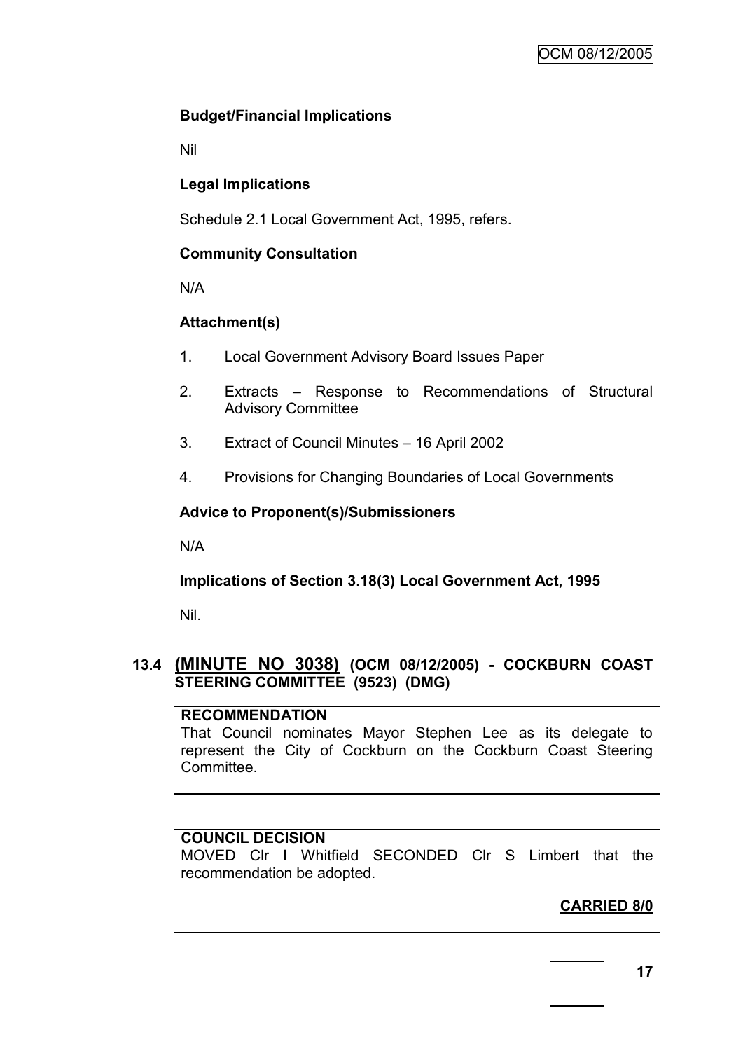### Budget/Financial Implications

Nil

### Legal Implications

Schedule 2.1 Local Government Act, 1995, refers.

### Community Consultation

N/A

### Attachment(s)

1. Local Government Advisory Board Issues Paper
2. Extracts – Response to Recommendations of Structural Advisory Committee
3. Extract of Council Minutes – 16 April 2002
4. Provisions for Changing Boundaries of Local Governments

### Advice to Proponent(s)/Submissioners

N/A

### Implications of Section 3.18(3) Local Government Act, 1995

Nil.

## 13.4 (MINUTE NO 3038) (OCM 08/12/2005) - COCKBURN COAST STEERING COMMITTEE (9523) (DMG)

**RECOMMENDATION**
That Council nominates Mayor Stephen Lee as its delegate to represent the City of Cockburn on the Cockburn Coast Steering Committee.

**COUNCIL DECISION**
MOVED Clr I Whitfield SECONDED Clr S Limbert that the recommendation be adopted.

**CARRIED 8/0**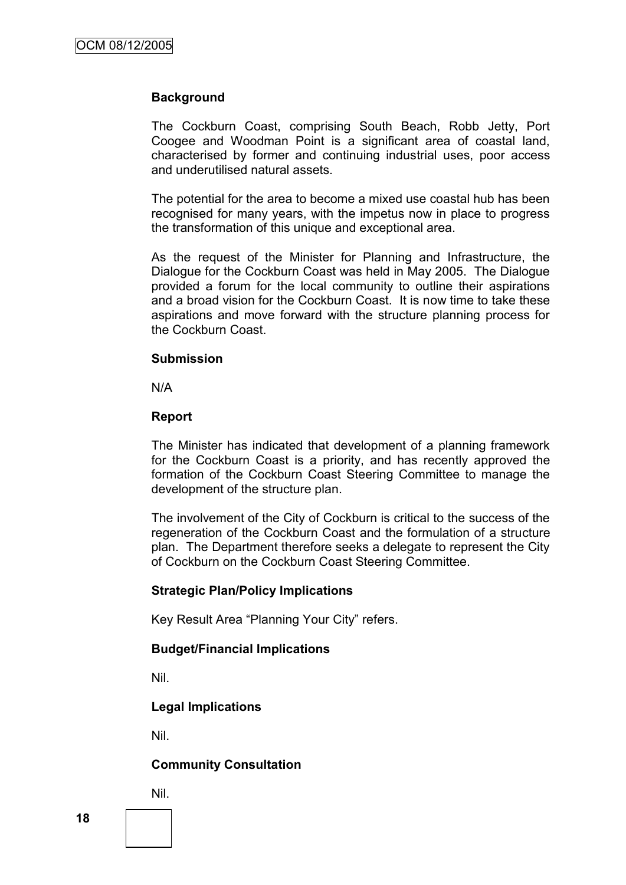### Background

The Cockburn Coast, comprising South Beach, Robb Jetty, Port Coogee and Woodman Point is a significant area of coastal land, characterised by former and continuing industrial uses, poor access and underutilised natural assets.

The potential for the area to become a mixed use coastal hub has been recognised for many years, with the impetus now in place to progress the transformation of this unique and exceptional area.

As the request of the Minister for Planning and Infrastructure, the Dialogue for the Cockburn Coast was held in May 2005. The Dialogue provided a forum for the local community to outline their aspirations and a broad vision for the Cockburn Coast. It is now time to take these aspirations and move forward with the structure planning process for the Cockburn Coast.

### Submission

N/A

### Report

The Minister has indicated that development of a planning framework for the Cockburn Coast is a priority, and has recently approved the formation of the Cockburn Coast Steering Committee to manage the development of the structure plan.

The involvement of the City of Cockburn is critical to the success of the regeneration of the Cockburn Coast and the formulation of a structure plan. The Department therefore seeks a delegate to represent the City of Cockburn on the Cockburn Coast Steering Committee.

### Strategic Plan/Policy Implications

Key Result Area "Planning Your City" refers.

### Budget/Financial Implications

Nil.

### Legal Implications

Nil.

### Community Consultation

Nil.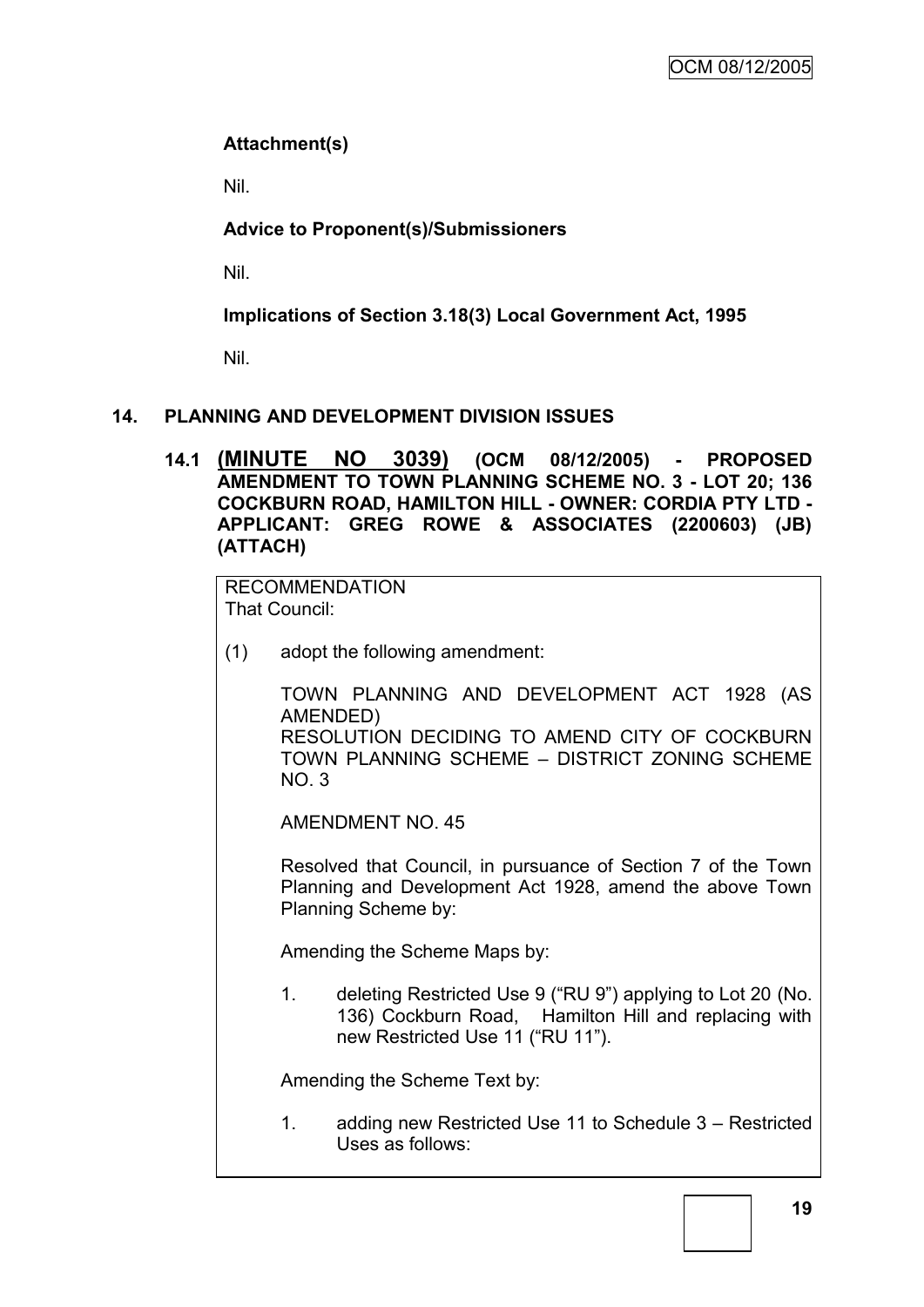**Attachment(s)**

Nil.

**Advice to Proponent(s)/Submissioners**

Nil.

**Implications of Section 3.18(3) Local Government Act, 1995**

Nil.

## 14. PLANNING AND DEVELOPMENT DIVISION ISSUES

### 14.1 (MINUTE NO 3039) (OCM 08/12/2005) - PROPOSED AMENDMENT TO TOWN PLANNING SCHEME NO. 3 - LOT 20; 136 COCKBURN ROAD, HAMILTON HILL - OWNER: CORDIA PTY LTD - APPLICANT: GREG ROWE & ASSOCIATES (2200603) (JB) (ATTACH)

RECOMMENDATION
That Council:

(1) adopt the following amendment:

TOWN PLANNING AND DEVELOPMENT ACT 1928 (AS AMENDED)
RESOLUTION DECIDING TO AMEND CITY OF COCKBURN TOWN PLANNING SCHEME – DISTRICT ZONING SCHEME NO. 3

AMENDMENT NO. 45

Resolved that Council, in pursuance of Section 7 of the Town Planning and Development Act 1928, amend the above Town Planning Scheme by:

Amending the Scheme Maps by:

1. deleting Restricted Use 9 ("RU 9") applying to Lot 20 (No. 136) Cockburn Road, Hamilton Hill and replacing with new Restricted Use 11 ("RU 11").

Amending the Scheme Text by:

1. adding new Restricted Use 11 to Schedule 3 – Restricted Uses as follows: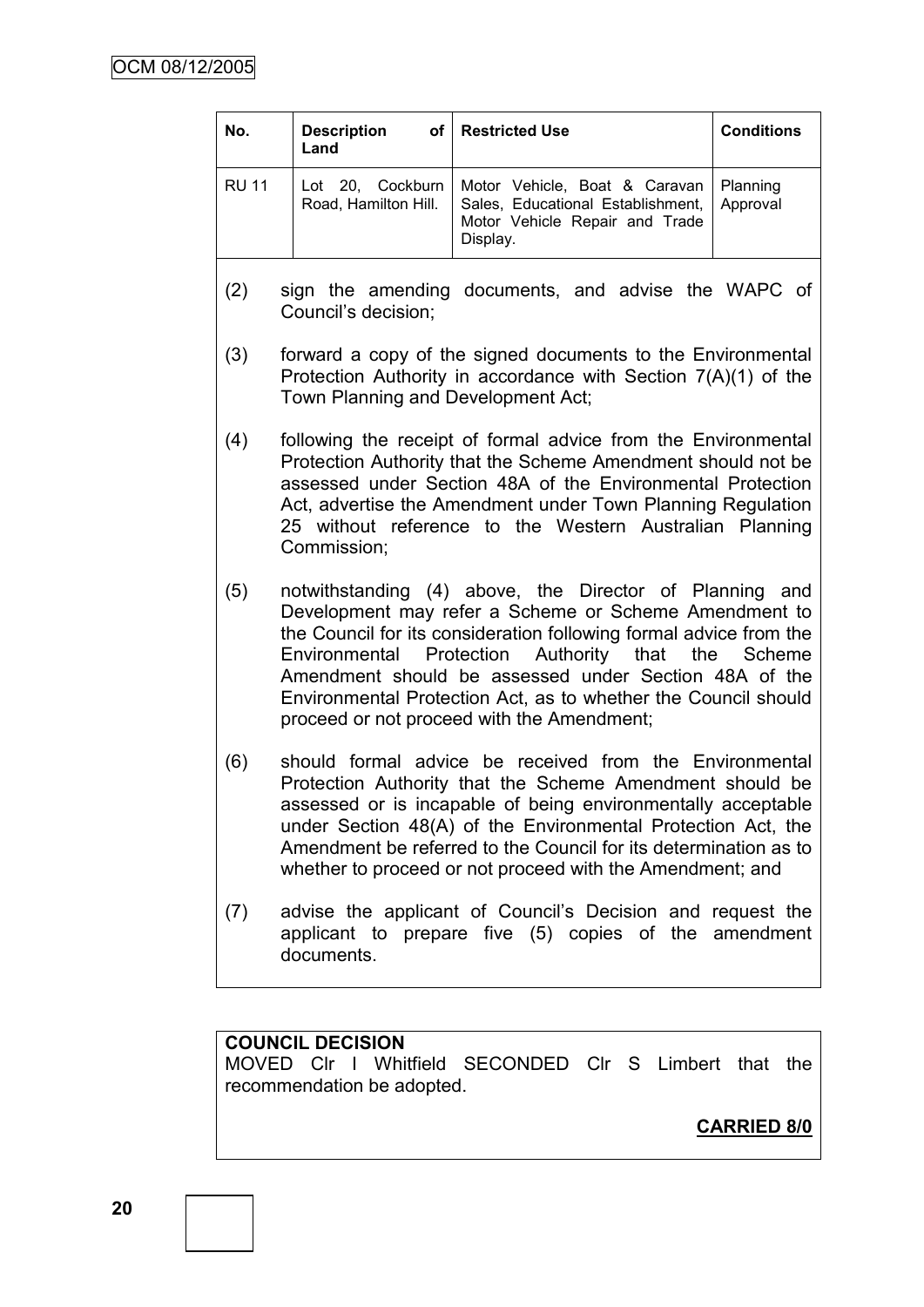| No. | Description of Land | Restricted Use | Conditions |
|---|---|---|---|
| RU 11 | Lot 20, Cockburn Road, Hamilton Hill. | Motor Vehicle, Boat & Caravan Sales, Educational Establishment, Motor Vehicle Repair and Trade Display. | Planning Approval |

(2) sign the amending documents, and advise the WAPC of Council's decision;

(3) forward a copy of the signed documents to the Environmental Protection Authority in accordance with Section 7(A)(1) of the Town Planning and Development Act;

(4) following the receipt of formal advice from the Environmental Protection Authority that the Scheme Amendment should not be assessed under Section 48A of the Environmental Protection Act, advertise the Amendment under Town Planning Regulation 25 without reference to the Western Australian Planning Commission;

(5) notwithstanding (4) above, the Director of Planning and Development may refer a Scheme or Scheme Amendment to the Council for its consideration following formal advice from the Environmental Protection Authority that the Scheme Amendment should be assessed under Section 48A of the Environmental Protection Act, as to whether the Council should proceed or not proceed with the Amendment;

(6) should formal advice be received from the Environmental Protection Authority that the Scheme Amendment should be assessed or is incapable of being environmentally acceptable under Section 48(A) of the Environmental Protection Act, the Amendment be referred to the Council for its determination as to whether to proceed or not proceed with the Amendment; and

(7) advise the applicant of Council's Decision and request the applicant to prepare five (5) copies of the amendment documents.

**COUNCIL DECISION**
MOVED Clr I Whitfield SECONDED Clr S Limbert that the recommendation be adopted.

**CARRIED 8/0**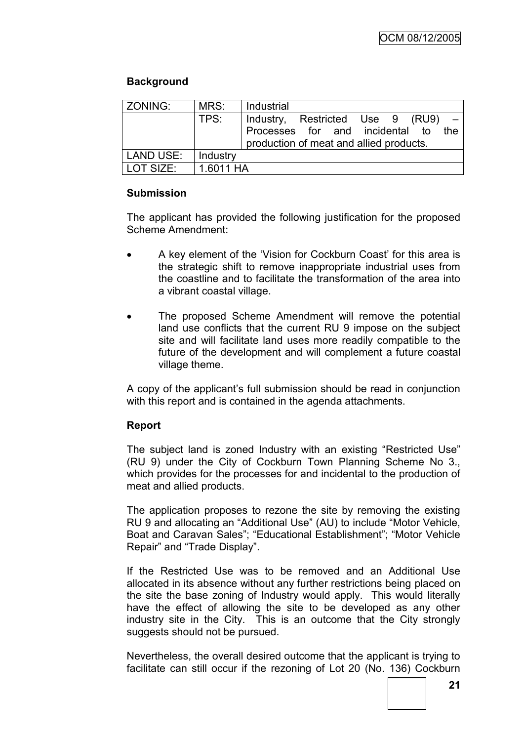**Background**

| ZONING: | MRS: | Industrial |
|---|---|---|
| | TPS: | Industry, Restricted Use 9 (RU9) – Processes for and incidental to the production of meat and allied products. |
| LAND USE: | Industry | |
| LOT SIZE: | 1.6011 HA | |

**Submission**

The applicant has provided the following justification for the proposed Scheme Amendment:

- A key element of the 'Vision for Cockburn Coast' for this area is the strategic shift to remove inappropriate industrial uses from the coastline and to facilitate the transformation of the area into a vibrant coastal village.
- The proposed Scheme Amendment will remove the potential land use conflicts that the current RU 9 impose on the subject site and will facilitate land uses more readily compatible to the future of the development and will complement a future coastal village theme.

A copy of the applicant's full submission should be read in conjunction with this report and is contained in the agenda attachments.

**Report**

The subject land is zoned Industry with an existing "Restricted Use" (RU 9) under the City of Cockburn Town Planning Scheme No 3., which provides for the processes for and incidental to the production of meat and allied products.

The application proposes to rezone the site by removing the existing RU 9 and allocating an "Additional Use" (AU) to include "Motor Vehicle, Boat and Caravan Sales"; "Educational Establishment"; "Motor Vehicle Repair" and "Trade Display".

If the Restricted Use was to be removed and an Additional Use allocated in its absence without any further restrictions being placed on the site the base zoning of Industry would apply. This would literally have the effect of allowing the site to be developed as any other industry site in the City. This is an outcome that the City strongly suggests should not be pursued.

Nevertheless, the overall desired outcome that the applicant is trying to facilitate can still occur if the rezoning of Lot 20 (No. 136) Cockburn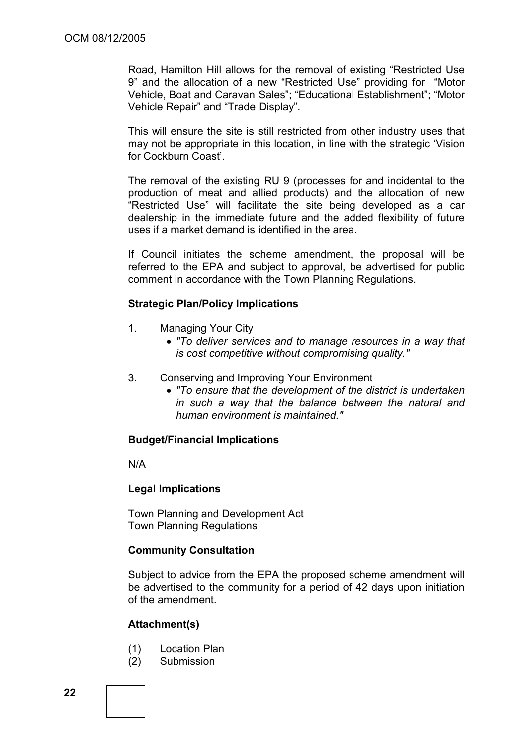Road, Hamilton Hill allows for the removal of existing "Restricted Use 9" and the allocation of a new "Restricted Use" providing for "Motor Vehicle, Boat and Caravan Sales"; "Educational Establishment"; "Motor Vehicle Repair" and "Trade Display".

This will ensure the site is still restricted from other industry uses that may not be appropriate in this location, in line with the strategic 'Vision for Cockburn Coast'.

The removal of the existing RU 9 (processes for and incidental to the production of meat and allied products) and the allocation of new "Restricted Use" will facilitate the site being developed as a car dealership in the immediate future and the added flexibility of future uses if a market demand is identified in the area.

If Council initiates the scheme amendment, the proposal will be referred to the EPA and subject to approval, be advertised for public comment in accordance with the Town Planning Regulations.

**Strategic Plan/Policy Implications**

1. Managing Your City
   - *"To deliver services and to manage resources in a way that is cost competitive without compromising quality."*

3. Conserving and Improving Your Environment
   - *"To ensure that the development of the district is undertaken in such a way that the balance between the natural and human environment is maintained."*

**Budget/Financial Implications**

N/A

**Legal Implications**

Town Planning and Development Act
Town Planning Regulations

**Community Consultation**

Subject to advice from the EPA the proposed scheme amendment will be advertised to the community for a period of 42 days upon initiation of the amendment.

**Attachment(s)**

(1) Location Plan
(2) Submission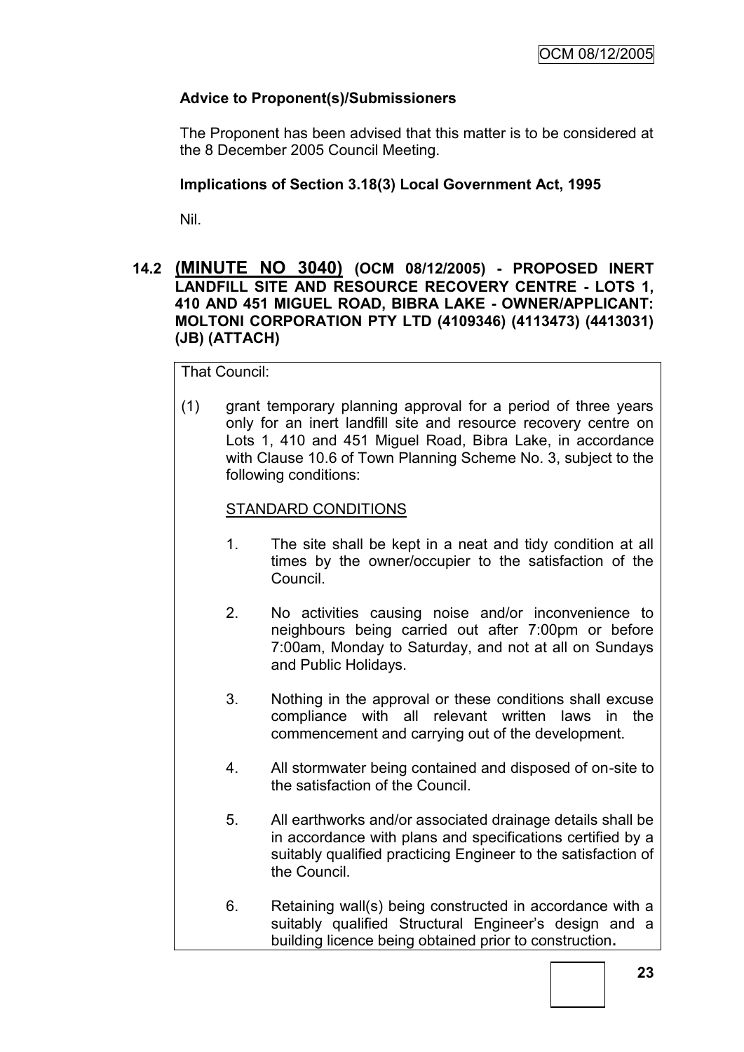**Advice to Proponent(s)/Submissioners**

The Proponent has been advised that this matter is to be considered at the 8 December 2005 Council Meeting.

**Implications of Section 3.18(3) Local Government Act, 1995**

Nil.

### 14.2 (MINUTE NO 3040) (OCM 08/12/2005) - PROPOSED INERT LANDFILL SITE AND RESOURCE RECOVERY CENTRE - LOTS 1, 410 AND 451 MIGUEL ROAD, BIBRA LAKE - OWNER/APPLICANT: MOLTONI CORPORATION PTY LTD (4109346) (4113473) (4413031) (JB) (ATTACH)

That Council:

(1) grant temporary planning approval for a period of three years only for an inert landfill site and resource recovery centre on Lots 1, 410 and 451 Miguel Road, Bibra Lake, in accordance with Clause 10.6 of Town Planning Scheme No. 3, subject to the following conditions:

STANDARD CONDITIONS

1. The site shall be kept in a neat and tidy condition at all times by the owner/occupier to the satisfaction of the Council.

2. No activities causing noise and/or inconvenience to neighbours being carried out after 7:00pm or before 7:00am, Monday to Saturday, and not at all on Sundays and Public Holidays.

3. Nothing in the approval or these conditions shall excuse compliance with all relevant written laws in the commencement and carrying out of the development.

4. All stormwater being contained and disposed of on-site to the satisfaction of the Council.

5. All earthworks and/or associated drainage details shall be in accordance with plans and specifications certified by a suitably qualified practicing Engineer to the satisfaction of the Council.

6. Retaining wall(s) being constructed in accordance with a suitably qualified Structural Engineer's design and a building licence being obtained prior to construction**.**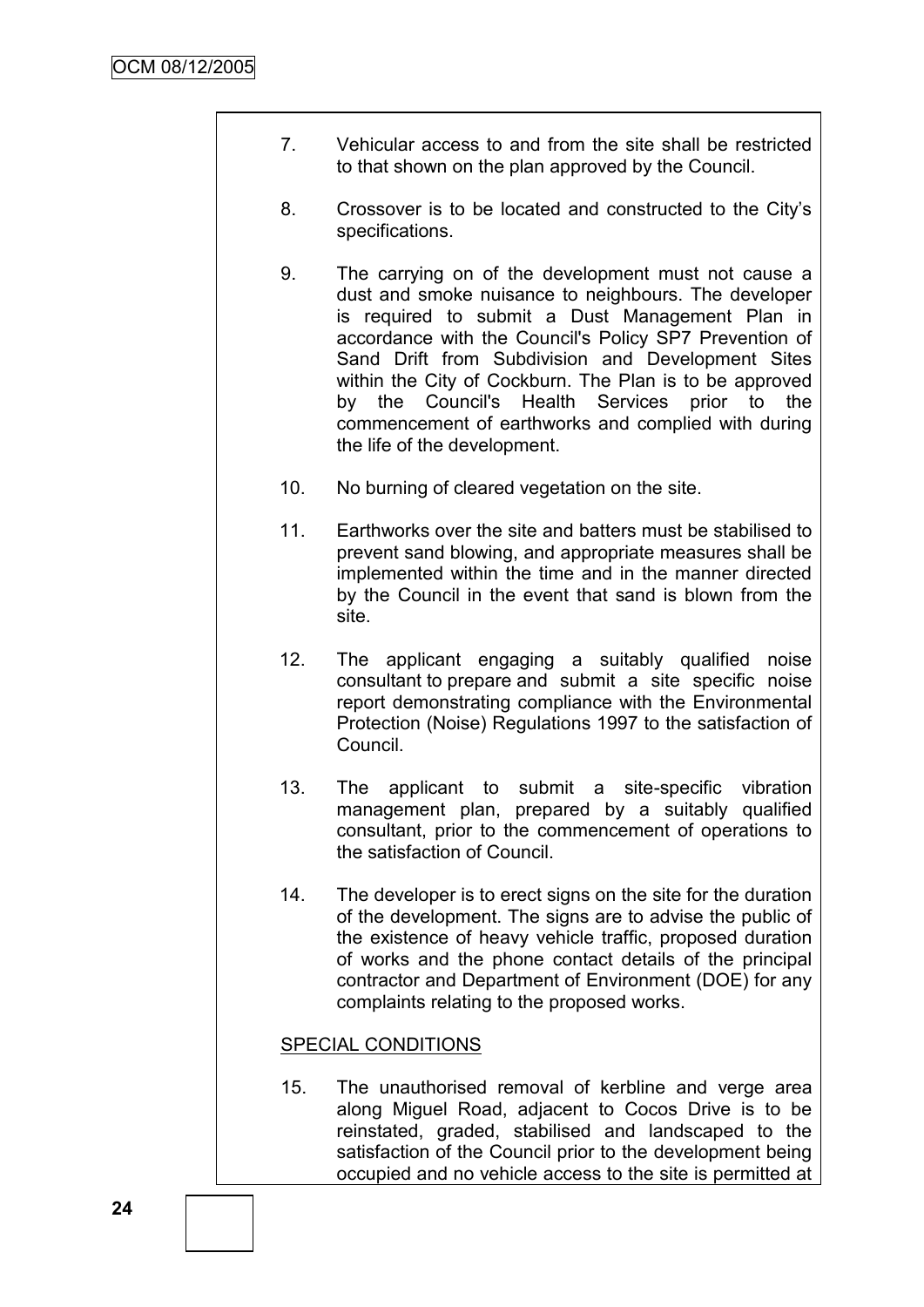7. Vehicular access to and from the site shall be restricted to that shown on the plan approved by the Council.

8. Crossover is to be located and constructed to the City's specifications.

9. The carrying on of the development must not cause a dust and smoke nuisance to neighbours. The developer is required to submit a Dust Management Plan in accordance with the Council's Policy SP7 Prevention of Sand Drift from Subdivision and Development Sites within the City of Cockburn. The Plan is to be approved by the Council's Health Services prior to the commencement of earthworks and complied with during the life of the development.

10. No burning of cleared vegetation on the site.

11. Earthworks over the site and batters must be stabilised to prevent sand blowing, and appropriate measures shall be implemented within the time and in the manner directed by the Council in the event that sand is blown from the site.

12. The applicant engaging a suitably qualified noise consultant to prepare and submit a site specific noise report demonstrating compliance with the Environmental Protection (Noise) Regulations 1997 to the satisfaction of Council.

13. The applicant to submit a site-specific vibration management plan, prepared by a suitably qualified consultant, prior to the commencement of operations to the satisfaction of Council.

14. The developer is to erect signs on the site for the duration of the development. The signs are to advise the public of the existence of heavy vehicle traffic, proposed duration of works and the phone contact details of the principal contractor and Department of Environment (DOE) for any complaints relating to the proposed works.

SPECIAL CONDITIONS

15. The unauthorised removal of kerbline and verge area along Miguel Road, adjacent to Cocos Drive is to be reinstated, graded, stabilised and landscaped to the satisfaction of the Council prior to the development being occupied and no vehicle access to the site is permitted at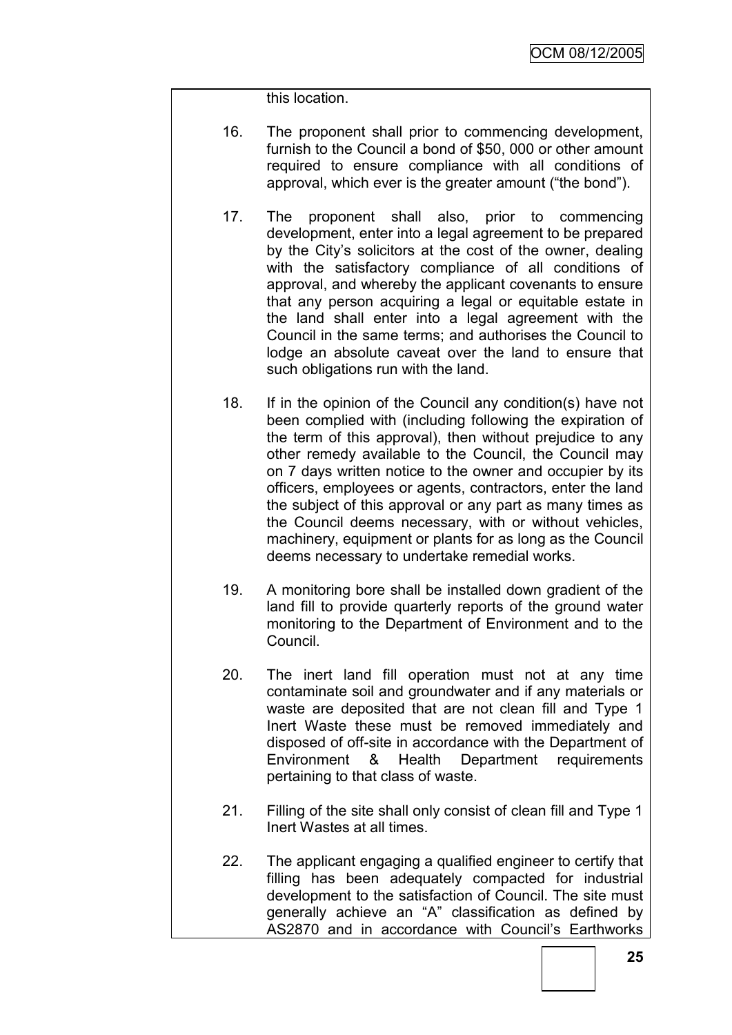this location.

16. The proponent shall prior to commencing development, furnish to the Council a bond of $50, 000 or other amount required to ensure compliance with all conditions of approval, which ever is the greater amount ("the bond").

17. The proponent shall also, prior to commencing development, enter into a legal agreement to be prepared by the City's solicitors at the cost of the owner, dealing with the satisfactory compliance of all conditions of approval, and whereby the applicant covenants to ensure that any person acquiring a legal or equitable estate in the land shall enter into a legal agreement with the Council in the same terms; and authorises the Council to lodge an absolute caveat over the land to ensure that such obligations run with the land.

18. If in the opinion of the Council any condition(s) have not been complied with (including following the expiration of the term of this approval), then without prejudice to any other remedy available to the Council, the Council may on 7 days written notice to the owner and occupier by its officers, employees or agents, contractors, enter the land the subject of this approval or any part as many times as the Council deems necessary, with or without vehicles, machinery, equipment or plants for as long as the Council deems necessary to undertake remedial works.

19. A monitoring bore shall be installed down gradient of the land fill to provide quarterly reports of the ground water monitoring to the Department of Environment and to the Council.

20. The inert land fill operation must not at any time contaminate soil and groundwater and if any materials or waste are deposited that are not clean fill and Type 1 Inert Waste these must be removed immediately and disposed of off-site in accordance with the Department of Environment & Health Department requirements pertaining to that class of waste.

21. Filling of the site shall only consist of clean fill and Type 1 Inert Wastes at all times.

22. The applicant engaging a qualified engineer to certify that filling has been adequately compacted for industrial development to the satisfaction of Council. The site must generally achieve an "A" classification as defined by AS2870 and in accordance with Council's Earthworks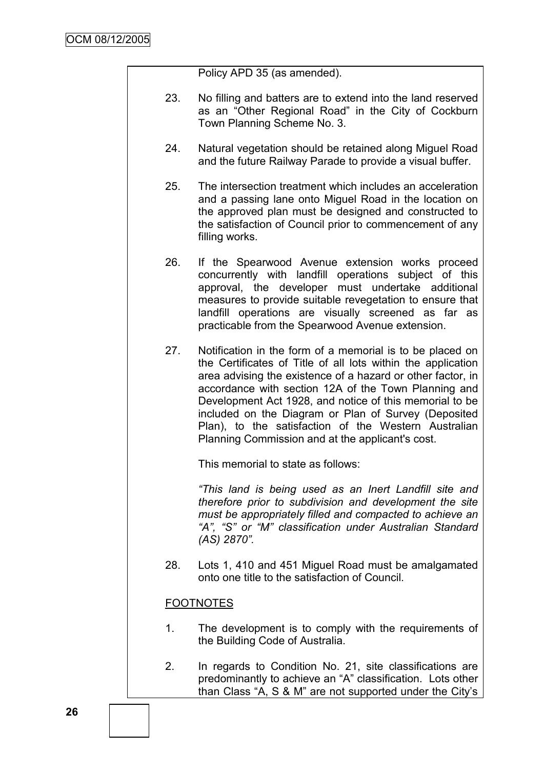Policy APD 35 (as amended).

23. No filling and batters are to extend into the land reserved as an "Other Regional Road" in the City of Cockburn Town Planning Scheme No. 3.

24. Natural vegetation should be retained along Miguel Road and the future Railway Parade to provide a visual buffer.

25. The intersection treatment which includes an acceleration and a passing lane onto Miguel Road in the location on the approved plan must be designed and constructed to the satisfaction of Council prior to commencement of any filling works.

26. If the Spearwood Avenue extension works proceed concurrently with landfill operations subject of this approval, the developer must undertake additional measures to provide suitable revegetation to ensure that landfill operations are visually screened as far as practicable from the Spearwood Avenue extension.

27. Notification in the form of a memorial is to be placed on the Certificates of Title of all lots within the application area advising the existence of a hazard or other factor, in accordance with section 12A of the Town Planning and Development Act 1928, and notice of this memorial to be included on the Diagram or Plan of Survey (Deposited Plan), to the satisfaction of the Western Australian Planning Commission and at the applicant's cost.

    This memorial to state as follows:

    *"This land is being used as an Inert Landfill site and therefore prior to subdivision and development the site must be appropriately filled and compacted to achieve an "A", "S" or "M" classification under Australian Standard (AS) 2870".*

28. Lots 1, 410 and 451 Miguel Road must be amalgamated onto one title to the satisfaction of Council.

<u>FOOTNOTES</u>

1. The development is to comply with the requirements of the Building Code of Australia.

2. In regards to Condition No. 21, site classifications are predominantly to achieve an "A" classification. Lots other than Class "A, S & M" are not supported under the City's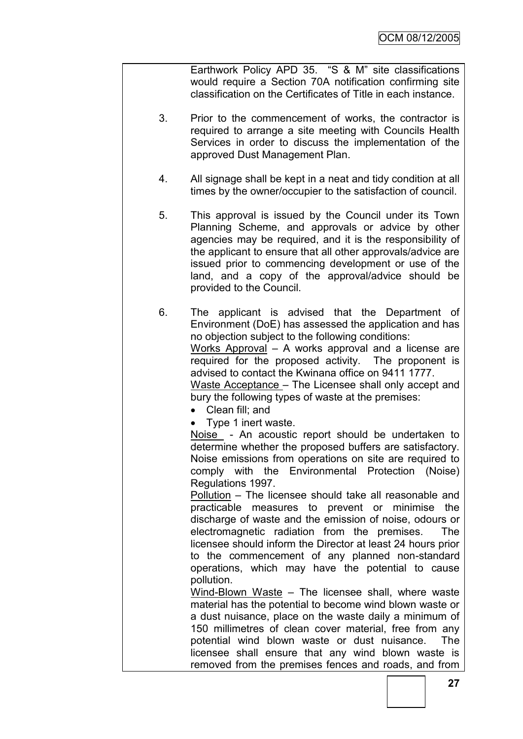Earthwork Policy APD 35. "S & M" site classifications would require a Section 70A notification confirming site classification on the Certificates of Title in each instance.

3. Prior to the commencement of works, the contractor is required to arrange a site meeting with Councils Health Services in order to discuss the implementation of the approved Dust Management Plan.

4. All signage shall be kept in a neat and tidy condition at all times by the owner/occupier to the satisfaction of council.

5. This approval is issued by the Council under its Town Planning Scheme, and approvals or advice by other agencies may be required, and it is the responsibility of the applicant to ensure that all other approvals/advice are issued prior to commencing development or use of the land, and a copy of the approval/advice should be provided to the Council.

6. The applicant is advised that the Department of Environment (DoE) has assessed the application and has no objection subject to the following conditions:
   Works Approval – A works approval and a license are required for the proposed activity. The proponent is advised to contact the Kwinana office on 9411 1777.
   Waste Acceptance – The Licensee shall only accept and bury the following types of waste at the premises:
   - Clean fill; and
   - Type 1 inert waste.

   Noise - An acoustic report should be undertaken to determine whether the proposed buffers are satisfactory. Noise emissions from operations on site are required to comply with the Environmental Protection (Noise) Regulations 1997.
   Pollution – The licensee should take all reasonable and practicable measures to prevent or minimise the discharge of waste and the emission of noise, odours or electromagnetic radiation from the premises. The licensee should inform the Director at least 24 hours prior to the commencement of any planned non-standard operations, which may have the potential to cause pollution.
   Wind-Blown Waste – The licensee shall, where waste material has the potential to become wind blown waste or a dust nuisance, place on the waste daily a minimum of 150 millimetres of clean cover material, free from any potential wind blown waste or dust nuisance. The licensee shall ensure that any wind blown waste is removed from the premises fences and roads, and from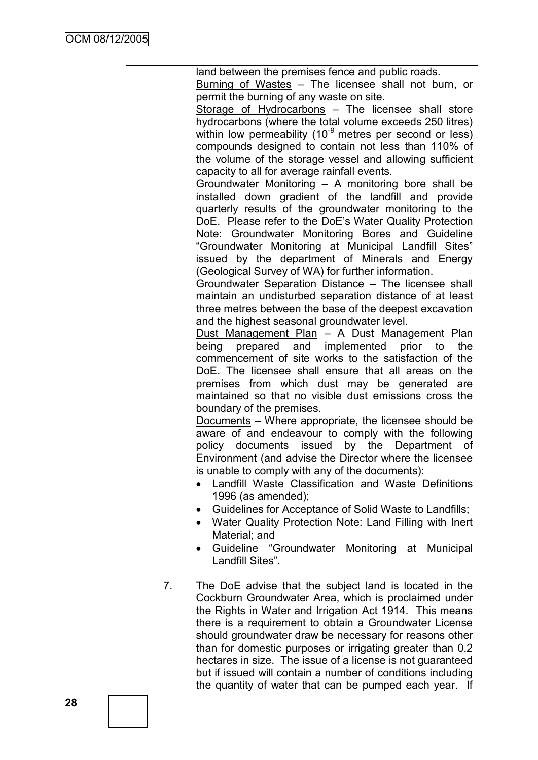land between the premises fence and public roads.

Burning of Wastes – The licensee shall not burn, or permit the burning of any waste on site.

Storage of Hydrocarbons – The licensee shall store hydrocarbons (where the total volume exceeds 250 litres) within low permeability ($10^{-9}$ metres per second or less) compounds designed to contain not less than 110% of the volume of the storage vessel and allowing sufficient capacity to all for average rainfall events.

Groundwater Monitoring – A monitoring bore shall be installed down gradient of the landfill and provide quarterly results of the groundwater monitoring to the DoE. Please refer to the DoE's Water Quality Protection Note: Groundwater Monitoring Bores and Guideline "Groundwater Monitoring at Municipal Landfill Sites" issued by the department of Minerals and Energy (Geological Survey of WA) for further information.

Groundwater Separation Distance – The licensee shall maintain an undisturbed separation distance of at least three metres between the base of the deepest excavation and the highest seasonal groundwater level.

Dust Management Plan – A Dust Management Plan being prepared and implemented prior to the commencement of site works to the satisfaction of the DoE. The licensee shall ensure that all areas on the premises from which dust may be generated are maintained so that no visible dust emissions cross the boundary of the premises.

Documents – Where appropriate, the licensee should be aware of and endeavour to comply with the following policy documents issued by the Department of Environment (and advise the Director where the licensee is unable to comply with any of the documents):

- Landfill Waste Classification and Waste Definitions 1996 (as amended);
- Guidelines for Acceptance of Solid Waste to Landfills;
- Water Quality Protection Note: Land Filling with Inert Material; and
- Guideline "Groundwater Monitoring at Municipal Landfill Sites".

7. The DoE advise that the subject land is located in the Cockburn Groundwater Area, which is proclaimed under the Rights in Water and Irrigation Act 1914. This means there is a requirement to obtain a Groundwater License should groundwater draw be necessary for reasons other than for domestic purposes or irrigating greater than 0.2 hectares in size. The issue of a license is not guaranteed but if issued will contain a number of conditions including the quantity of water that can be pumped each year. If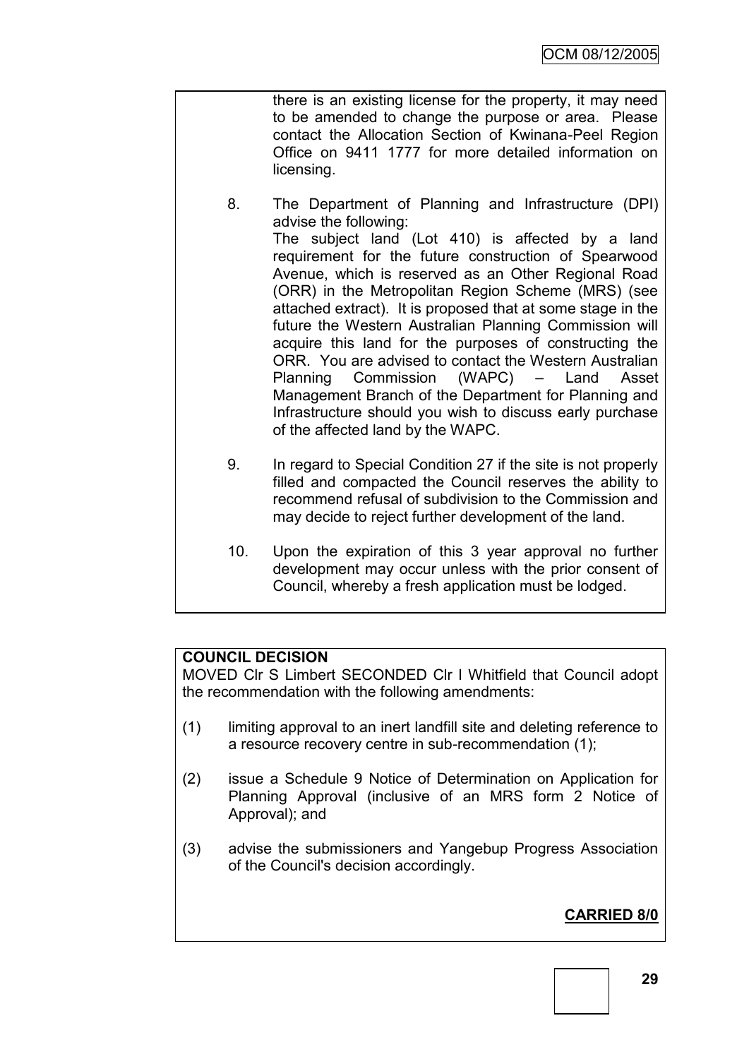there is an existing license for the property, it may need to be amended to change the purpose or area. Please contact the Allocation Section of Kwinana-Peel Region Office on 9411 1777 for more detailed information on licensing.

8. The Department of Planning and Infrastructure (DPI) advise the following:
   The subject land (Lot 410) is affected by a land requirement for the future construction of Spearwood Avenue, which is reserved as an Other Regional Road (ORR) in the Metropolitan Region Scheme (MRS) (see attached extract). It is proposed that at some stage in the future the Western Australian Planning Commission will acquire this land for the purposes of constructing the ORR. You are advised to contact the Western Australian Planning Commission (WAPC) – Land Asset Management Branch of the Department for Planning and Infrastructure should you wish to discuss early purchase of the affected land by the WAPC.

9. In regard to Special Condition 27 if the site is not properly filled and compacted the Council reserves the ability to recommend refusal of subdivision to the Commission and may decide to reject further development of the land.

10. Upon the expiration of this 3 year approval no further development may occur unless with the prior consent of Council, whereby a fresh application must be lodged.

**COUNCIL DECISION**

MOVED Clr S Limbert SECONDED Clr I Whitfield that Council adopt the recommendation with the following amendments:

(1) limiting approval to an inert landfill site and deleting reference to a resource recovery centre in sub-recommendation (1);

(2) issue a Schedule 9 Notice of Determination on Application for Planning Approval (inclusive of an MRS form 2 Notice of Approval); and

(3) advise the submissioners and Yangebup Progress Association of the Council's decision accordingly.

**CARRIED 8/0**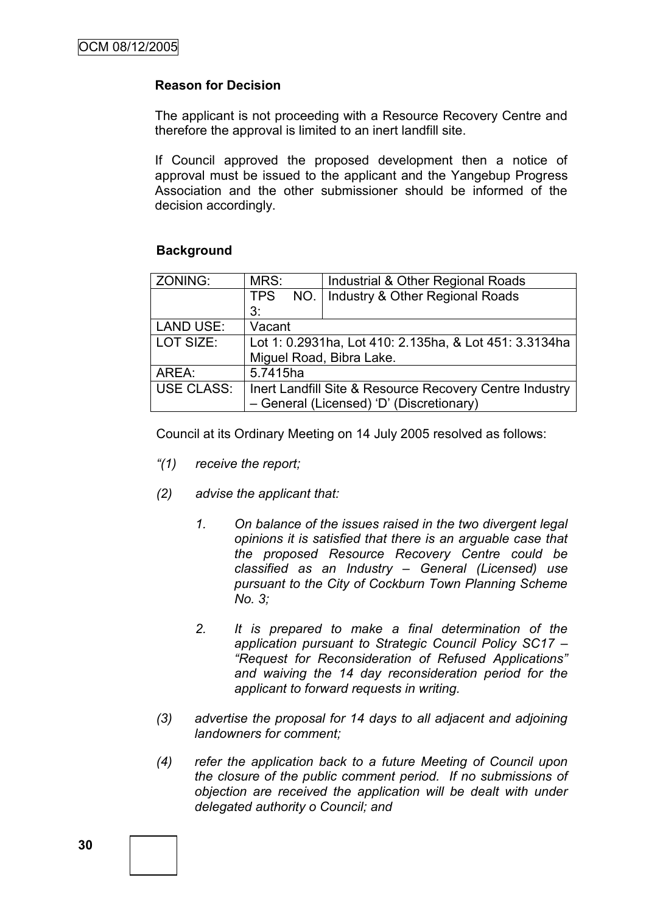**Reason for Decision**

The applicant is not proceeding with a Resource Recovery Centre and therefore the approval is limited to an inert landfill site.

If Council approved the proposed development then a notice of approval must be issued to the applicant and the Yangebup Progress Association and the other submissioner should be informed of the decision accordingly.

**Background**

| ZONING: | MRS: | Industrial & Other Regional Roads |
|---|---|---|
| | TPS NO. 3: | Industry & Other Regional Roads |
| LAND USE: | Vacant | |
| LOT SIZE: | Lot 1: 0.2931ha, Lot 410: 2.135ha, & Lot 451: 3.3134ha Miguel Road, Bibra Lake. | |
| AREA: | 5.7415ha | |
| USE CLASS: | Inert Landfill Site & Resource Recovery Centre Industry – General (Licensed) 'D' (Discretionary) | |

Council at its Ordinary Meeting on 14 July 2005 resolved as follows:

*"(1) receive the report;*

*(2) advise the applicant that:*

*1. On balance of the issues raised in the two divergent legal opinions it is satisfied that there is an arguable case that the proposed Resource Recovery Centre could be classified as an Industry – General (Licensed) use pursuant to the City of Cockburn Town Planning Scheme No. 3;*

*2. It is prepared to make a final determination of the application pursuant to Strategic Council Policy SC17 – "Request for Reconsideration of Refused Applications" and waiving the 14 day reconsideration period for the applicant to forward requests in writing.*

*(3) advertise the proposal for 14 days to all adjacent and adjoining landowners for comment;*

*(4) refer the application back to a future Meeting of Council upon the closure of the public comment period. If no submissions of objection are received the application will be dealt with under delegated authority o Council; and*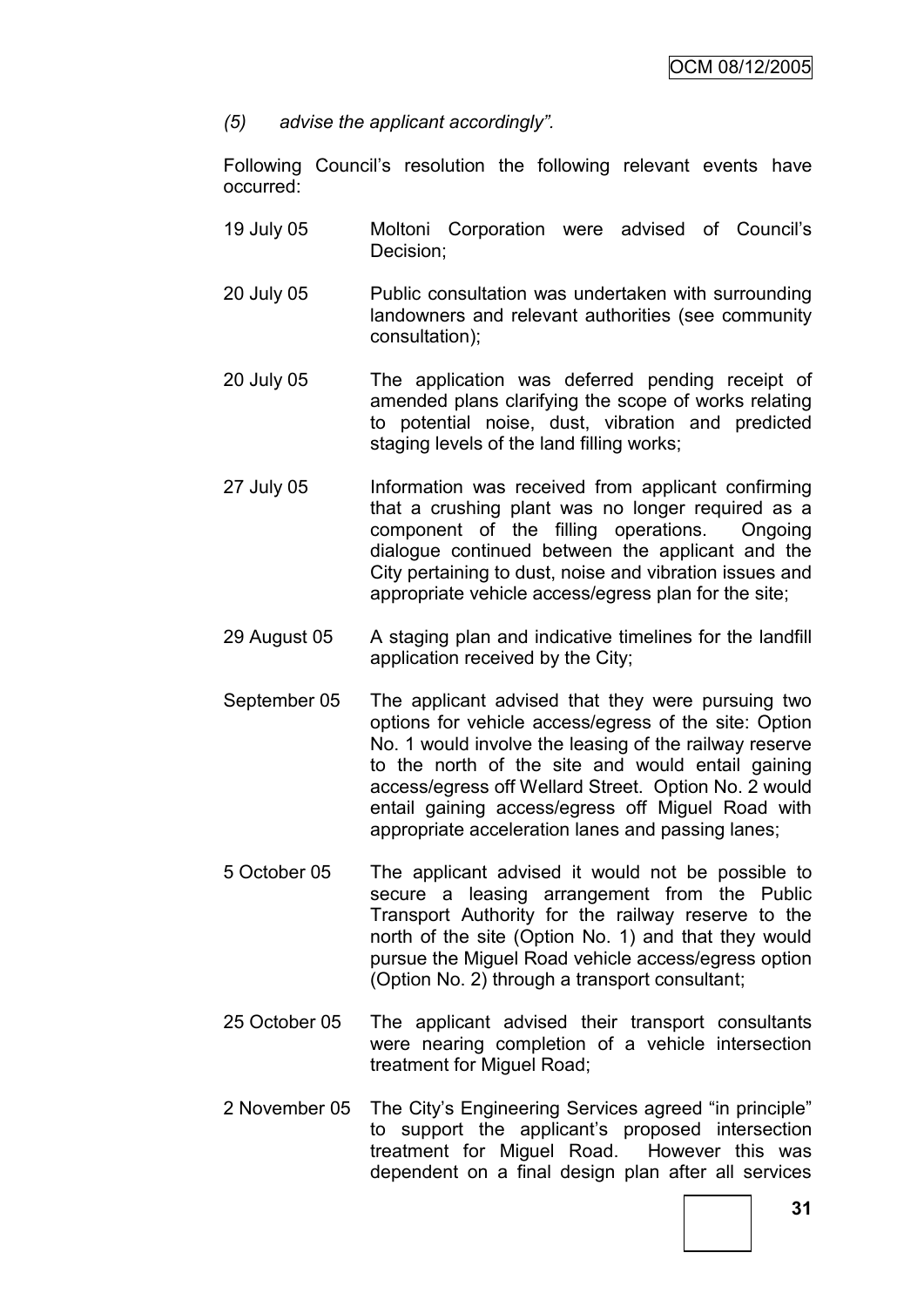*(5) advise the applicant accordingly".*

Following Council's resolution the following relevant events have occurred:

19 July 05 Moltoni Corporation were advised of Council's Decision;

20 July 05 Public consultation was undertaken with surrounding landowners and relevant authorities (see community consultation);

20 July 05 The application was deferred pending receipt of amended plans clarifying the scope of works relating to potential noise, dust, vibration and predicted staging levels of the land filling works;

27 July 05 Information was received from applicant confirming that a crushing plant was no longer required as a component of the filling operations. Ongoing dialogue continued between the applicant and the City pertaining to dust, noise and vibration issues and appropriate vehicle access/egress plan for the site;

29 August 05 A staging plan and indicative timelines for the landfill application received by the City;

September 05 The applicant advised that they were pursuing two options for vehicle access/egress of the site: Option No. 1 would involve the leasing of the railway reserve to the north of the site and would entail gaining access/egress off Wellard Street. Option No. 2 would entail gaining access/egress off Miguel Road with appropriate acceleration lanes and passing lanes;

5 October 05 The applicant advised it would not be possible to secure a leasing arrangement from the Public Transport Authority for the railway reserve to the north of the site (Option No. 1) and that they would pursue the Miguel Road vehicle access/egress option (Option No. 2) through a transport consultant;

25 October 05 The applicant advised their transport consultants were nearing completion of a vehicle intersection treatment for Miguel Road;

2 November 05 The City's Engineering Services agreed "in principle" to support the applicant's proposed intersection treatment for Miguel Road. However this was dependent on a final design plan after all services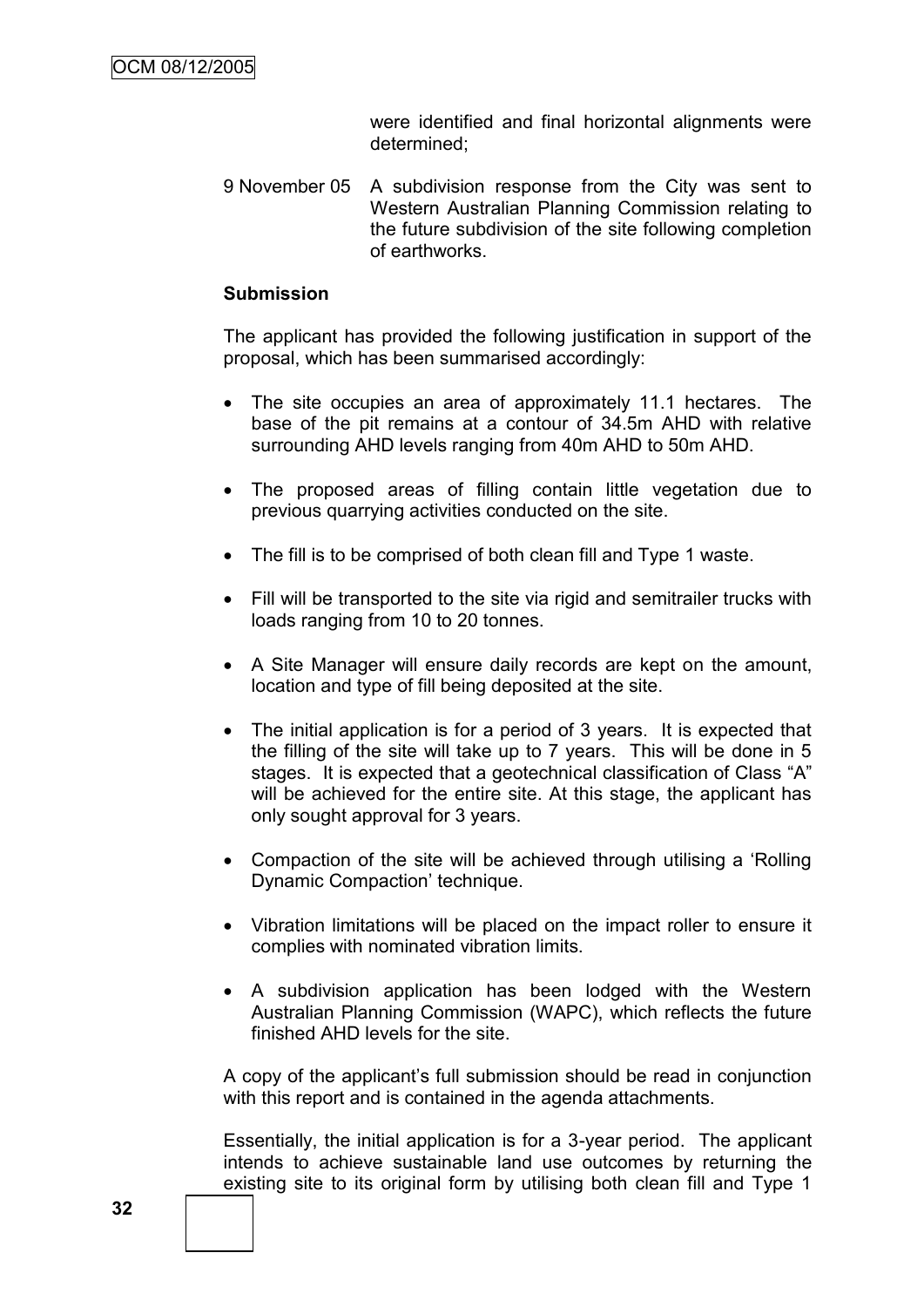were identified and final horizontal alignments were determined;

9 November 05 A subdivision response from the City was sent to Western Australian Planning Commission relating to the future subdivision of the site following completion of earthworks.

**Submission**

The applicant has provided the following justification in support of the proposal, which has been summarised accordingly:

- The site occupies an area of approximately 11.1 hectares. The base of the pit remains at a contour of 34.5m AHD with relative surrounding AHD levels ranging from 40m AHD to 50m AHD.
- The proposed areas of filling contain little vegetation due to previous quarrying activities conducted on the site.
- The fill is to be comprised of both clean fill and Type 1 waste.
- Fill will be transported to the site via rigid and semitrailer trucks with loads ranging from 10 to 20 tonnes.
- A Site Manager will ensure daily records are kept on the amount, location and type of fill being deposited at the site.
- The initial application is for a period of 3 years. It is expected that the filling of the site will take up to 7 years. This will be done in 5 stages. It is expected that a geotechnical classification of Class "A" will be achieved for the entire site. At this stage, the applicant has only sought approval for 3 years.
- Compaction of the site will be achieved through utilising a 'Rolling Dynamic Compaction' technique.
- Vibration limitations will be placed on the impact roller to ensure it complies with nominated vibration limits.
- A subdivision application has been lodged with the Western Australian Planning Commission (WAPC), which reflects the future finished AHD levels for the site.

A copy of the applicant's full submission should be read in conjunction with this report and is contained in the agenda attachments.

Essentially, the initial application is for a 3-year period. The applicant intends to achieve sustainable land use outcomes by returning the existing site to its original form by utilising both clean fill and Type 1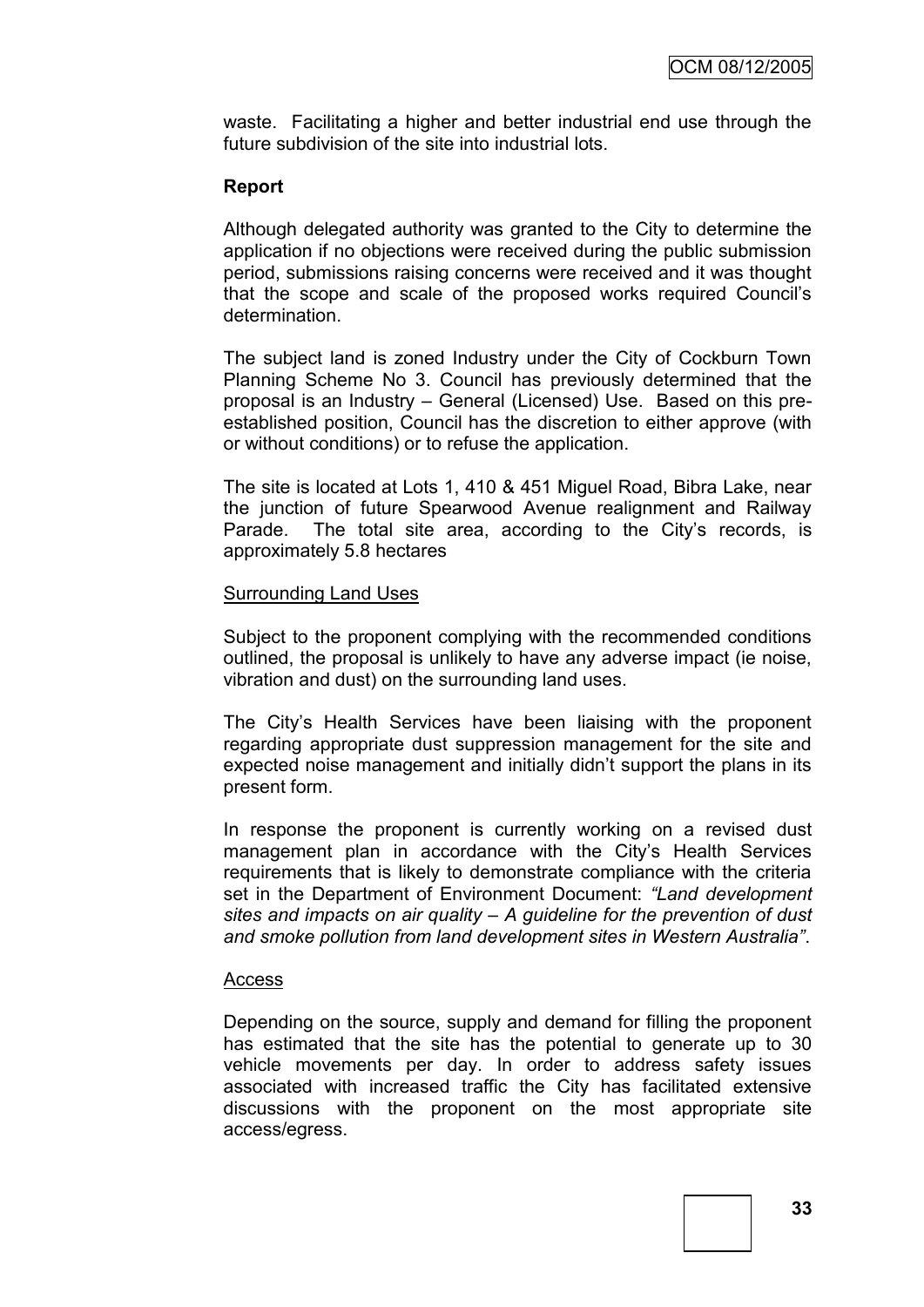waste. Facilitating a higher and better industrial end use through the future subdivision of the site into industrial lots.

**Report**

Although delegated authority was granted to the City to determine the application if no objections were received during the public submission period, submissions raising concerns were received and it was thought that the scope and scale of the proposed works required Council's determination.

The subject land is zoned Industry under the City of Cockburn Town Planning Scheme No 3. Council has previously determined that the proposal is an Industry – General (Licensed) Use. Based on this pre-established position, Council has the discretion to either approve (with or without conditions) or to refuse the application.

The site is located at Lots 1, 410 & 451 Miguel Road, Bibra Lake, near the junction of future Spearwood Avenue realignment and Railway Parade. The total site area, according to the City's records, is approximately 5.8 hectares

<u>Surrounding Land Uses</u>

Subject to the proponent complying with the recommended conditions outlined, the proposal is unlikely to have any adverse impact (ie noise, vibration and dust) on the surrounding land uses.

The City's Health Services have been liaising with the proponent regarding appropriate dust suppression management for the site and expected noise management and initially didn't support the plans in its present form.

In response the proponent is currently working on a revised dust management plan in accordance with the City's Health Services requirements that is likely to demonstrate compliance with the criteria set in the Department of Environment Document: *"Land development sites and impacts on air quality – A guideline for the prevention of dust and smoke pollution from land development sites in Western Australia"*.

<u>Access</u>

Depending on the source, supply and demand for filling the proponent has estimated that the site has the potential to generate up to 30 vehicle movements per day. In order to address safety issues associated with increased traffic the City has facilitated extensive discussions with the proponent on the most appropriate site access/egress.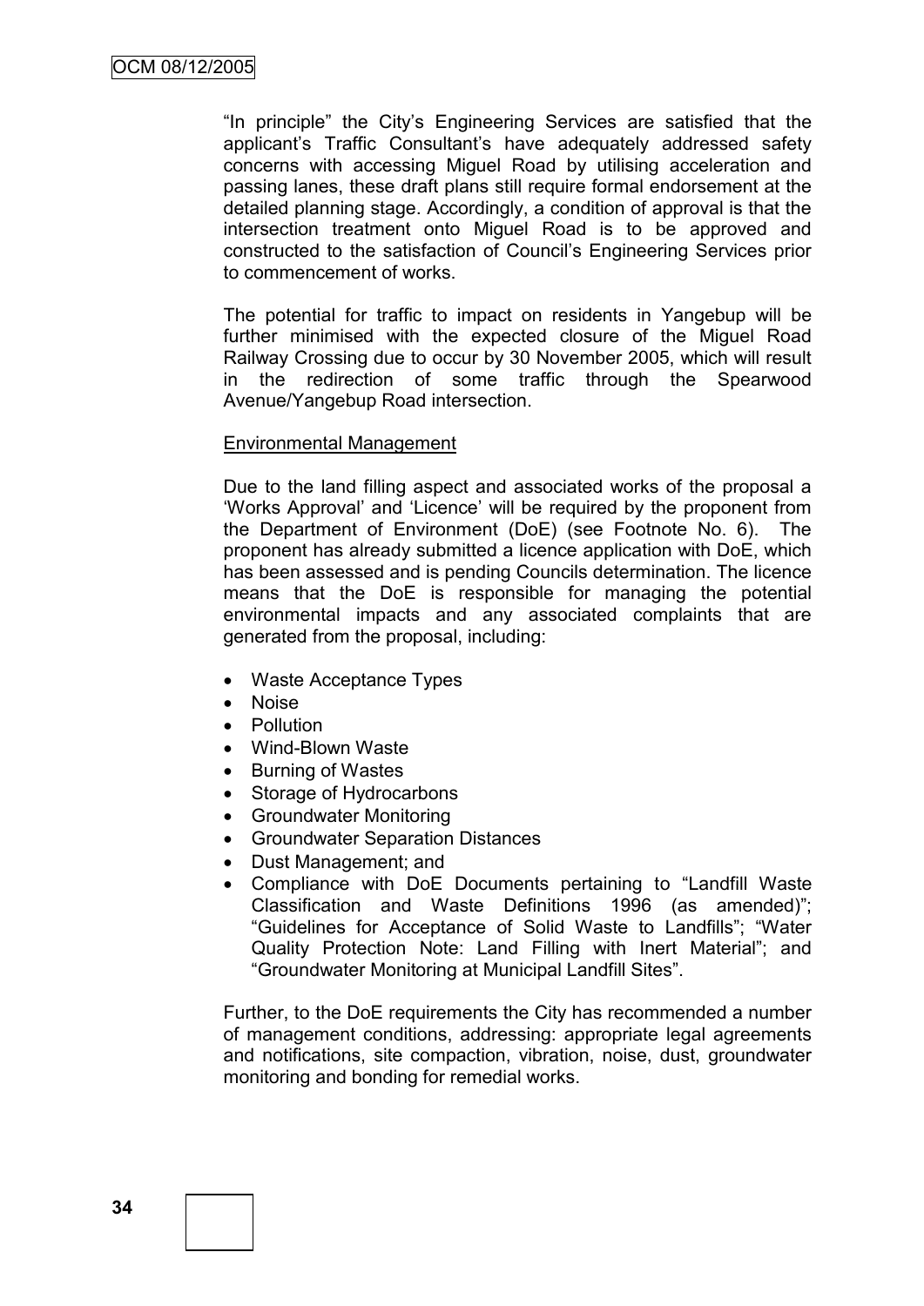"In principle" the City's Engineering Services are satisfied that the applicant's Traffic Consultant's have adequately addressed safety concerns with accessing Miguel Road by utilising acceleration and passing lanes, these draft plans still require formal endorsement at the detailed planning stage. Accordingly, a condition of approval is that the intersection treatment onto Miguel Road is to be approved and constructed to the satisfaction of Council's Engineering Services prior to commencement of works.

The potential for traffic to impact on residents in Yangebup will be further minimised with the expected closure of the Miguel Road Railway Crossing due to occur by 30 November 2005, which will result in the redirection of some traffic through the Spearwood Avenue/Yangebup Road intersection.

Environmental Management

Due to the land filling aspect and associated works of the proposal a 'Works Approval' and 'Licence' will be required by the proponent from the Department of Environment (DoE) (see Footnote No. 6). The proponent has already submitted a licence application with DoE, which has been assessed and is pending Councils determination. The licence means that the DoE is responsible for managing the potential environmental impacts and any associated complaints that are generated from the proposal, including:

- Waste Acceptance Types
- Noise
- Pollution
- Wind-Blown Waste
- Burning of Wastes
- Storage of Hydrocarbons
- Groundwater Monitoring
- Groundwater Separation Distances
- Dust Management; and
- Compliance with DoE Documents pertaining to "Landfill Waste Classification and Waste Definitions 1996 (as amended)"; "Guidelines for Acceptance of Solid Waste to Landfills"; "Water Quality Protection Note: Land Filling with Inert Material"; and "Groundwater Monitoring at Municipal Landfill Sites".

Further, to the DoE requirements the City has recommended a number of management conditions, addressing: appropriate legal agreements and notifications, site compaction, vibration, noise, dust, groundwater monitoring and bonding for remedial works.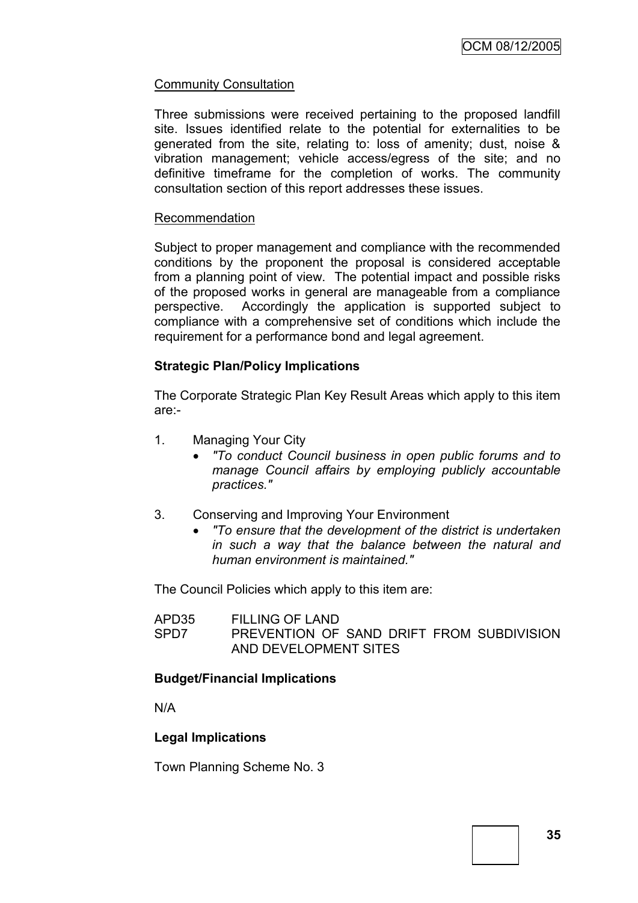Community Consultation

Three submissions were received pertaining to the proposed landfill site. Issues identified relate to the potential for externalities to be generated from the site, relating to: loss of amenity; dust, noise & vibration management; vehicle access/egress of the site; and no definitive timeframe for the completion of works. The community consultation section of this report addresses these issues.

Recommendation

Subject to proper management and compliance with the recommended conditions by the proponent the proposal is considered acceptable from a planning point of view. The potential impact and possible risks of the proposed works in general are manageable from a compliance perspective. Accordingly the application is supported subject to compliance with a comprehensive set of conditions which include the requirement for a performance bond and legal agreement.

**Strategic Plan/Policy Implications**

The Corporate Strategic Plan Key Result Areas which apply to this item are:-

1. Managing Your City
   - *"To conduct Council business in open public forums and to manage Council affairs by employing publicly accountable practices."*

3. Conserving and Improving Your Environment
   - *"To ensure that the development of the district is undertaken in such a way that the balance between the natural and human environment is maintained."*

The Council Policies which apply to this item are:

APD35 FILLING OF LAND
SPD7 PREVENTION OF SAND DRIFT FROM SUBDIVISION AND DEVELOPMENT SITES

**Budget/Financial Implications**

N/A

**Legal Implications**

Town Planning Scheme No. 3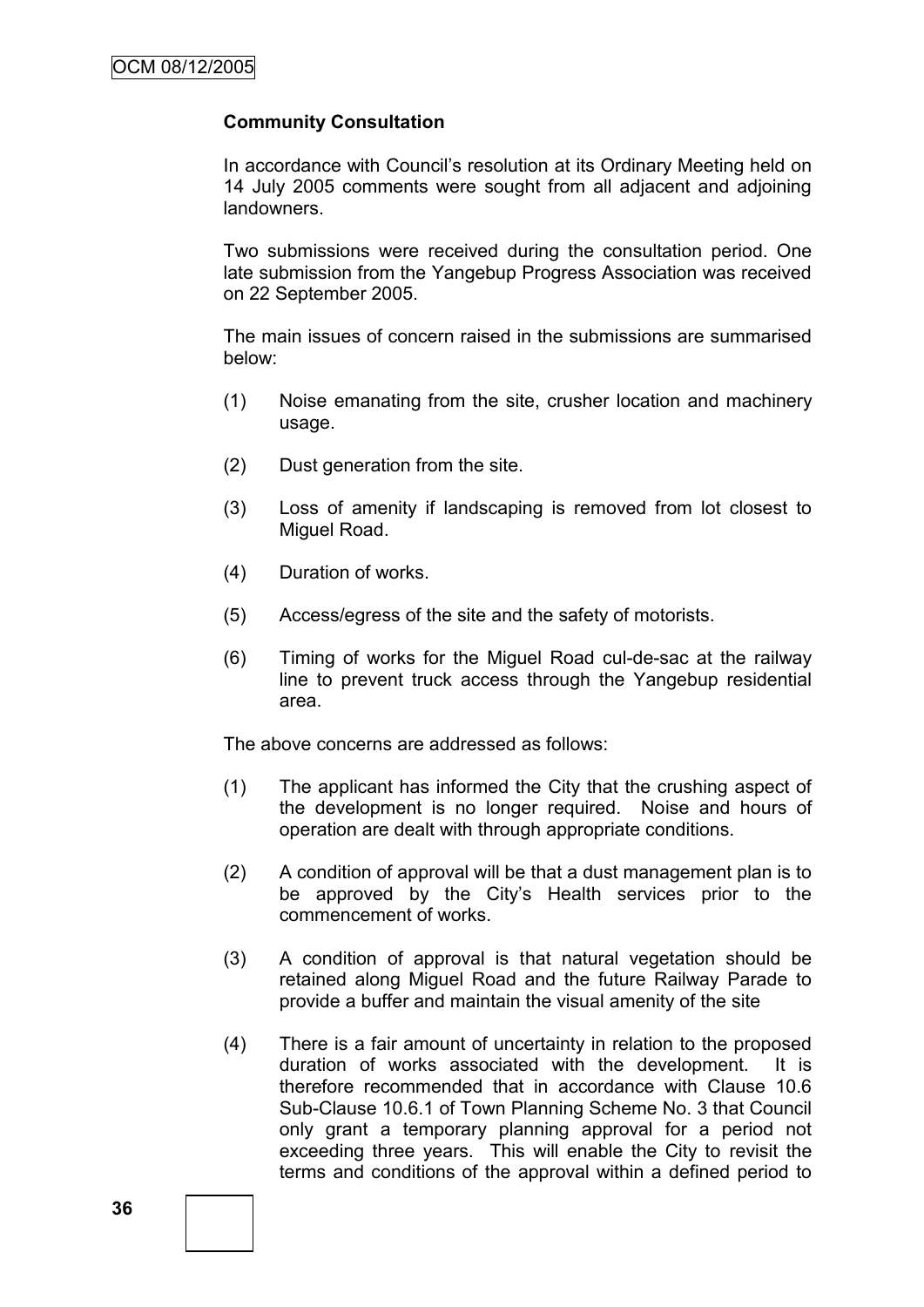**Community Consultation**

In accordance with Council's resolution at its Ordinary Meeting held on 14 July 2005 comments were sought from all adjacent and adjoining landowners.

Two submissions were received during the consultation period. One late submission from the Yangebup Progress Association was received on 22 September 2005.

The main issues of concern raised in the submissions are summarised below:

(1) Noise emanating from the site, crusher location and machinery usage.

(2) Dust generation from the site.

(3) Loss of amenity if landscaping is removed from lot closest to Miguel Road.

(4) Duration of works.

(5) Access/egress of the site and the safety of motorists.

(6) Timing of works for the Miguel Road cul-de-sac at the railway line to prevent truck access through the Yangebup residential area.

The above concerns are addressed as follows:

(1) The applicant has informed the City that the crushing aspect of the development is no longer required. Noise and hours of operation are dealt with through appropriate conditions.

(2) A condition of approval will be that a dust management plan is to be approved by the City's Health services prior to the commencement of works.

(3) A condition of approval is that natural vegetation should be retained along Miguel Road and the future Railway Parade to provide a buffer and maintain the visual amenity of the site

(4) There is a fair amount of uncertainty in relation to the proposed duration of works associated with the development. It is therefore recommended that in accordance with Clause 10.6 Sub-Clause 10.6.1 of Town Planning Scheme No. 3 that Council only grant a temporary planning approval for a period not exceeding three years. This will enable the City to revisit the terms and conditions of the approval within a defined period to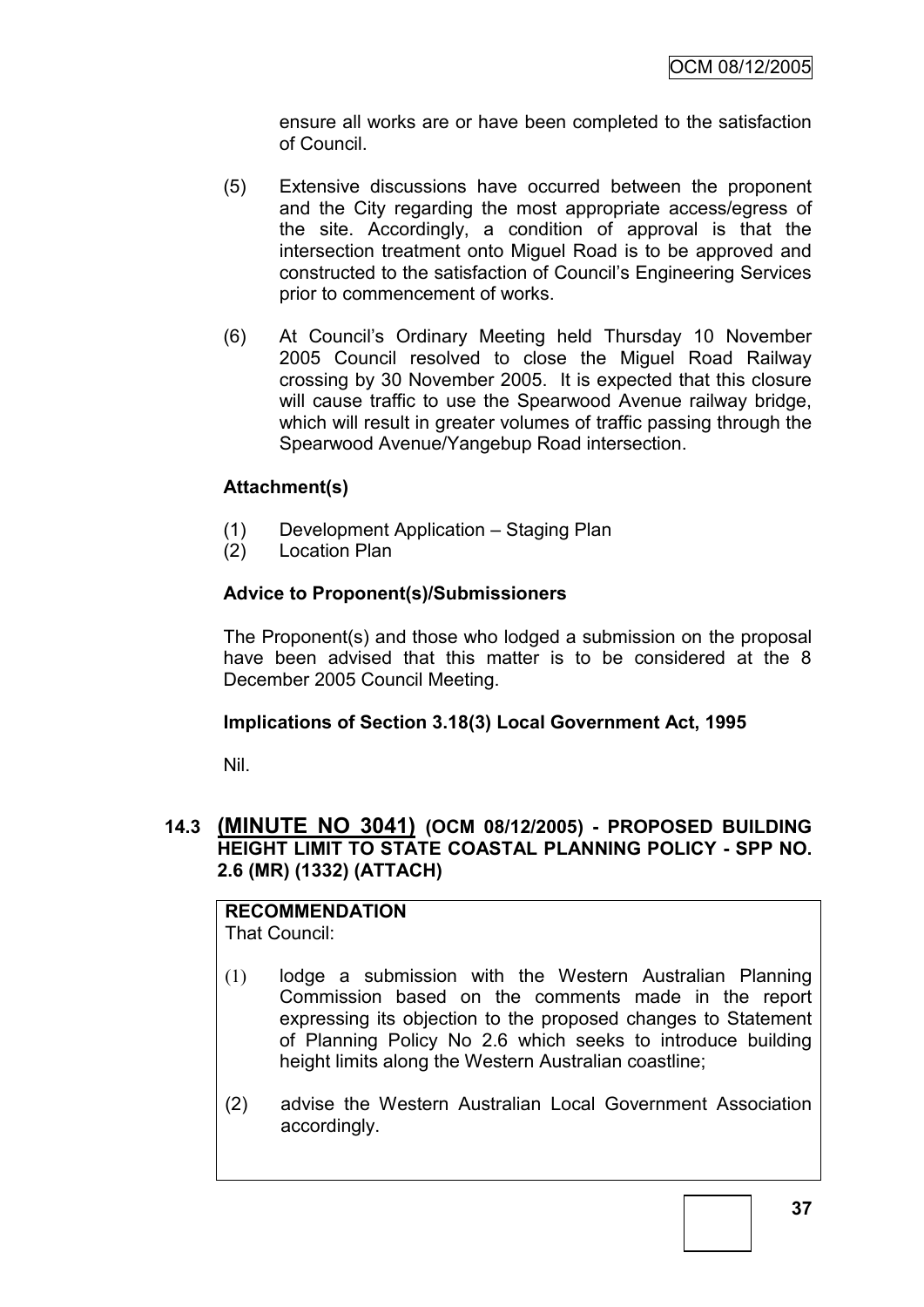ensure all works are or have been completed to the satisfaction of Council.

(5) Extensive discussions have occurred between the proponent and the City regarding the most appropriate access/egress of the site. Accordingly, a condition of approval is that the intersection treatment onto Miguel Road is to be approved and constructed to the satisfaction of Council's Engineering Services prior to commencement of works.

(6) At Council's Ordinary Meeting held Thursday 10 November 2005 Council resolved to close the Miguel Road Railway crossing by 30 November 2005. It is expected that this closure will cause traffic to use the Spearwood Avenue railway bridge, which will result in greater volumes of traffic passing through the Spearwood Avenue/Yangebup Road intersection.

### Attachment(s)

(1) Development Application – Staging Plan
(2) Location Plan

### Advice to Proponent(s)/Submissioners

The Proponent(s) and those who lodged a submission on the proposal have been advised that this matter is to be considered at the 8 December 2005 Council Meeting.

### Implications of Section 3.18(3) Local Government Act, 1995

Nil.

## 14.3 (MINUTE NO 3041) (OCM 08/12/2005) - PROPOSED BUILDING HEIGHT LIMIT TO STATE COASTAL PLANNING POLICY - SPP NO. 2.6 (MR) (1332) (ATTACH)

**RECOMMENDATION**
That Council:

(1) lodge a submission with the Western Australian Planning Commission based on the comments made in the report expressing its objection to the proposed changes to Statement of Planning Policy No 2.6 which seeks to introduce building height limits along the Western Australian coastline;

(2) advise the Western Australian Local Government Association accordingly.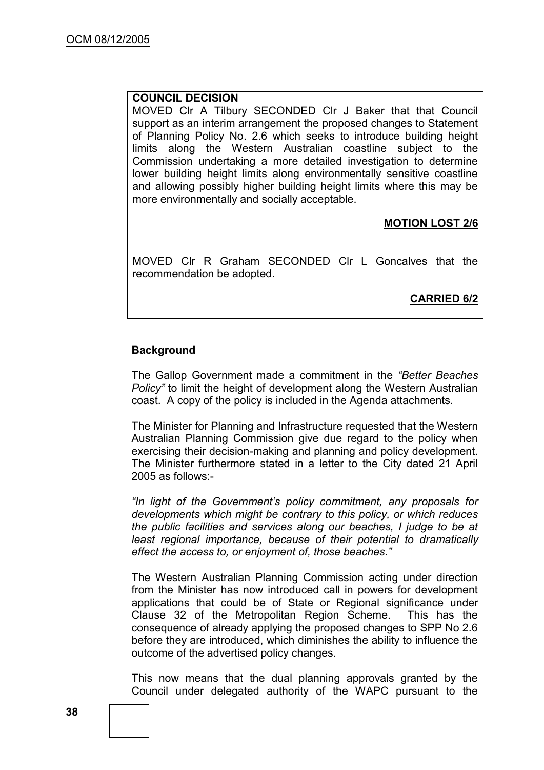**COUNCIL DECISION**

MOVED Clr A Tilbury SECONDED Clr J Baker that that Council support as an interim arrangement the proposed changes to Statement of Planning Policy No. 2.6 which seeks to introduce building height limits along the Western Australian coastline subject to the Commission undertaking a more detailed investigation to determine lower building height limits along environmentally sensitive coastline and allowing possibly higher building height limits where this may be more environmentally and socially acceptable.

**MOTION LOST 2/6**

MOVED Clr R Graham SECONDED Clr L Goncalves that the recommendation be adopted.

**CARRIED 6/2**

**Background**

The Gallop Government made a commitment in the *"Better Beaches Policy"* to limit the height of development along the Western Australian coast. A copy of the policy is included in the Agenda attachments.

The Minister for Planning and Infrastructure requested that the Western Australian Planning Commission give due regard to the policy when exercising their decision-making and planning and policy development. The Minister furthermore stated in a letter to the City dated 21 April 2005 as follows:-

*"In light of the Government's policy commitment, any proposals for developments which might be contrary to this policy, or which reduces the public facilities and services along our beaches, I judge to be at least regional importance, because of their potential to dramatically effect the access to, or enjoyment of, those beaches."*

The Western Australian Planning Commission acting under direction from the Minister has now introduced call in powers for development applications that could be of State or Regional significance under Clause 32 of the Metropolitan Region Scheme. This has the consequence of already applying the proposed changes to SPP No 2.6 before they are introduced, which diminishes the ability to influence the outcome of the advertised policy changes.

This now means that the dual planning approvals granted by the Council under delegated authority of the WAPC pursuant to the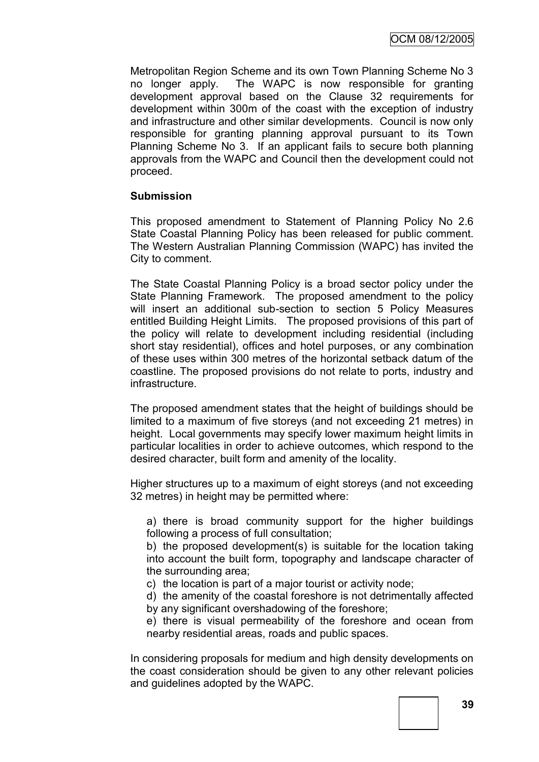Metropolitan Region Scheme and its own Town Planning Scheme No 3 no longer apply. The WAPC is now responsible for granting development approval based on the Clause 32 requirements for development within 300m of the coast with the exception of industry and infrastructure and other similar developments. Council is now only responsible for granting planning approval pursuant to its Town Planning Scheme No 3. If an applicant fails to secure both planning approvals from the WAPC and Council then the development could not proceed.

**Submission**

This proposed amendment to Statement of Planning Policy No 2.6 State Coastal Planning Policy has been released for public comment. The Western Australian Planning Commission (WAPC) has invited the City to comment.

The State Coastal Planning Policy is a broad sector policy under the State Planning Framework. The proposed amendment to the policy will insert an additional sub-section to section 5 Policy Measures entitled Building Height Limits. The proposed provisions of this part of the policy will relate to development including residential (including short stay residential), offices and hotel purposes, or any combination of these uses within 300 metres of the horizontal setback datum of the coastline. The proposed provisions do not relate to ports, industry and infrastructure.

The proposed amendment states that the height of buildings should be limited to a maximum of five storeys (and not exceeding 21 metres) in height. Local governments may specify lower maximum height limits in particular localities in order to achieve outcomes, which respond to the desired character, built form and amenity of the locality.

Higher structures up to a maximum of eight storeys (and not exceeding 32 metres) in height may be permitted where:

a) there is broad community support for the higher buildings following a process of full consultation;

b) the proposed development(s) is suitable for the location taking into account the built form, topography and landscape character of the surrounding area;

c) the location is part of a major tourist or activity node;

d) the amenity of the coastal foreshore is not detrimentally affected by any significant overshadowing of the foreshore;

e) there is visual permeability of the foreshore and ocean from nearby residential areas, roads and public spaces.

In considering proposals for medium and high density developments on the coast consideration should be given to any other relevant policies and guidelines adopted by the WAPC.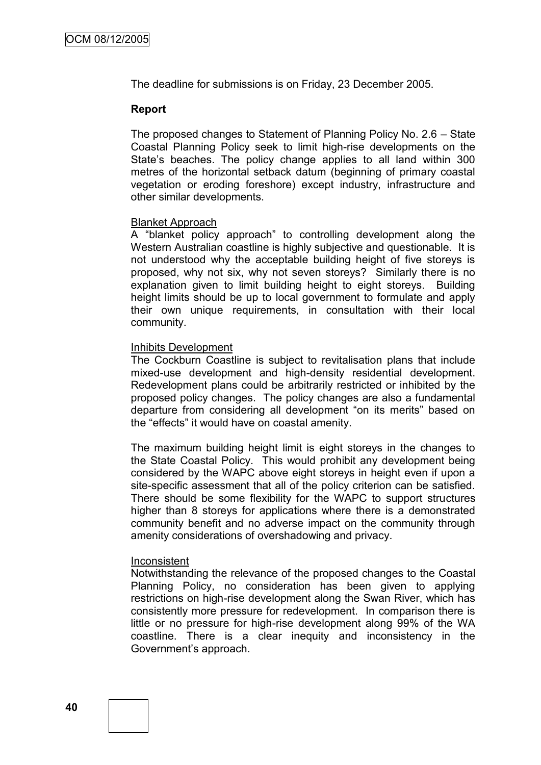The deadline for submissions is on Friday, 23 December 2005.

**Report**

The proposed changes to Statement of Planning Policy No. 2.6 – State Coastal Planning Policy seek to limit high-rise developments on the State's beaches. The policy change applies to all land within 300 metres of the horizontal setback datum (beginning of primary coastal vegetation or eroding foreshore) except industry, infrastructure and other similar developments.

Blanket Approach

A "blanket policy approach" to controlling development along the Western Australian coastline is highly subjective and questionable. It is not understood why the acceptable building height of five storeys is proposed, why not six, why not seven storeys? Similarly there is no explanation given to limit building height to eight storeys. Building height limits should be up to local government to formulate and apply their own unique requirements, in consultation with their local community.

Inhibits Development

The Cockburn Coastline is subject to revitalisation plans that include mixed-use development and high-density residential development. Redevelopment plans could be arbitrarily restricted or inhibited by the proposed policy changes. The policy changes are also a fundamental departure from considering all development "on its merits" based on the "effects" it would have on coastal amenity.

The maximum building height limit is eight storeys in the changes to the State Coastal Policy. This would prohibit any development being considered by the WAPC above eight storeys in height even if upon a site-specific assessment that all of the policy criterion can be satisfied. There should be some flexibility for the WAPC to support structures higher than 8 storeys for applications where there is a demonstrated community benefit and no adverse impact on the community through amenity considerations of overshadowing and privacy.

Inconsistent

Notwithstanding the relevance of the proposed changes to the Coastal Planning Policy, no consideration has been given to applying restrictions on high-rise development along the Swan River, which has consistently more pressure for redevelopment. In comparison there is little or no pressure for high-rise development along 99% of the WA coastline. There is a clear inequity and inconsistency in the Government's approach.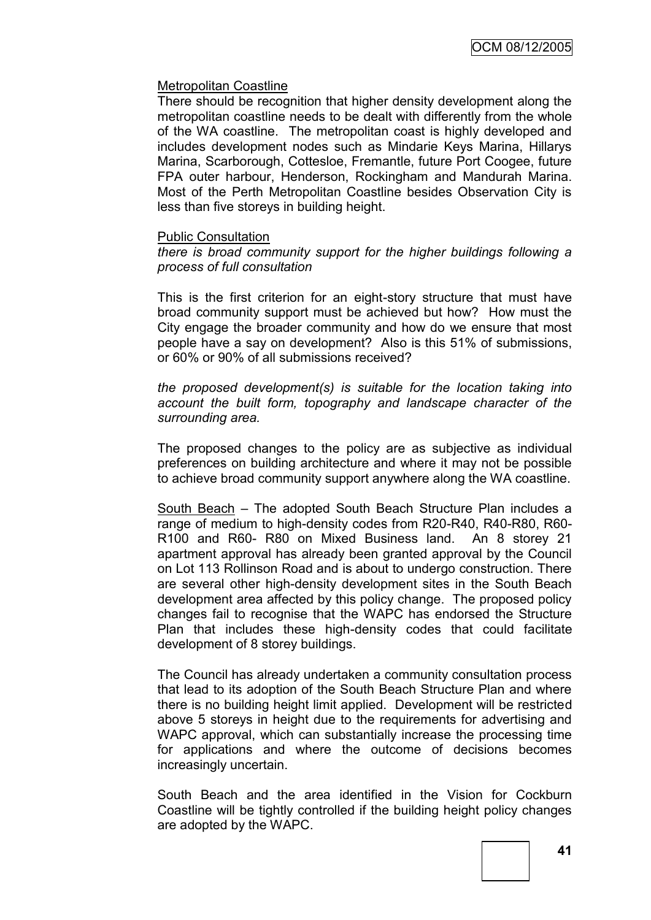Metropolitan Coastline

There should be recognition that higher density development along the metropolitan coastline needs to be dealt with differently from the whole of the WA coastline. The metropolitan coast is highly developed and includes development nodes such as Mindarie Keys Marina, Hillarys Marina, Scarborough, Cottesloe, Fremantle, future Port Coogee, future FPA outer harbour, Henderson, Rockingham and Mandurah Marina. Most of the Perth Metropolitan Coastline besides Observation City is less than five storeys in building height.

Public Consultation

*there is broad community support for the higher buildings following a process of full consultation*

This is the first criterion for an eight-story structure that must have broad community support must be achieved but how? How must the City engage the broader community and how do we ensure that most people have a say on development? Also is this 51% of submissions, or 60% or 90% of all submissions received?

*the proposed development(s) is suitable for the location taking into account the built form, topography and landscape character of the surrounding area.*

The proposed changes to the policy are as subjective as individual preferences on building architecture and where it may not be possible to achieve broad community support anywhere along the WA coastline.

South Beach – The adopted South Beach Structure Plan includes a range of medium to high-density codes from R20-R40, R40-R80, R60-R100 and R60- R80 on Mixed Business land. An 8 storey 21 apartment approval has already been granted approval by the Council on Lot 113 Rollinson Road and is about to undergo construction. There are several other high-density development sites in the South Beach development area affected by this policy change. The proposed policy changes fail to recognise that the WAPC has endorsed the Structure Plan that includes these high-density codes that could facilitate development of 8 storey buildings.

The Council has already undertaken a community consultation process that lead to its adoption of the South Beach Structure Plan and where there is no building height limit applied. Development will be restricted above 5 storeys in height due to the requirements for advertising and WAPC approval, which can substantially increase the processing time for applications and where the outcome of decisions becomes increasingly uncertain.

South Beach and the area identified in the Vision for Cockburn Coastline will be tightly controlled if the building height policy changes are adopted by the WAPC.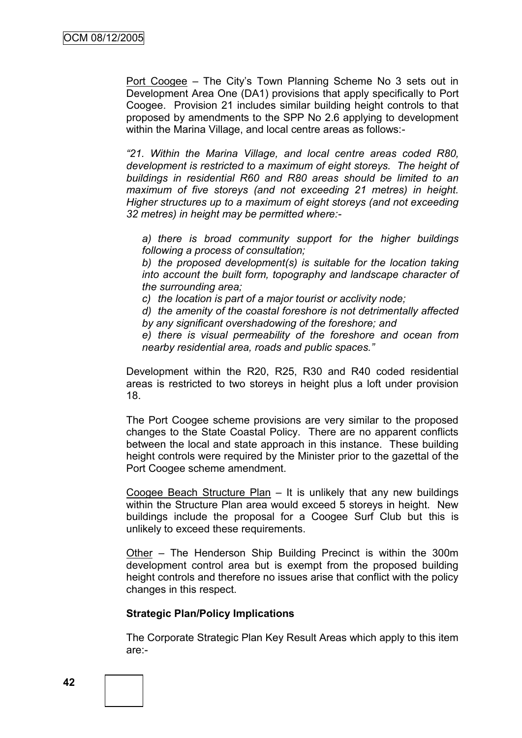Port Coogee – The City's Town Planning Scheme No 3 sets out in Development Area One (DA1) provisions that apply specifically to Port Coogee. Provision 21 includes similar building height controls to that proposed by amendments to the SPP No 2.6 applying to development within the Marina Village, and local centre areas as follows:-

*"21. Within the Marina Village, and local centre areas coded R80, development is restricted to a maximum of eight storeys. The height of buildings in residential R60 and R80 areas should be limited to an maximum of five storeys (and not exceeding 21 metres) in height. Higher structures up to a maximum of eight storeys (and not exceeding 32 metres) in height may be permitted where:-*

*a) there is broad community support for the higher buildings following a process of consultation;*

*b) the proposed development(s) is suitable for the location taking into account the built form, topography and landscape character of the surrounding area;*

*c) the location is part of a major tourist or acclivity node;*

*d) the amenity of the coastal foreshore is not detrimentally affected by any significant overshadowing of the foreshore; and*

*e) there is visual permeability of the foreshore and ocean from nearby residential area, roads and public spaces."*

Development within the R20, R25, R30 and R40 coded residential areas is restricted to two storeys in height plus a loft under provision 18.

The Port Coogee scheme provisions are very similar to the proposed changes to the State Coastal Policy. There are no apparent conflicts between the local and state approach in this instance. These building height controls were required by the Minister prior to the gazettal of the Port Coogee scheme amendment.

Coogee Beach Structure Plan – It is unlikely that any new buildings within the Structure Plan area would exceed 5 storeys in height. New buildings include the proposal for a Coogee Surf Club but this is unlikely to exceed these requirements.

Other – The Henderson Ship Building Precinct is within the 300m development control area but is exempt from the proposed building height controls and therefore no issues arise that conflict with the policy changes in this respect.

**Strategic Plan/Policy Implications**

The Corporate Strategic Plan Key Result Areas which apply to this item are:-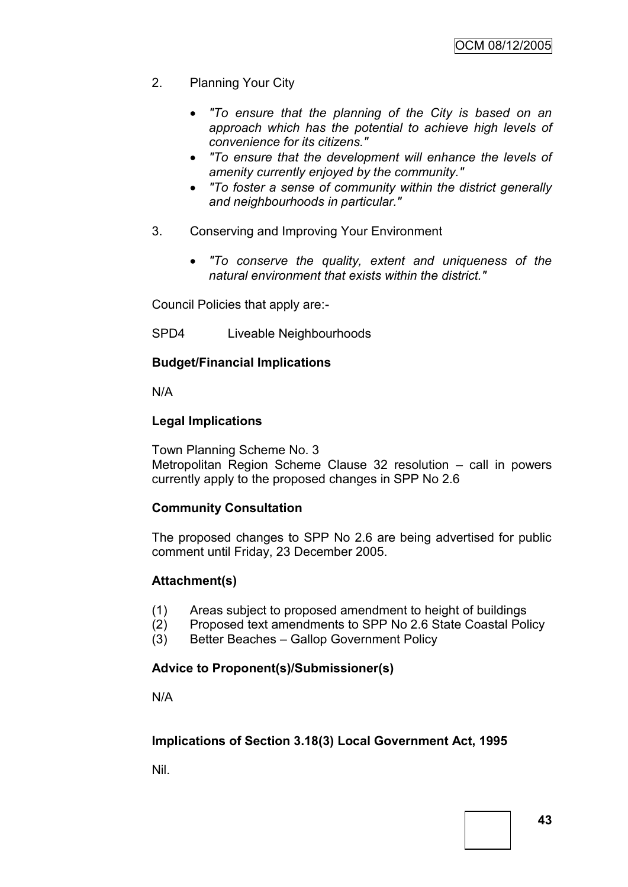2. Planning Your City

   - *"To ensure that the planning of the City is based on an approach which has the potential to achieve high levels of convenience for its citizens."*
   - *"To ensure that the development will enhance the levels of amenity currently enjoyed by the community."*
   - *"To foster a sense of community within the district generally and neighbourhoods in particular."*

3. Conserving and Improving Your Environment

   - *"To conserve the quality, extent and uniqueness of the natural environment that exists within the district."*

Council Policies that apply are:-

SPD4 Liveable Neighbourhoods

**Budget/Financial Implications**

N/A

**Legal Implications**

Town Planning Scheme No. 3
Metropolitan Region Scheme Clause 32 resolution – call in powers currently apply to the proposed changes in SPP No 2.6

**Community Consultation**

The proposed changes to SPP No 2.6 are being advertised for public comment until Friday, 23 December 2005.

**Attachment(s)**

(1) Areas subject to proposed amendment to height of buildings
(2) Proposed text amendments to SPP No 2.6 State Coastal Policy
(3) Better Beaches – Gallop Government Policy

**Advice to Proponent(s)/Submissioner(s)**

N/A

**Implications of Section 3.18(3) Local Government Act, 1995**

Nil.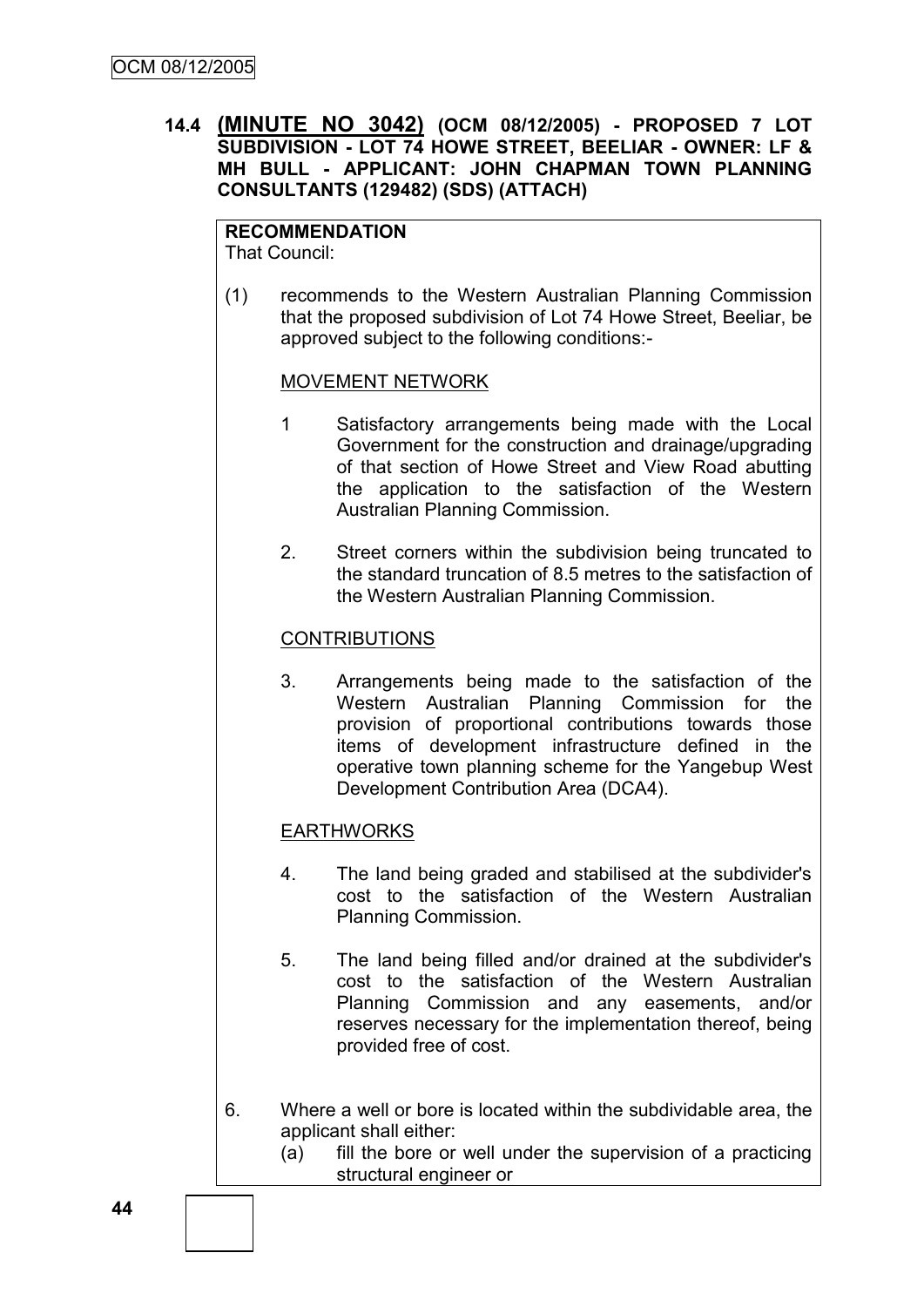**14.4 (MINUTE NO 3042) (OCM 08/12/2005) - PROPOSED 7 LOT SUBDIVISION - LOT 74 HOWE STREET, BEELIAR - OWNER: LF & MH BULL - APPLICANT: JOHN CHAPMAN TOWN PLANNING CONSULTANTS (129482) (SDS) (ATTACH)**

**RECOMMENDATION**

That Council:

(1) recommends to the Western Australian Planning Commission that the proposed subdivision of Lot 74 Howe Street, Beeliar, be approved subject to the following conditions:-

MOVEMENT NETWORK

1 Satisfactory arrangements being made with the Local Government for the construction and drainage/upgrading of that section of Howe Street and View Road abutting the application to the satisfaction of the Western Australian Planning Commission.

2. Street corners within the subdivision being truncated to the standard truncation of 8.5 metres to the satisfaction of the Western Australian Planning Commission.

CONTRIBUTIONS

3. Arrangements being made to the satisfaction of the Western Australian Planning Commission for the provision of proportional contributions towards those items of development infrastructure defined in the operative town planning scheme for the Yangebup West Development Contribution Area (DCA4).

EARTHWORKS

4. The land being graded and stabilised at the subdivider's cost to the satisfaction of the Western Australian Planning Commission.

5. The land being filled and/or drained at the subdivider's cost to the satisfaction of the Western Australian Planning Commission and any easements, and/or reserves necessary for the implementation thereof, being provided free of cost.

6. Where a well or bore is located within the subdividable area, the applicant shall either:
   (a) fill the bore or well under the supervision of a practicing structural engineer or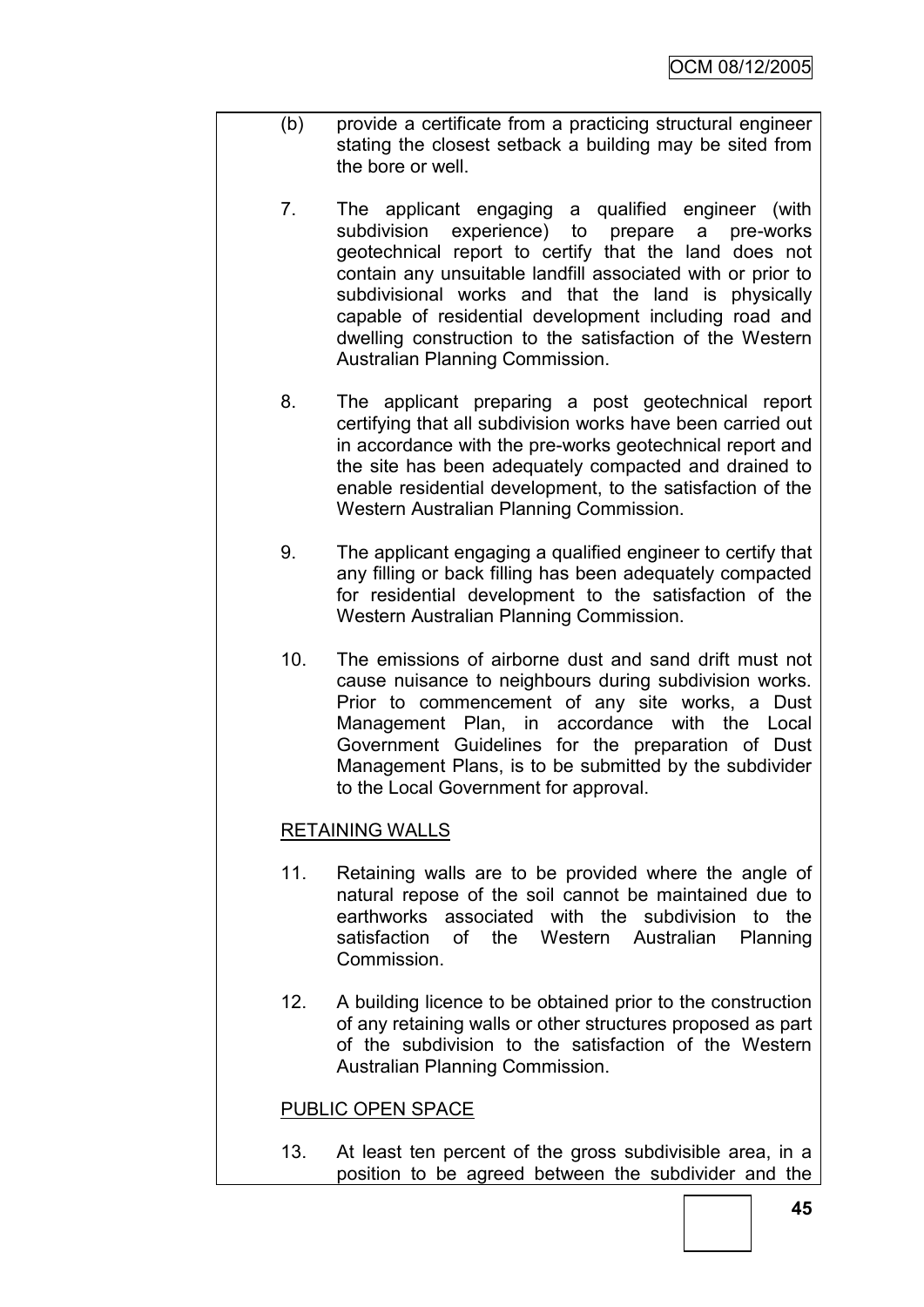(b) provide a certificate from a practicing structural engineer stating the closest setback a building may be sited from the bore or well.

7. The applicant engaging a qualified engineer (with subdivision experience) to prepare a pre-works geotechnical report to certify that the land does not contain any unsuitable landfill associated with or prior to subdivisional works and that the land is physically capable of residential development including road and dwelling construction to the satisfaction of the Western Australian Planning Commission.

8. The applicant preparing a post geotechnical report certifying that all subdivision works have been carried out in accordance with the pre-works geotechnical report and the site has been adequately compacted and drained to enable residential development, to the satisfaction of the Western Australian Planning Commission.

9. The applicant engaging a qualified engineer to certify that any filling or back filling has been adequately compacted for residential development to the satisfaction of the Western Australian Planning Commission.

10. The emissions of airborne dust and sand drift must not cause nuisance to neighbours during subdivision works. Prior to commencement of any site works, a Dust Management Plan, in accordance with the Local Government Guidelines for the preparation of Dust Management Plans, is to be submitted by the subdivider to the Local Government for approval.

<u>RETAINING WALLS</u>

11. Retaining walls are to be provided where the angle of natural repose of the soil cannot be maintained due to earthworks associated with the subdivision to the satisfaction of the Western Australian Planning Commission.

12. A building licence to be obtained prior to the construction of any retaining walls or other structures proposed as part of the subdivision to the satisfaction of the Western Australian Planning Commission.

<u>PUBLIC OPEN SPACE</u>

13. At least ten percent of the gross subdivisible area, in a position to be agreed between the subdivider and the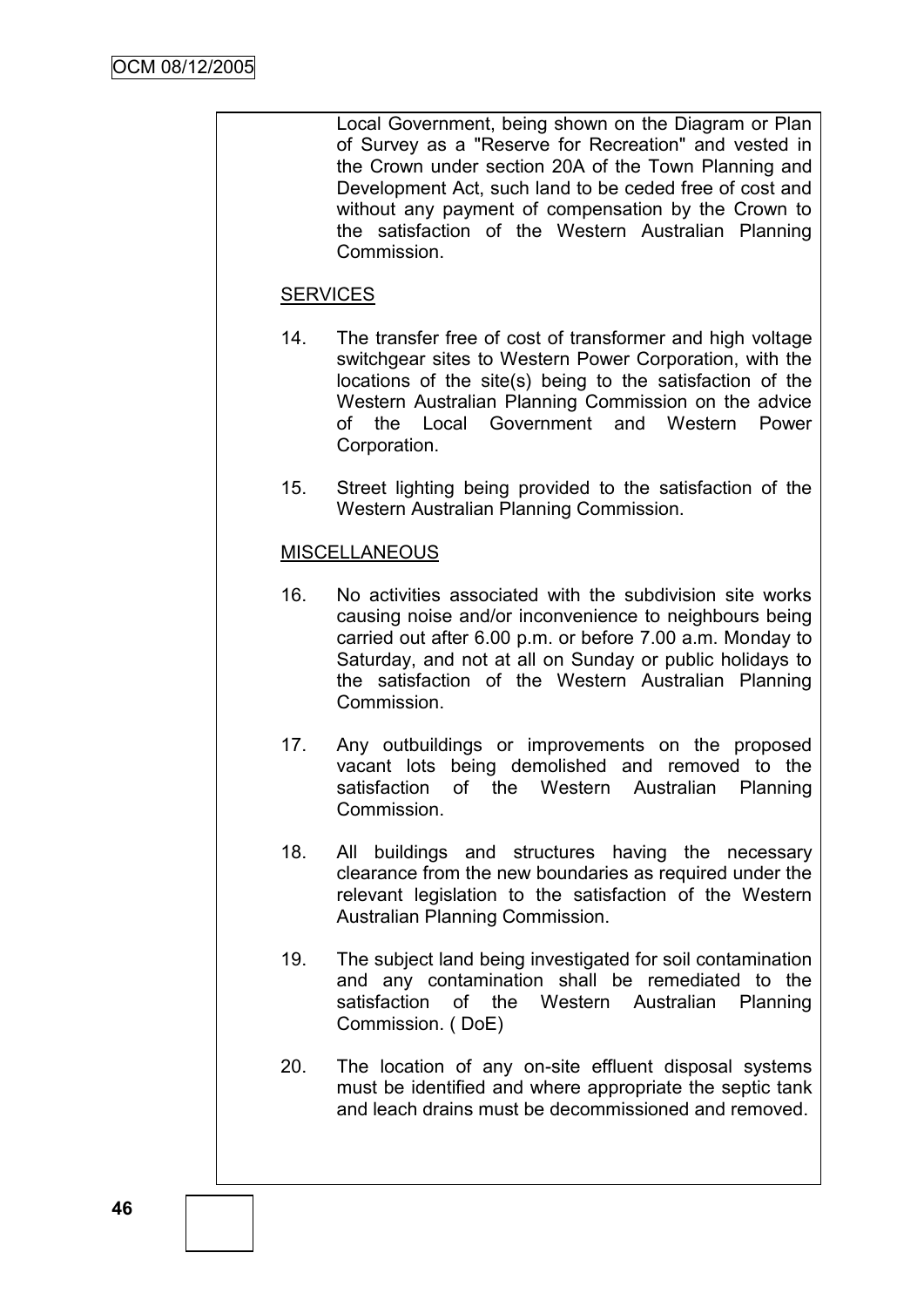Local Government, being shown on the Diagram or Plan of Survey as a "Reserve for Recreation" and vested in the Crown under section 20A of the Town Planning and Development Act, such land to be ceded free of cost and without any payment of compensation by the Crown to the satisfaction of the Western Australian Planning Commission.

SERVICES

14. The transfer free of cost of transformer and high voltage switchgear sites to Western Power Corporation, with the locations of the site(s) being to the satisfaction of the Western Australian Planning Commission on the advice of the Local Government and Western Power Corporation.

15. Street lighting being provided to the satisfaction of the Western Australian Planning Commission.

MISCELLANEOUS

16. No activities associated with the subdivision site works causing noise and/or inconvenience to neighbours being carried out after 6.00 p.m. or before 7.00 a.m. Monday to Saturday, and not at all on Sunday or public holidays to the satisfaction of the Western Australian Planning Commission.

17. Any outbuildings or improvements on the proposed vacant lots being demolished and removed to the satisfaction of the Western Australian Planning Commission.

18. All buildings and structures having the necessary clearance from the new boundaries as required under the relevant legislation to the satisfaction of the Western Australian Planning Commission.

19. The subject land being investigated for soil contamination and any contamination shall be remediated to the satisfaction of the Western Australian Planning Commission. ( DoE)

20. The location of any on-site effluent disposal systems must be identified and where appropriate the septic tank and leach drains must be decommissioned and removed.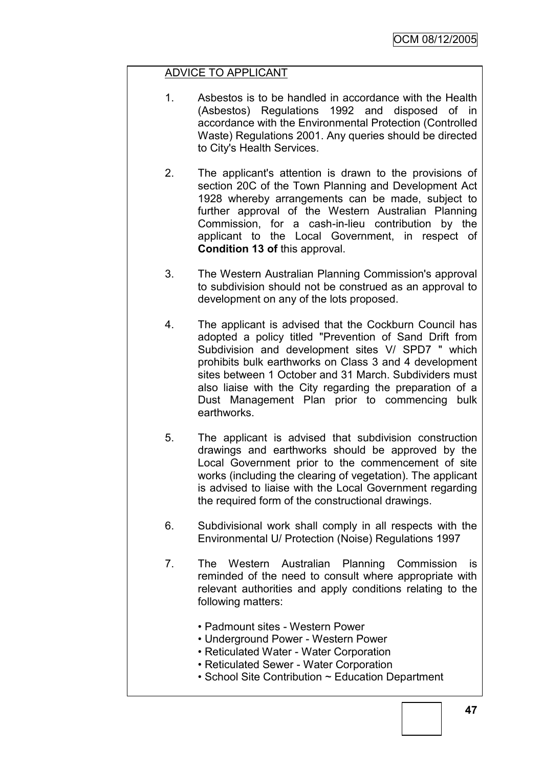ADVICE TO APPLICANT

1. Asbestos is to be handled in accordance with the Health (Asbestos) Regulations 1992 and disposed of in accordance with the Environmental Protection (Controlled Waste) Regulations 2001. Any queries should be directed to City's Health Services.

2. The applicant's attention is drawn to the provisions of section 20C of the Town Planning and Development Act 1928 whereby arrangements can be made, subject to further approval of the Western Australian Planning Commission, for a cash-in-lieu contribution by the applicant to the Local Government, in respect of **Condition 13 of** this approval.

3. The Western Australian Planning Commission's approval to subdivision should not be construed as an approval to development on any of the lots proposed.

4. The applicant is advised that the Cockburn Council has adopted a policy titled "Prevention of Sand Drift from Subdivision and development sites V/ SPD7 " which prohibits bulk earthworks on Class 3 and 4 development sites between 1 October and 31 March. Subdividers must also liaise with the City regarding the preparation of a Dust Management Plan prior to commencing bulk earthworks.

5. The applicant is advised that subdivision construction drawings and earthworks should be approved by the Local Government prior to the commencement of site works (including the clearing of vegetation). The applicant is advised to liaise with the Local Government regarding the required form of the constructional drawings.

6. Subdivisional work shall comply in all respects with the Environmental U/ Protection (Noise) Regulations 1997

7. The Western Australian Planning Commission is reminded of the need to consult where appropriate with relevant authorities and apply conditions relating to the following matters:

   - Padmount sites - Western Power
   - Underground Power - Western Power
   - Reticulated Water - Water Corporation
   - Reticulated Sewer - Water Corporation
   - School Site Contribution ~ Education Department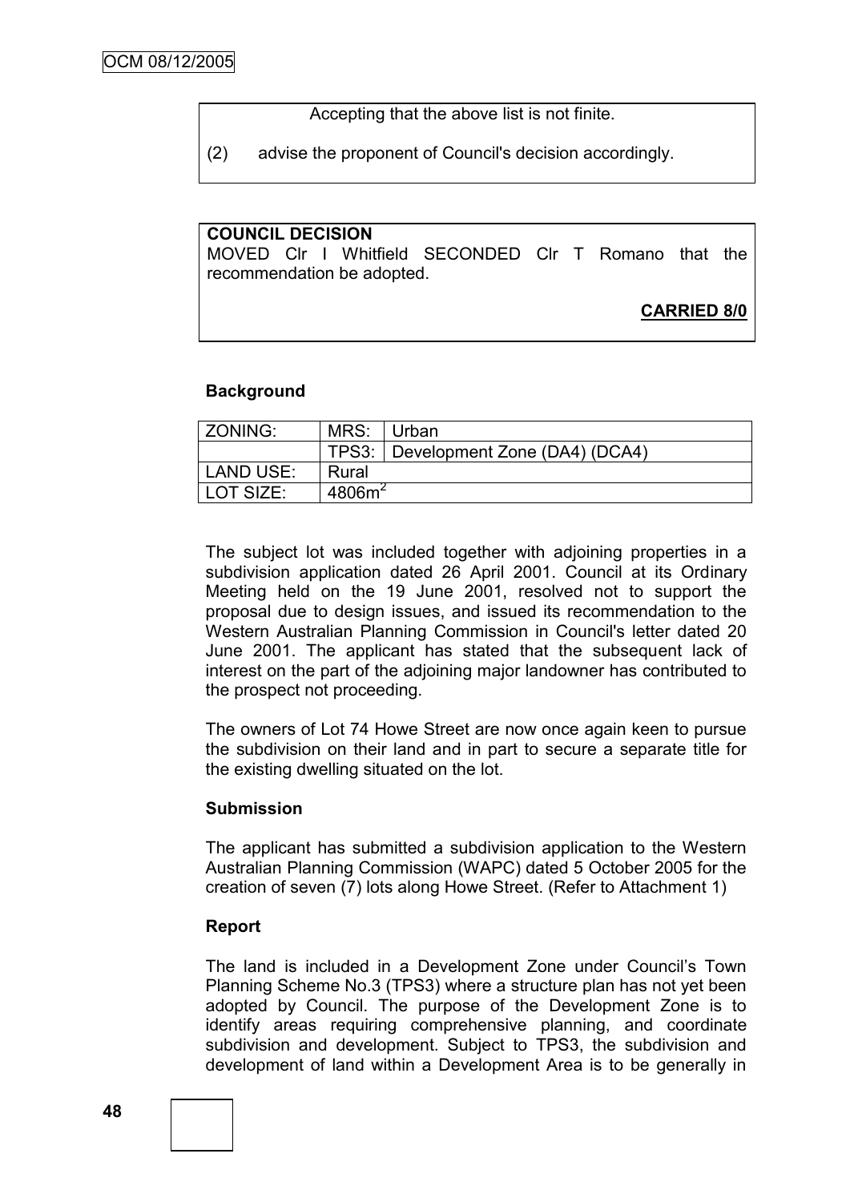Accepting that the above list is not finite.

(2) advise the proponent of Council's decision accordingly.

**COUNCIL DECISION**

MOVED Clr I Whitfield SECONDED Clr T Romano that the recommendation be adopted.

**CARRIED 8/0**

**Background**

| ZONING: | MRS: | Urban |
|---|---|---|
| | TPS3: | Development Zone (DA4) (DCA4) |
| LAND USE: | Rural | |
| LOT SIZE: | $4806m^2$ | |

The subject lot was included together with adjoining properties in a subdivision application dated 26 April 2001. Council at its Ordinary Meeting held on the 19 June 2001, resolved not to support the proposal due to design issues, and issued its recommendation to the Western Australian Planning Commission in Council's letter dated 20 June 2001. The applicant has stated that the subsequent lack of interest on the part of the adjoining major landowner has contributed to the prospect not proceeding.

The owners of Lot 74 Howe Street are now once again keen to pursue the subdivision on their land and in part to secure a separate title for the existing dwelling situated on the lot.

**Submission**

The applicant has submitted a subdivision application to the Western Australian Planning Commission (WAPC) dated 5 October 2005 for the creation of seven (7) lots along Howe Street. (Refer to Attachment 1)

**Report**

The land is included in a Development Zone under Council's Town Planning Scheme No.3 (TPS3) where a structure plan has not yet been adopted by Council. The purpose of the Development Zone is to identify areas requiring comprehensive planning, and coordinate subdivision and development. Subject to TPS3, the subdivision and development of land within a Development Area is to be generally in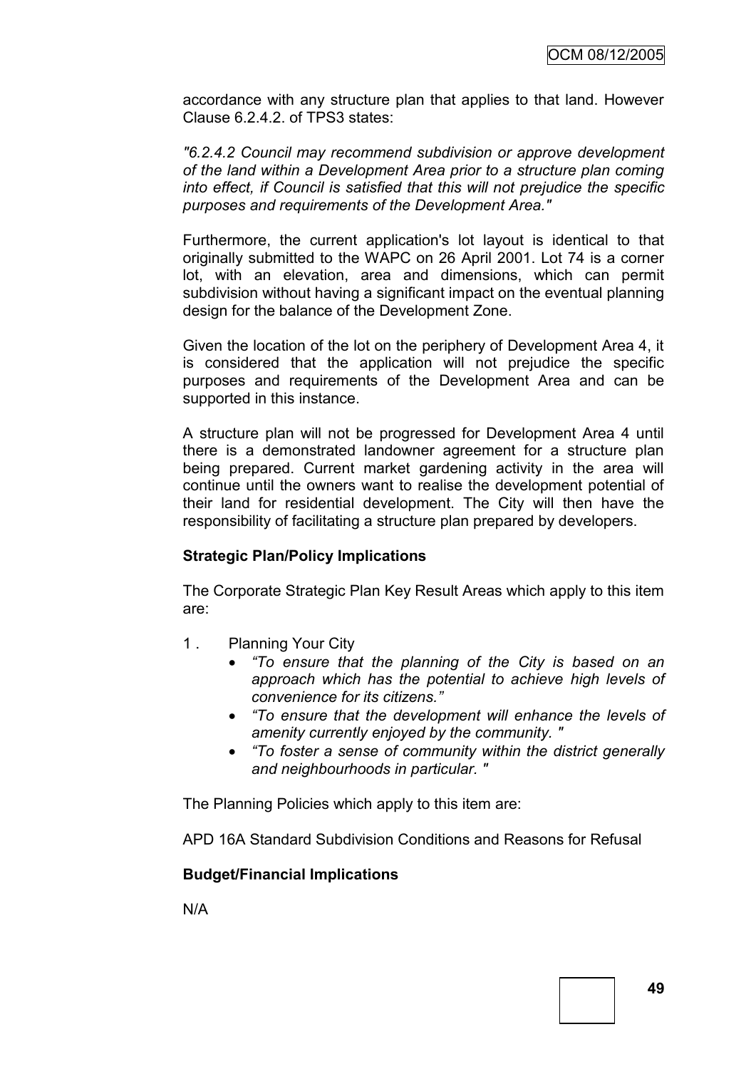accordance with any structure plan that applies to that land. However Clause 6.2.4.2. of TPS3 states:

*"6.2.4.2 Council may recommend subdivision or approve development of the land within a Development Area prior to a structure plan coming into effect, if Council is satisfied that this will not prejudice the specific purposes and requirements of the Development Area."*

Furthermore, the current application's lot layout is identical to that originally submitted to the WAPC on 26 April 2001. Lot 74 is a corner lot, with an elevation, area and dimensions, which can permit subdivision without having a significant impact on the eventual planning design for the balance of the Development Zone.

Given the location of the lot on the periphery of Development Area 4, it is considered that the application will not prejudice the specific purposes and requirements of the Development Area and can be supported in this instance.

A structure plan will not be progressed for Development Area 4 until there is a demonstrated landowner agreement for a structure plan being prepared. Current market gardening activity in the area will continue until the owners want to realise the development potential of their land for residential development. The City will then have the responsibility of facilitating a structure plan prepared by developers.

**Strategic Plan/Policy Implications**

The Corporate Strategic Plan Key Result Areas which apply to this item are:

1 . Planning Your City
   - *"To ensure that the planning of the City is based on an approach which has the potential to achieve high levels of convenience for its citizens."*
   - *"To ensure that the development will enhance the levels of amenity currently enjoyed by the community. "*
   - *"To foster a sense of community within the district generally and neighbourhoods in particular. "*

The Planning Policies which apply to this item are:

APD 16A Standard Subdivision Conditions and Reasons for Refusal

**Budget/Financial Implications**

N/A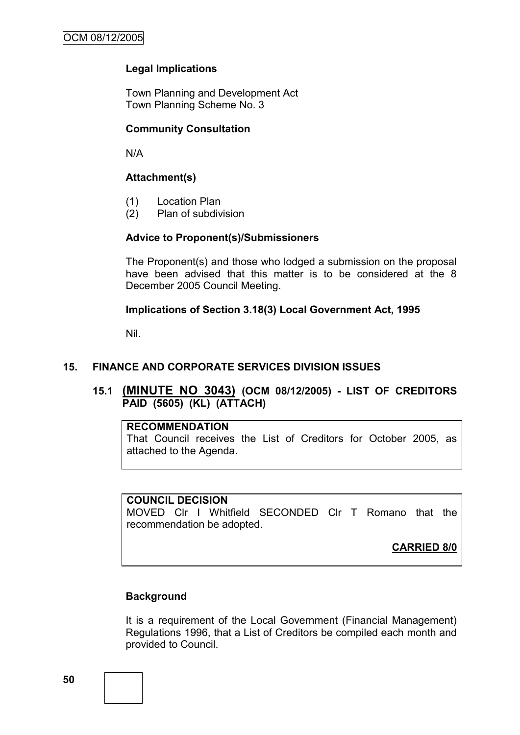**Legal Implications**

Town Planning and Development Act
Town Planning Scheme No. 3

**Community Consultation**

N/A

**Attachment(s)**

(1) Location Plan
(2) Plan of subdivision

**Advice to Proponent(s)/Submissioners**

The Proponent(s) and those who lodged a submission on the proposal have been advised that this matter is to be considered at the 8 December 2005 Council Meeting.

**Implications of Section 3.18(3) Local Government Act, 1995**

Nil.

## 15. FINANCE AND CORPORATE SERVICES DIVISION ISSUES

### 15.1 (MINUTE NO 3043) (OCM 08/12/2005) - LIST OF CREDITORS PAID (5605) (KL) (ATTACH)

**RECOMMENDATION**
That Council receives the List of Creditors for October 2005, as attached to the Agenda.

**COUNCIL DECISION**
MOVED Clr I Whitfield SECONDED Clr T Romano that the recommendation be adopted.

**CARRIED 8/0**

**Background**

It is a requirement of the Local Government (Financial Management) Regulations 1996, that a List of Creditors be compiled each month and provided to Council.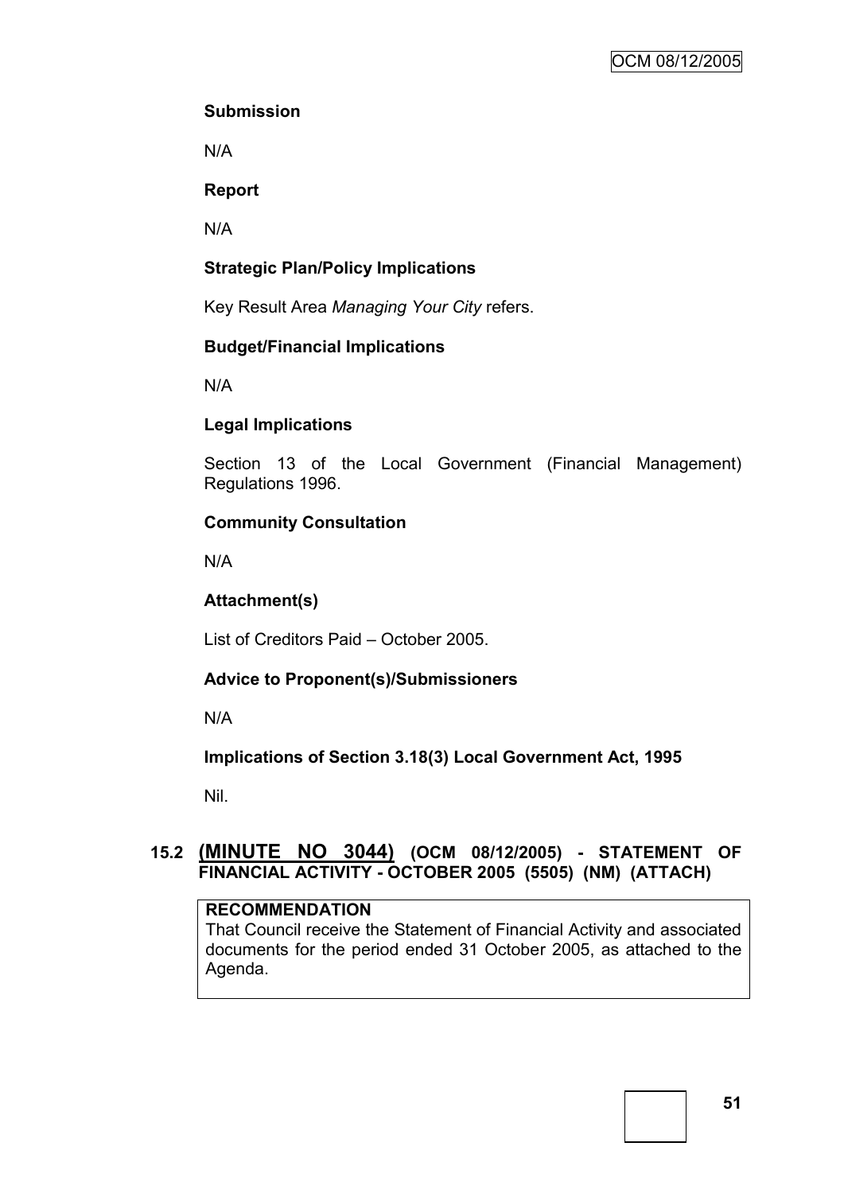**Submission**

N/A

**Report**

N/A

**Strategic Plan/Policy Implications**

Key Result Area *Managing Your City* refers.

**Budget/Financial Implications**

N/A

**Legal Implications**

Section 13 of the Local Government (Financial Management) Regulations 1996.

**Community Consultation**

N/A

**Attachment(s)**

List of Creditors Paid – October 2005.

**Advice to Proponent(s)/Submissioners**

N/A

**Implications of Section 3.18(3) Local Government Act, 1995**

Nil.

## 15.2 (MINUTE NO 3044) (OCM 08/12/2005) - STATEMENT OF FINANCIAL ACTIVITY - OCTOBER 2005 (5505) (NM) (ATTACH)

**RECOMMENDATION**

That Council receive the Statement of Financial Activity and associated documents for the period ended 31 October 2005, as attached to the Agenda.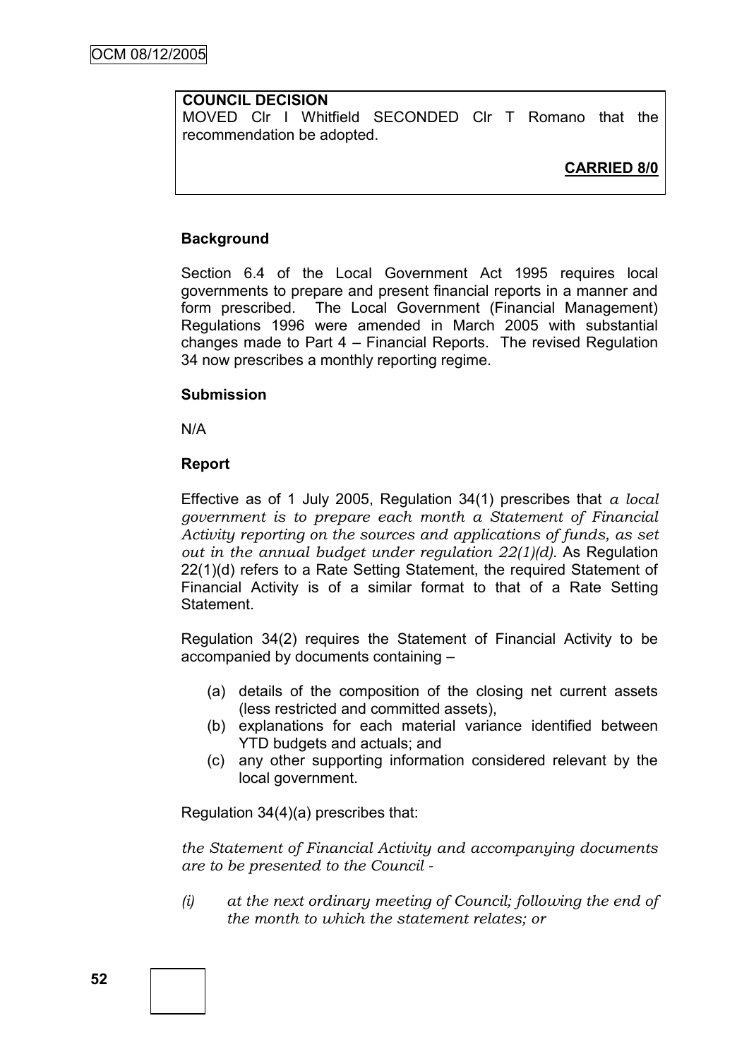**COUNCIL DECISION**
MOVED Clr I Whitfield SECONDED Clr T Romano that the recommendation be adopted.

**CARRIED 8/0**

**Background**

Section 6.4 of the Local Government Act 1995 requires local governments to prepare and present financial reports in a manner and form prescribed. The Local Government (Financial Management) Regulations 1996 were amended in March 2005 with substantial changes made to Part 4 – Financial Reports. The revised Regulation 34 now prescribes a monthly reporting regime.

**Submission**

N/A

**Report**

Effective as of 1 July 2005, Regulation 34(1) prescribes that *a local government is to prepare each month a Statement of Financial Activity reporting on the sources and applications of funds, as set out in the annual budget under regulation 22(1)(d)*. As Regulation 22(1)(d) refers to a Rate Setting Statement, the required Statement of Financial Activity is of a similar format to that of a Rate Setting Statement.

Regulation 34(2) requires the Statement of Financial Activity to be accompanied by documents containing –

(a) details of the composition of the closing net current assets (less restricted and committed assets),
(b) explanations for each material variance identified between YTD budgets and actuals; and
(c) any other supporting information considered relevant by the local government.

Regulation 34(4)(a) prescribes that:

*the Statement of Financial Activity and accompanying documents are to be presented to the Council -*

*(i) at the next ordinary meeting of Council; following the end of the month to which the statement relates; or*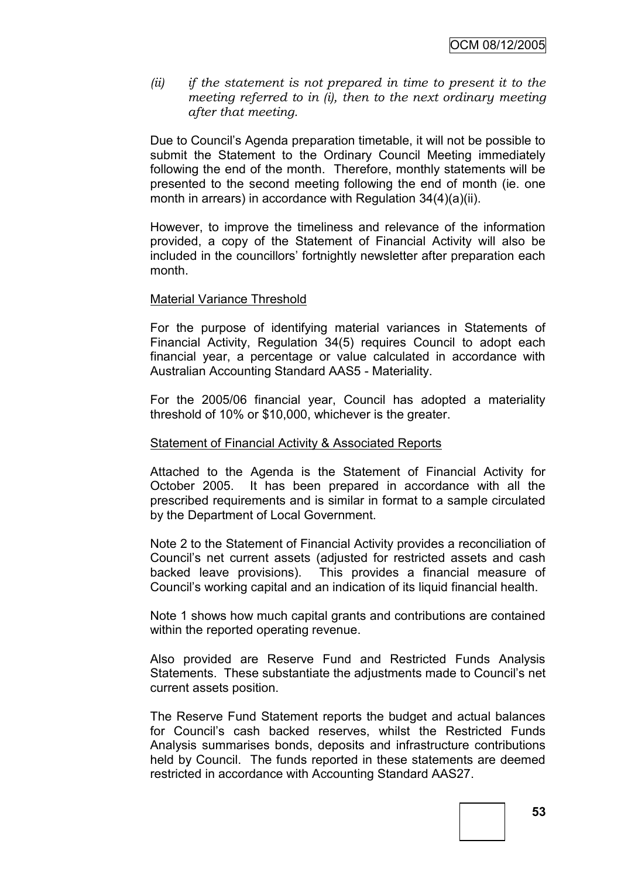*(ii) if the statement is not prepared in time to present it to the meeting referred to in (i), then to the next ordinary meeting after that meeting.*

Due to Council's Agenda preparation timetable, it will not be possible to submit the Statement to the Ordinary Council Meeting immediately following the end of the month. Therefore, monthly statements will be presented to the second meeting following the end of month (ie. one month in arrears) in accordance with Regulation 34(4)(a)(ii).

However, to improve the timeliness and relevance of the information provided, a copy of the Statement of Financial Activity will also be included in the councillors' fortnightly newsletter after preparation each month.

<u>Material Variance Threshold</u>

For the purpose of identifying material variances in Statements of Financial Activity, Regulation 34(5) requires Council to adopt each financial year, a percentage or value calculated in accordance with Australian Accounting Standard AAS5 - Materiality.

For the 2005/06 financial year, Council has adopted a materiality threshold of 10% or $10,000, whichever is the greater.

<u>Statement of Financial Activity & Associated Reports</u>

Attached to the Agenda is the Statement of Financial Activity for October 2005. It has been prepared in accordance with all the prescribed requirements and is similar in format to a sample circulated by the Department of Local Government.

Note 2 to the Statement of Financial Activity provides a reconciliation of Council's net current assets (adjusted for restricted assets and cash backed leave provisions). This provides a financial measure of Council's working capital and an indication of its liquid financial health.

Note 1 shows how much capital grants and contributions are contained within the reported operating revenue.

Also provided are Reserve Fund and Restricted Funds Analysis Statements. These substantiate the adjustments made to Council's net current assets position.

The Reserve Fund Statement reports the budget and actual balances for Council's cash backed reserves, whilst the Restricted Funds Analysis summarises bonds, deposits and infrastructure contributions held by Council. The funds reported in these statements are deemed restricted in accordance with Accounting Standard AAS27.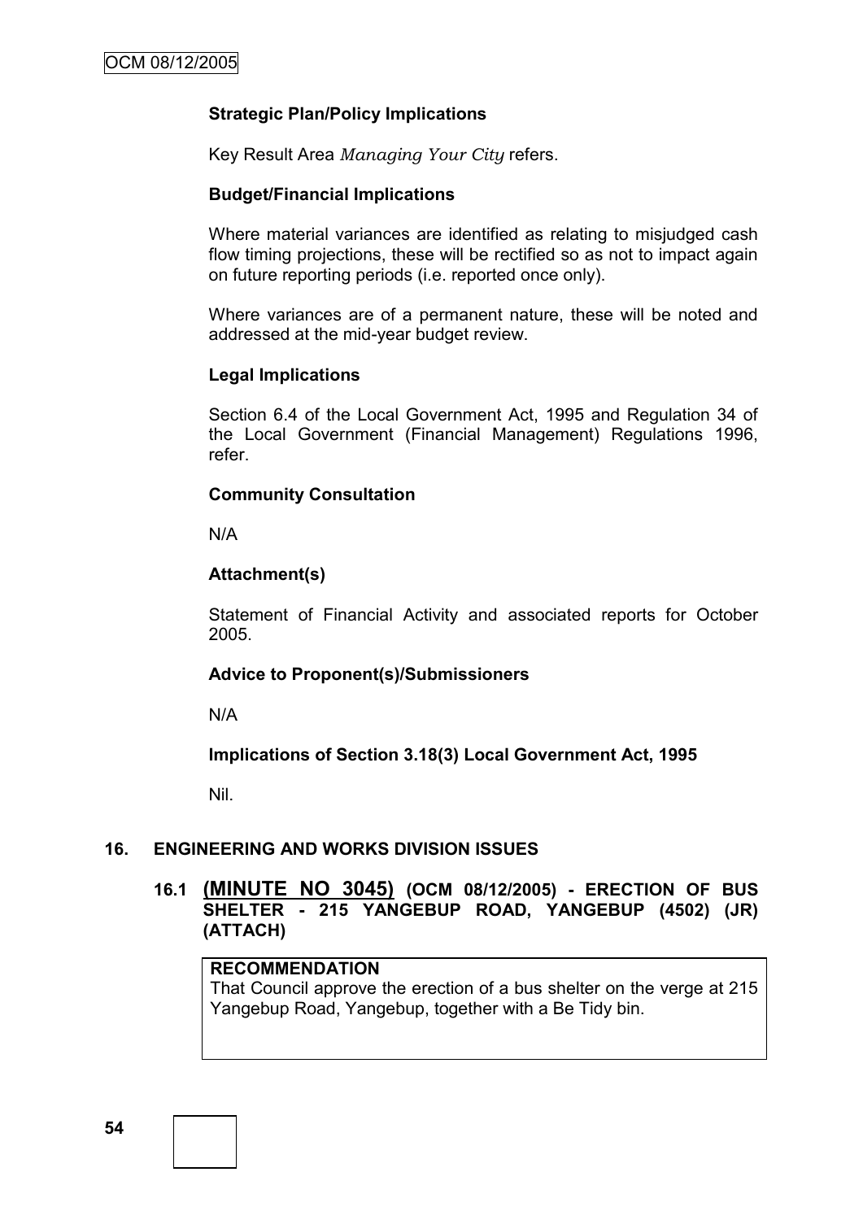**Strategic Plan/Policy Implications**

Key Result Area *Managing Your City* refers.

**Budget/Financial Implications**

Where material variances are identified as relating to misjudged cash flow timing projections, these will be rectified so as not to impact again on future reporting periods (i.e. reported once only).

Where variances are of a permanent nature, these will be noted and addressed at the mid-year budget review.

**Legal Implications**

Section 6.4 of the Local Government Act, 1995 and Regulation 34 of the Local Government (Financial Management) Regulations 1996, refer.

**Community Consultation**

N/A

**Attachment(s)**

Statement of Financial Activity and associated reports for October 2005.

**Advice to Proponent(s)/Submissioners**

N/A

**Implications of Section 3.18(3) Local Government Act, 1995**

Nil.

## 16. ENGINEERING AND WORKS DIVISION ISSUES

### 16.1 (MINUTE NO 3045) (OCM 08/12/2005) - ERECTION OF BUS SHELTER - 215 YANGEBUP ROAD, YANGEBUP (4502) (JR) (ATTACH)

**RECOMMENDATION**
That Council approve the erection of a bus shelter on the verge at 215 Yangebup Road, Yangebup, together with a Be Tidy bin.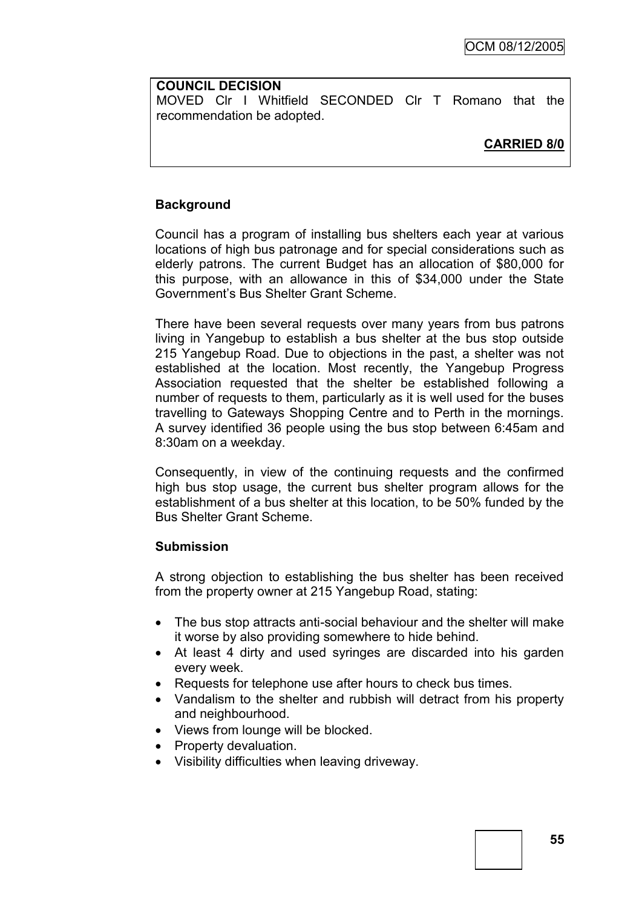**COUNCIL DECISION**
MOVED Clr I Whitfield SECONDED Clr T Romano that the recommendation be adopted.

**CARRIED 8/0**

**Background**

Council has a program of installing bus shelters each year at various locations of high bus patronage and for special considerations such as elderly patrons. The current Budget has an allocation of $80,000 for this purpose, with an allowance in this of $34,000 under the State Government's Bus Shelter Grant Scheme.

There have been several requests over many years from bus patrons living in Yangebup to establish a bus shelter at the bus stop outside 215 Yangebup Road. Due to objections in the past, a shelter was not established at the location. Most recently, the Yangebup Progress Association requested that the shelter be established following a number of requests to them, particularly as it is well used for the buses travelling to Gateways Shopping Centre and to Perth in the mornings. A survey identified 36 people using the bus stop between 6:45am and 8:30am on a weekday.

Consequently, in view of the continuing requests and the confirmed high bus stop usage, the current bus shelter program allows for the establishment of a bus shelter at this location, to be 50% funded by the Bus Shelter Grant Scheme.

**Submission**

A strong objection to establishing the bus shelter has been received from the property owner at 215 Yangebup Road, stating:

- The bus stop attracts anti-social behaviour and the shelter will make it worse by also providing somewhere to hide behind.
- At least 4 dirty and used syringes are discarded into his garden every week.
- Requests for telephone use after hours to check bus times.
- Vandalism to the shelter and rubbish will detract from his property and neighbourhood.
- Views from lounge will be blocked.
- Property devaluation.
- Visibility difficulties when leaving driveway.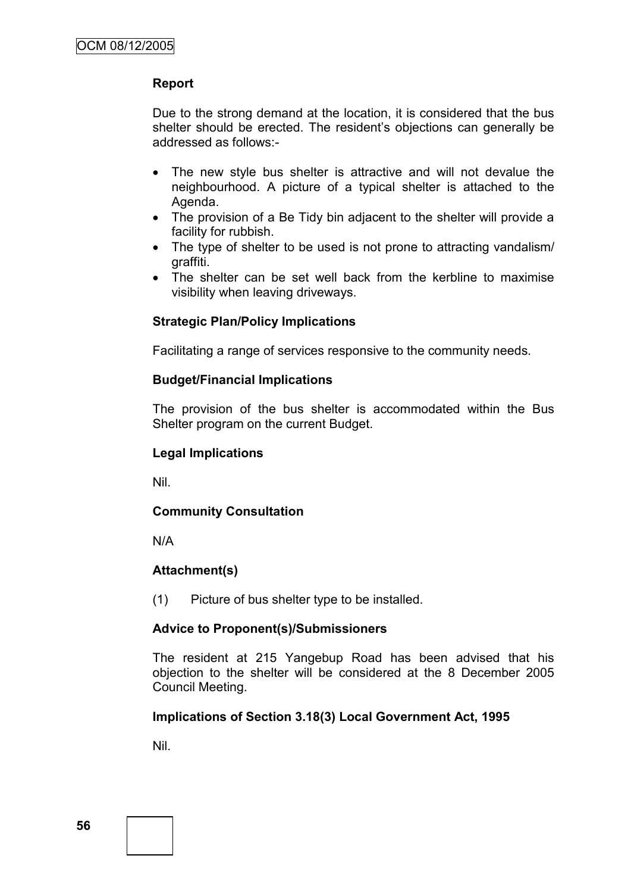**Report**

Due to the strong demand at the location, it is considered that the bus shelter should be erected. The resident's objections can generally be addressed as follows:-

- The new style bus shelter is attractive and will not devalue the neighbourhood. A picture of a typical shelter is attached to the Agenda.
- The provision of a Be Tidy bin adjacent to the shelter will provide a facility for rubbish.
- The type of shelter to be used is not prone to attracting vandalism/ graffiti.
- The shelter can be set well back from the kerbline to maximise visibility when leaving driveways.

**Strategic Plan/Policy Implications**

Facilitating a range of services responsive to the community needs.

**Budget/Financial Implications**

The provision of the bus shelter is accommodated within the Bus Shelter program on the current Budget.

**Legal Implications**

Nil.

**Community Consultation**

N/A

**Attachment(s)**

(1) Picture of bus shelter type to be installed.

**Advice to Proponent(s)/Submissioners**

The resident at 215 Yangebup Road has been advised that his objection to the shelter will be considered at the 8 December 2005 Council Meeting.

**Implications of Section 3.18(3) Local Government Act, 1995**

Nil.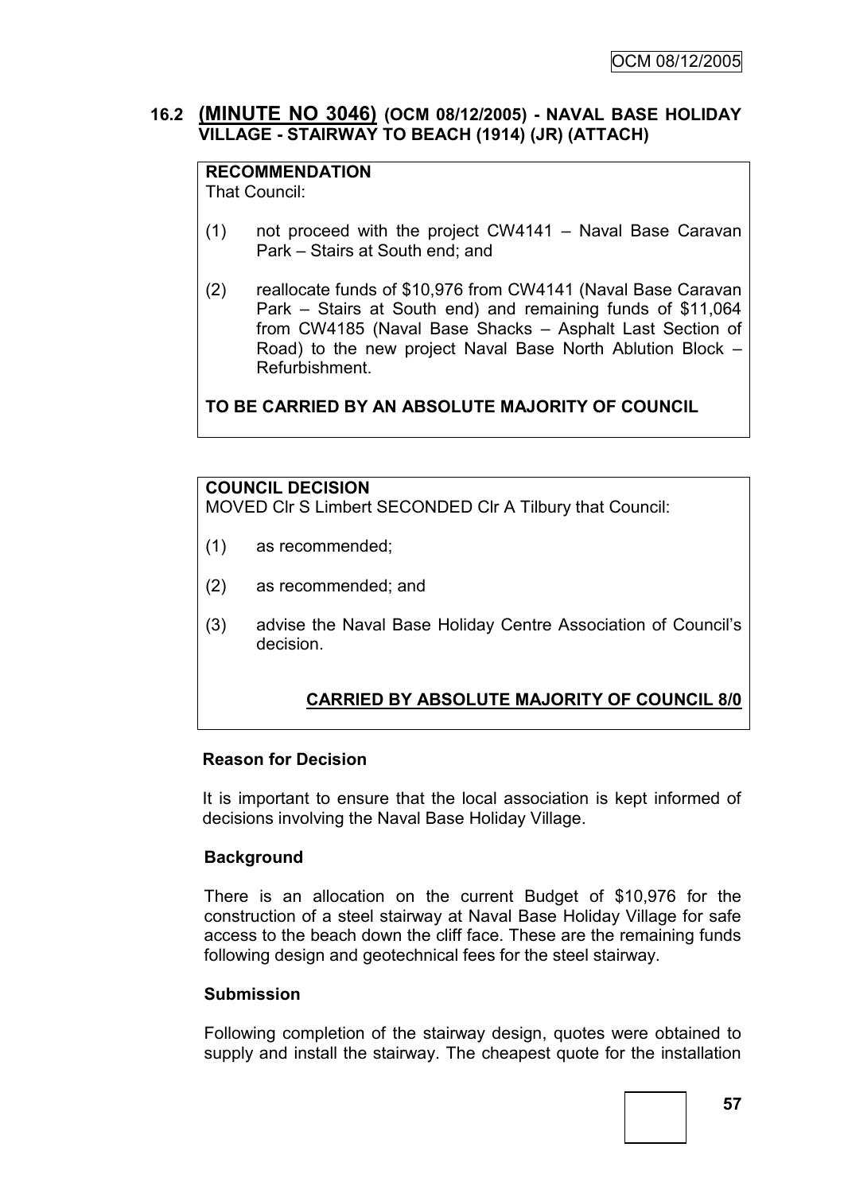## 16.2 (MINUTE NO 3046) (OCM 08/12/2005) - NAVAL BASE HOLIDAY VILLAGE - STAIRWAY TO BEACH (1914) (JR) (ATTACH)

**RECOMMENDATION**

That Council:

(1) not proceed with the project CW4141 – Naval Base Caravan Park – Stairs at South end; and

(2) reallocate funds of $10,976 from CW4141 (Naval Base Caravan Park – Stairs at South end) and remaining funds of $11,064 from CW4185 (Naval Base Shacks – Asphalt Last Section of Road) to the new project Naval Base North Ablution Block – Refurbishment.

**TO BE CARRIED BY AN ABSOLUTE MAJORITY OF COUNCIL**

**COUNCIL DECISION**

MOVED Clr S Limbert SECONDED Clr A Tilbury that Council:

(1) as recommended;

(2) as recommended; and

(3) advise the Naval Base Holiday Centre Association of Council's decision.

**CARRIED BY ABSOLUTE MAJORITY OF COUNCIL 8/0**

### Reason for Decision

It is important to ensure that the local association is kept informed of decisions involving the Naval Base Holiday Village.

### Background

There is an allocation on the current Budget of $10,976 for the construction of a steel stairway at Naval Base Holiday Village for safe access to the beach down the cliff face. These are the remaining funds following design and geotechnical fees for the steel stairway.

### Submission

Following completion of the stairway design, quotes were obtained to supply and install the stairway. The cheapest quote for the installation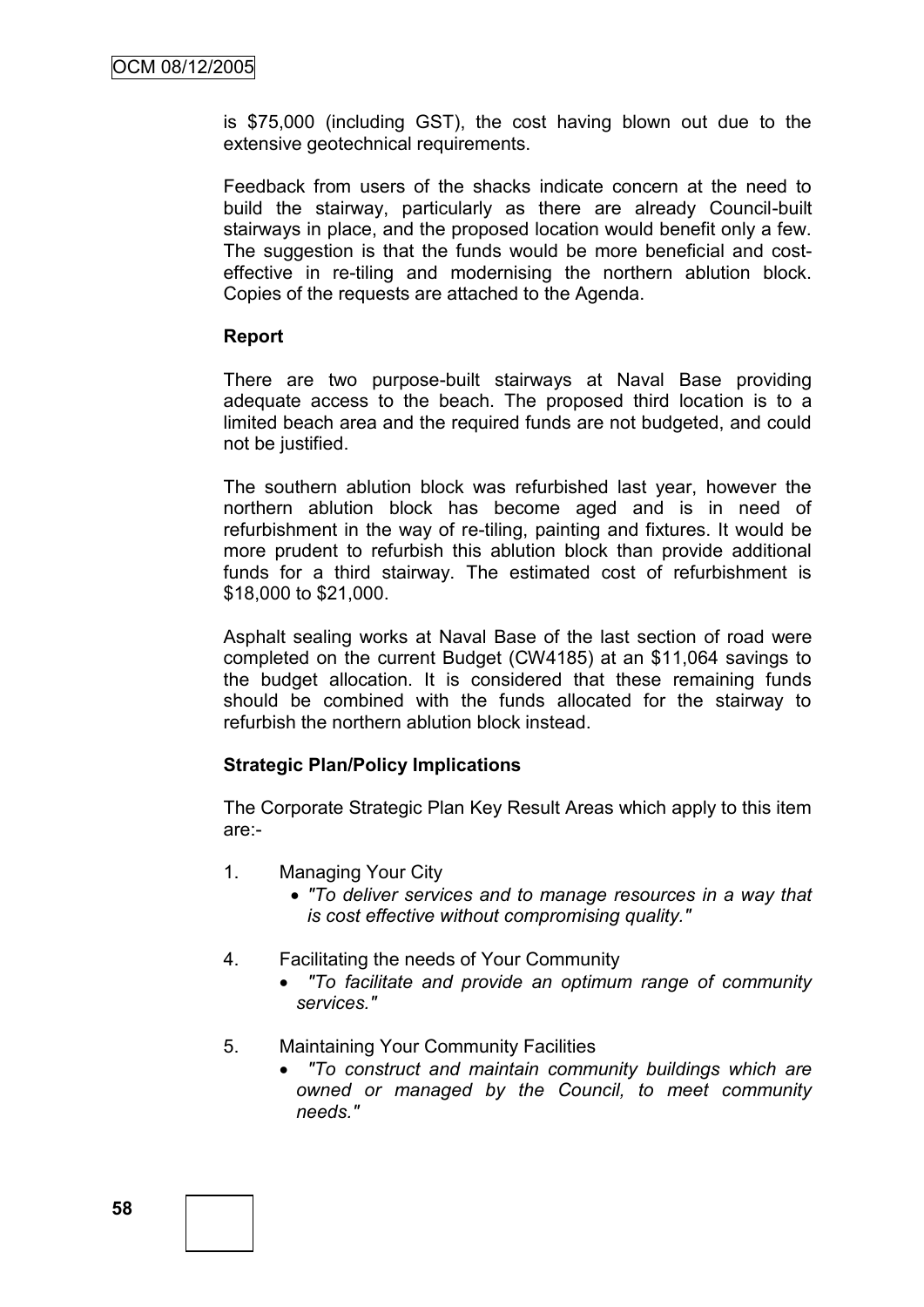is $75,000 (including GST), the cost having blown out due to the extensive geotechnical requirements.

Feedback from users of the shacks indicate concern at the need to build the stairway, particularly as there are already Council-built stairways in place, and the proposed location would benefit only a few. The suggestion is that the funds would be more beneficial and cost-effective in re-tiling and modernising the northern ablution block. Copies of the requests are attached to the Agenda.

**Report**

There are two purpose-built stairways at Naval Base providing adequate access to the beach. The proposed third location is to a limited beach area and the required funds are not budgeted, and could not be justified.

The southern ablution block was refurbished last year, however the northern ablution block has become aged and is in need of refurbishment in the way of re-tiling, painting and fixtures. It would be more prudent to refurbish this ablution block than provide additional funds for a third stairway. The estimated cost of refurbishment is $18,000 to $21,000.

Asphalt sealing works at Naval Base of the last section of road were completed on the current Budget (CW4185) at an $11,064 savings to the budget allocation. It is considered that these remaining funds should be combined with the funds allocated for the stairway to refurbish the northern ablution block instead.

**Strategic Plan/Policy Implications**

The Corporate Strategic Plan Key Result Areas which apply to this item are:-

1. Managing Your City
   - *"To deliver services and to manage resources in a way that is cost effective without compromising quality."*

4. Facilitating the needs of Your Community
   - *"To facilitate and provide an optimum range of community services."*

5. Maintaining Your Community Facilities
   - *"To construct and maintain community buildings which are owned or managed by the Council, to meet community needs."*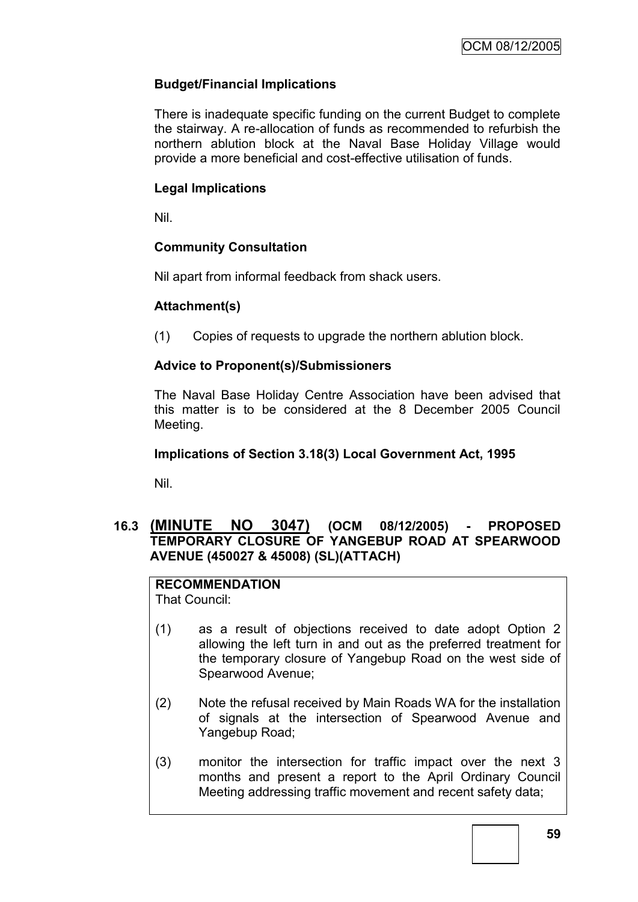**Budget/Financial Implications**

There is inadequate specific funding on the current Budget to complete the stairway. A re-allocation of funds as recommended to refurbish the northern ablution block at the Naval Base Holiday Village would provide a more beneficial and cost-effective utilisation of funds.

**Legal Implications**

Nil.

**Community Consultation**

Nil apart from informal feedback from shack users.

**Attachment(s)**

(1) Copies of requests to upgrade the northern ablution block.

**Advice to Proponent(s)/Submissioners**

The Naval Base Holiday Centre Association have been advised that this matter is to be considered at the 8 December 2005 Council Meeting.

**Implications of Section 3.18(3) Local Government Act, 1995**

Nil.

## 16.3 (MINUTE NO 3047) (OCM 08/12/2005) - PROPOSED TEMPORARY CLOSURE OF YANGEBUP ROAD AT SPEARWOOD AVENUE (450027 & 45008) (SL)(ATTACH)

**RECOMMENDATION**
That Council:

(1) as a result of objections received to date adopt Option 2 allowing the left turn in and out as the preferred treatment for the temporary closure of Yangebup Road on the west side of Spearwood Avenue;

(2) Note the refusal received by Main Roads WA for the installation of signals at the intersection of Spearwood Avenue and Yangebup Road;

(3) monitor the intersection for traffic impact over the next 3 months and present a report to the April Ordinary Council Meeting addressing traffic movement and recent safety data;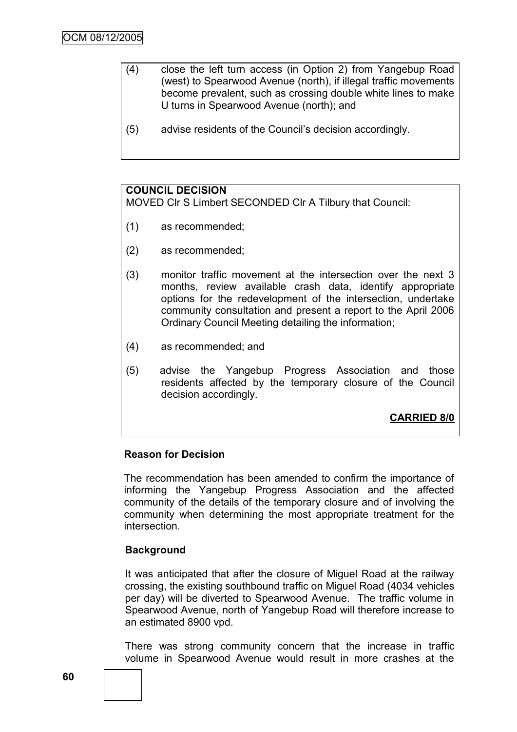(4) close the left turn access (in Option 2) from Yangebup Road (west) to Spearwood Avenue (north), if illegal traffic movements become prevalent, such as crossing double white lines to make U turns in Spearwood Avenue (north); and

(5) advise residents of the Council's decision accordingly.

**COUNCIL DECISION**

MOVED Clr S Limbert SECONDED Clr A Tilbury that Council:

(1) as recommended;

(2) as recommended;

(3) monitor traffic movement at the intersection over the next 3 months, review available crash data, identify appropriate options for the redevelopment of the intersection, undertake community consultation and present a report to the April 2006 Ordinary Council Meeting detailing the information;

(4) as recommended; and

(5) advise the Yangebup Progress Association and those residents affected by the temporary closure of the Council decision accordingly.

**CARRIED 8/0**

**Reason for Decision**

The recommendation has been amended to confirm the importance of informing the Yangebup Progress Association and the affected community of the details of the temporary closure and of involving the community when determining the most appropriate treatment for the intersection.

**Background**

It was anticipated that after the closure of Miguel Road at the railway crossing, the existing southbound traffic on Miguel Road (4034 vehicles per day) will be diverted to Spearwood Avenue. The traffic volume in Spearwood Avenue, north of Yangebup Road will therefore increase to an estimated 8900 vpd.

There was strong community concern that the increase in traffic volume in Spearwood Avenue would result in more crashes at the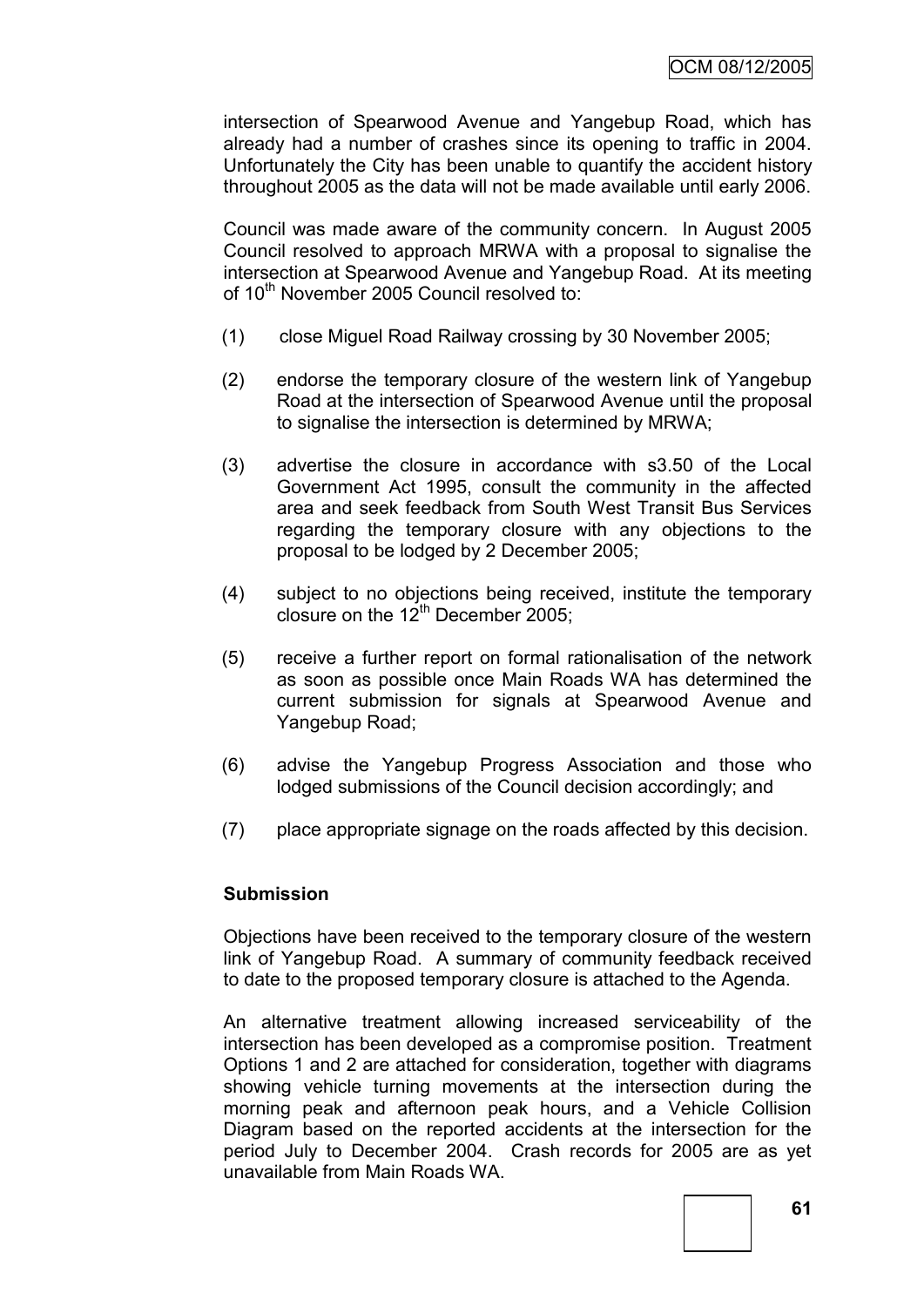intersection of Spearwood Avenue and Yangebup Road, which has already had a number of crashes since its opening to traffic in 2004. Unfortunately the City has been unable to quantify the accident history throughout 2005 as the data will not be made available until early 2006.

Council was made aware of the community concern. In August 2005 Council resolved to approach MRWA with a proposal to signalise the intersection at Spearwood Avenue and Yangebup Road. At its meeting of 10th November 2005 Council resolved to:

(1) close Miguel Road Railway crossing by 30 November 2005;

(2) endorse the temporary closure of the western link of Yangebup Road at the intersection of Spearwood Avenue until the proposal to signalise the intersection is determined by MRWA;

(3) advertise the closure in accordance with s3.50 of the Local Government Act 1995, consult the community in the affected area and seek feedback from South West Transit Bus Services regarding the temporary closure with any objections to the proposal to be lodged by 2 December 2005;

(4) subject to no objections being received, institute the temporary closure on the 12th December 2005;

(5) receive a further report on formal rationalisation of the network as soon as possible once Main Roads WA has determined the current submission for signals at Spearwood Avenue and Yangebup Road;

(6) advise the Yangebup Progress Association and those who lodged submissions of the Council decision accordingly; and

(7) place appropriate signage on the roads affected by this decision.

**Submission**

Objections have been received to the temporary closure of the western link of Yangebup Road. A summary of community feedback received to date to the proposed temporary closure is attached to the Agenda.

An alternative treatment allowing increased serviceability of the intersection has been developed as a compromise position. Treatment Options 1 and 2 are attached for consideration, together with diagrams showing vehicle turning movements at the intersection during the morning peak and afternoon peak hours, and a Vehicle Collision Diagram based on the reported accidents at the intersection for the period July to December 2004. Crash records for 2005 are as yet unavailable from Main Roads WA.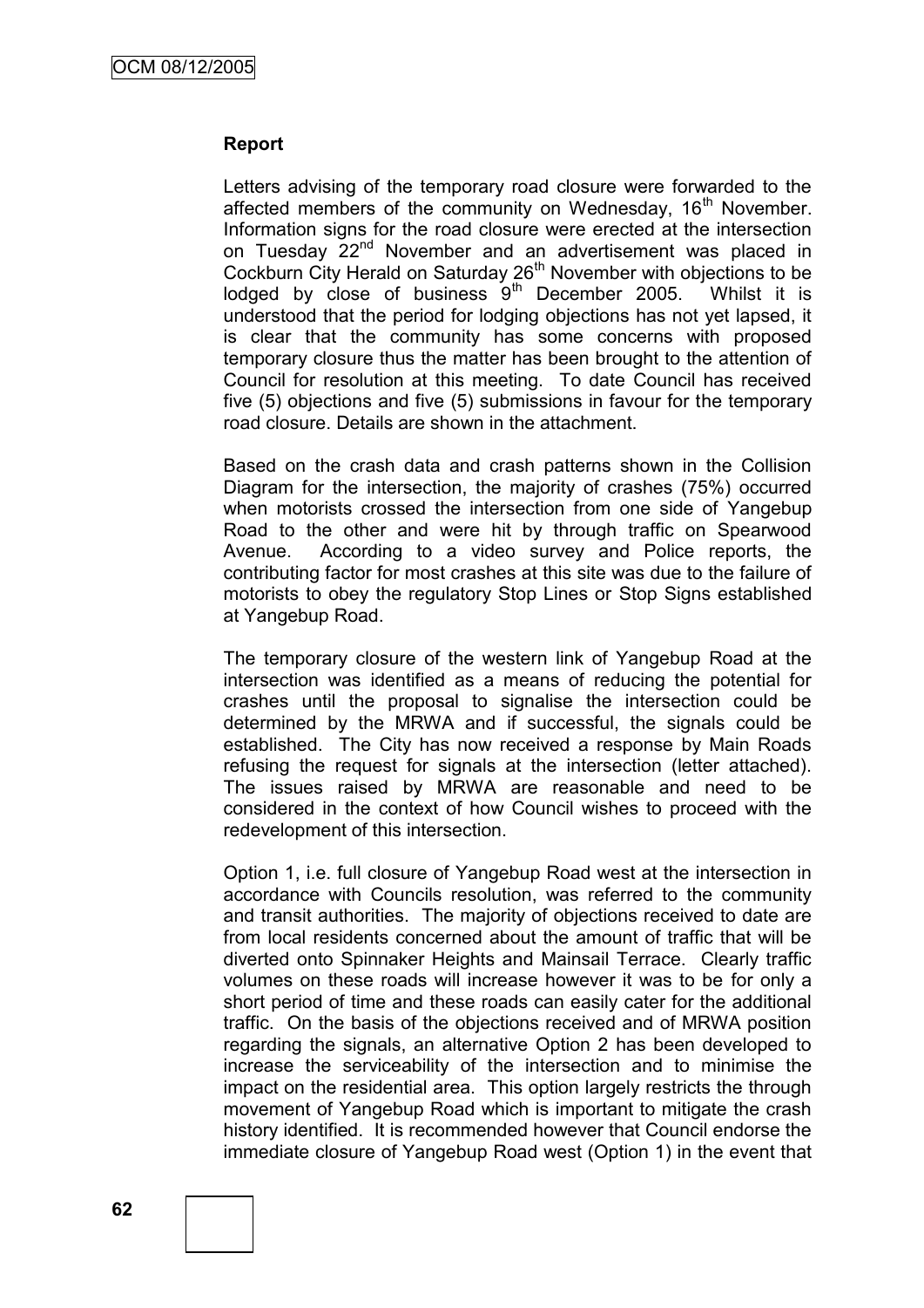### Report

Letters advising of the temporary road closure were forwarded to the affected members of the community on Wednesday, 16th November. Information signs for the road closure were erected at the intersection on Tuesday 22nd November and an advertisement was placed in Cockburn City Herald on Saturday 26th November with objections to be lodged by close of business 9th December 2005. Whilst it is understood that the period for lodging objections has not yet lapsed, it is clear that the community has some concerns with proposed temporary closure thus the matter has been brought to the attention of Council for resolution at this meeting. To date Council has received five (5) objections and five (5) submissions in favour for the temporary road closure. Details are shown in the attachment.

Based on the crash data and crash patterns shown in the Collision Diagram for the intersection, the majority of crashes (75%) occurred when motorists crossed the intersection from one side of Yangebup Road to the other and were hit by through traffic on Spearwood Avenue. According to a video survey and Police reports, the contributing factor for most crashes at this site was due to the failure of motorists to obey the regulatory Stop Lines or Stop Signs established at Yangebup Road.

The temporary closure of the western link of Yangebup Road at the intersection was identified as a means of reducing the potential for crashes until the proposal to signalise the intersection could be determined by the MRWA and if successful, the signals could be established. The City has now received a response by Main Roads refusing the request for signals at the intersection (letter attached). The issues raised by MRWA are reasonable and need to be considered in the context of how Council wishes to proceed with the redevelopment of this intersection.

Option 1, i.e. full closure of Yangebup Road west at the intersection in accordance with Councils resolution, was referred to the community and transit authorities. The majority of objections received to date are from local residents concerned about the amount of traffic that will be diverted onto Spinnaker Heights and Mainsail Terrace. Clearly traffic volumes on these roads will increase however it was to be for only a short period of time and these roads can easily cater for the additional traffic. On the basis of the objections received and of MRWA position regarding the signals, an alternative Option 2 has been developed to increase the serviceability of the intersection and to minimise the impact on the residential area. This option largely restricts the through movement of Yangebup Road which is important to mitigate the crash history identified. It is recommended however that Council endorse the immediate closure of Yangebup Road west (Option 1) in the event that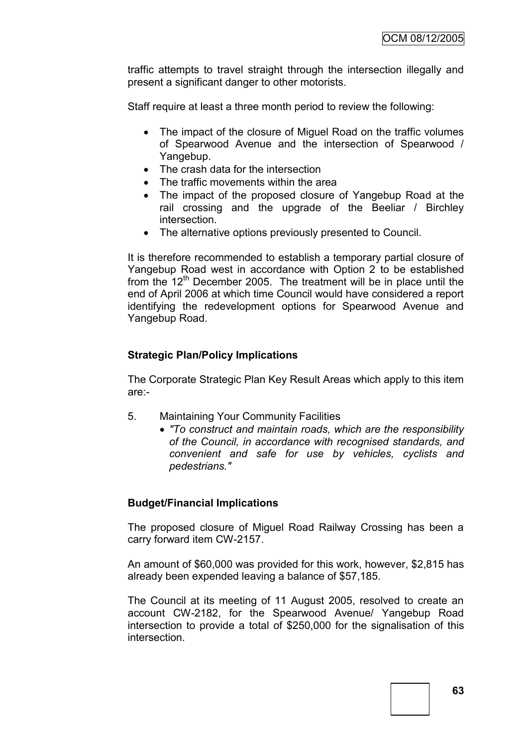traffic attempts to travel straight through the intersection illegally and present a significant danger to other motorists.

Staff require at least a three month period to review the following:

- The impact of the closure of Miguel Road on the traffic volumes of Spearwood Avenue and the intersection of Spearwood / Yangebup.
- The crash data for the intersection
- The traffic movements within the area
- The impact of the proposed closure of Yangebup Road at the rail crossing and the upgrade of the Beeliar / Birchley intersection.
- The alternative options previously presented to Council.

It is therefore recommended to establish a temporary partial closure of Yangebup Road west in accordance with Option 2 to be established from the 12th December 2005. The treatment will be in place until the end of April 2006 at which time Council would have considered a report identifying the redevelopment options for Spearwood Avenue and Yangebup Road.

**Strategic Plan/Policy Implications**

The Corporate Strategic Plan Key Result Areas which apply to this item are:-

5. Maintaining Your Community Facilities
   - *"To construct and maintain roads, which are the responsibility of the Council, in accordance with recognised standards, and convenient and safe for use by vehicles, cyclists and pedestrians."*

**Budget/Financial Implications**

The proposed closure of Miguel Road Railway Crossing has been a carry forward item CW-2157.

An amount of $60,000 was provided for this work, however, $2,815 has already been expended leaving a balance of $57,185.

The Council at its meeting of 11 August 2005, resolved to create an account CW-2182, for the Spearwood Avenue/ Yangebup Road intersection to provide a total of $250,000 for the signalisation of this intersection.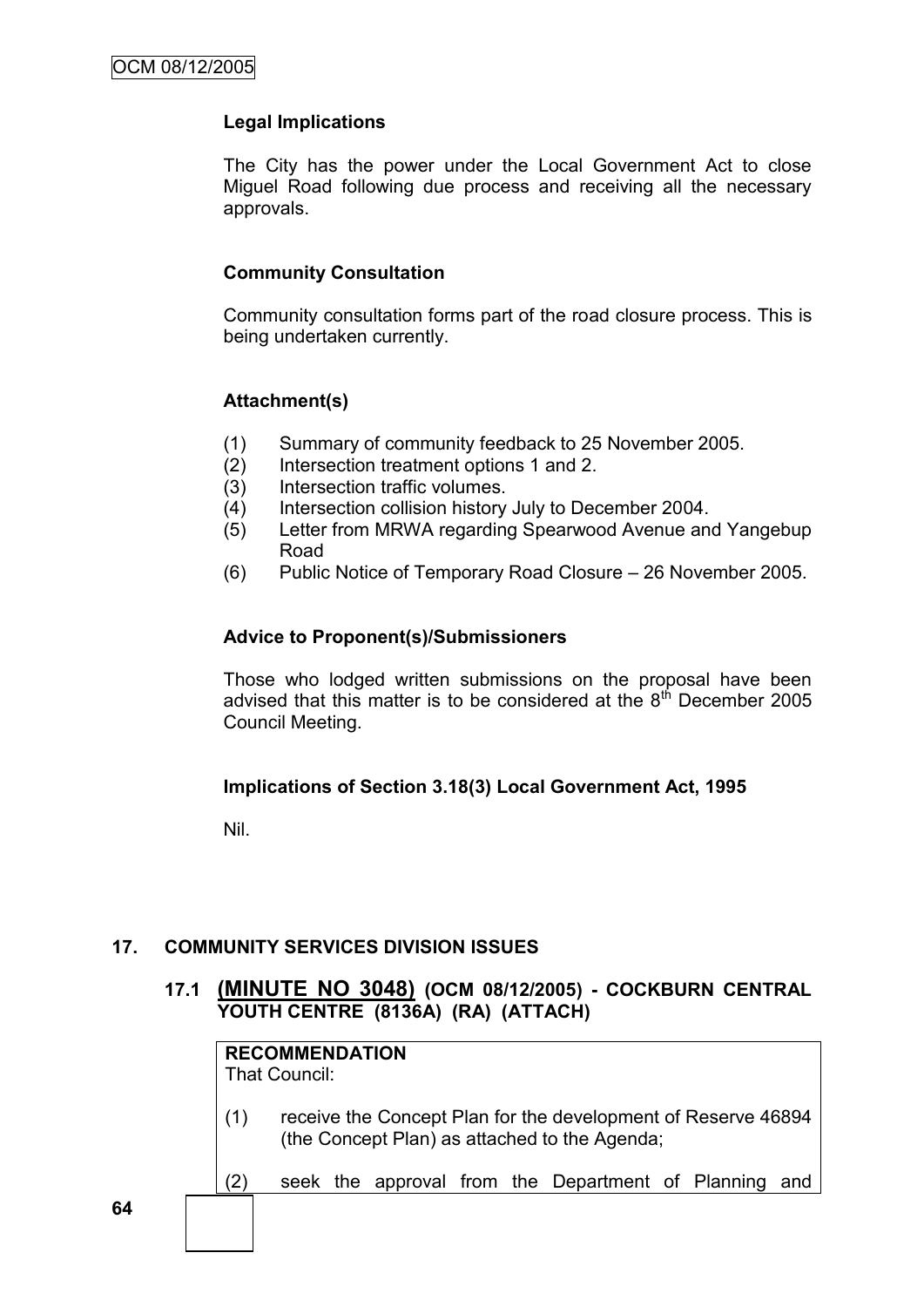**Legal Implications**

The City has the power under the Local Government Act to close Miguel Road following due process and receiving all the necessary approvals.

**Community Consultation**

Community consultation forms part of the road closure process. This is being undertaken currently.

**Attachment(s)**

(1) Summary of community feedback to 25 November 2005.
(2) Intersection treatment options 1 and 2.
(3) Intersection traffic volumes.
(4) Intersection collision history July to December 2004.
(5) Letter from MRWA regarding Spearwood Avenue and Yangebup Road
(6) Public Notice of Temporary Road Closure – 26 November 2005.

**Advice to Proponent(s)/Submissioners**

Those who lodged written submissions on the proposal have been advised that this matter is to be considered at the 8th December 2005 Council Meeting.

**Implications of Section 3.18(3) Local Government Act, 1995**

Nil.

## 17. COMMUNITY SERVICES DIVISION ISSUES

### 17.1 (MINUTE NO 3048) (OCM 08/12/2005) - COCKBURN CENTRAL YOUTH CENTRE (8136A) (RA) (ATTACH)

**RECOMMENDATION**
That Council:

(1) receive the Concept Plan for the development of Reserve 46894 (the Concept Plan) as attached to the Agenda;

(2) seek the approval from the Department of Planning and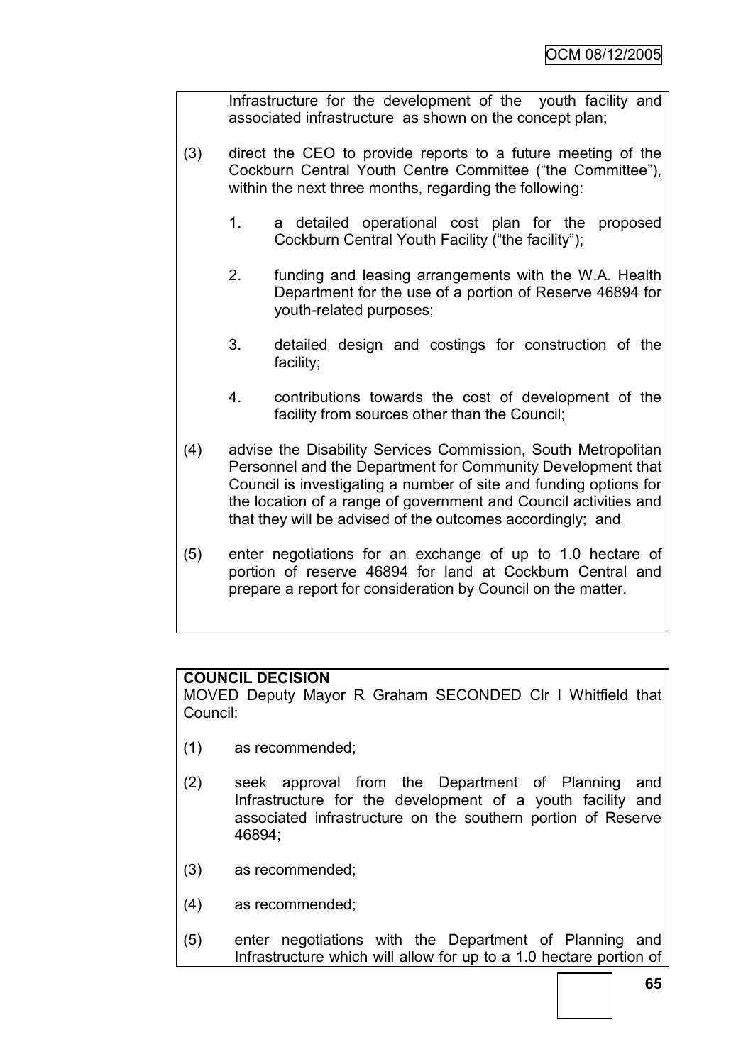Infrastructure for the development of the youth facility and associated infrastructure as shown on the concept plan;

(3) direct the CEO to provide reports to a future meeting of the Cockburn Central Youth Centre Committee ("the Committee"), within the next three months, regarding the following:

   1. a detailed operational cost plan for the proposed Cockburn Central Youth Facility ("the facility");

   2. funding and leasing arrangements with the W.A. Health Department for the use of a portion of Reserve 46894 for youth-related purposes;

   3. detailed design and costings for construction of the facility;

   4. contributions towards the cost of development of the facility from sources other than the Council;

(4) advise the Disability Services Commission, South Metropolitan Personnel and the Department for Community Development that Council is investigating a number of site and funding options for the location of a range of government and Council activities and that they will be advised of the outcomes accordingly; and

(5) enter negotiations for an exchange of up to 1.0 hectare of portion of reserve 46894 for land at Cockburn Central and prepare a report for consideration by Council on the matter.

**COUNCIL DECISION**

MOVED Deputy Mayor R Graham SECONDED Clr I Whitfield that Council:

(1) as recommended;

(2) seek approval from the Department of Planning and Infrastructure for the development of a youth facility and associated infrastructure on the southern portion of Reserve 46894;

(3) as recommended;

(4) as recommended;

(5) enter negotiations with the Department of Planning and Infrastructure which will allow for up to a 1.0 hectare portion of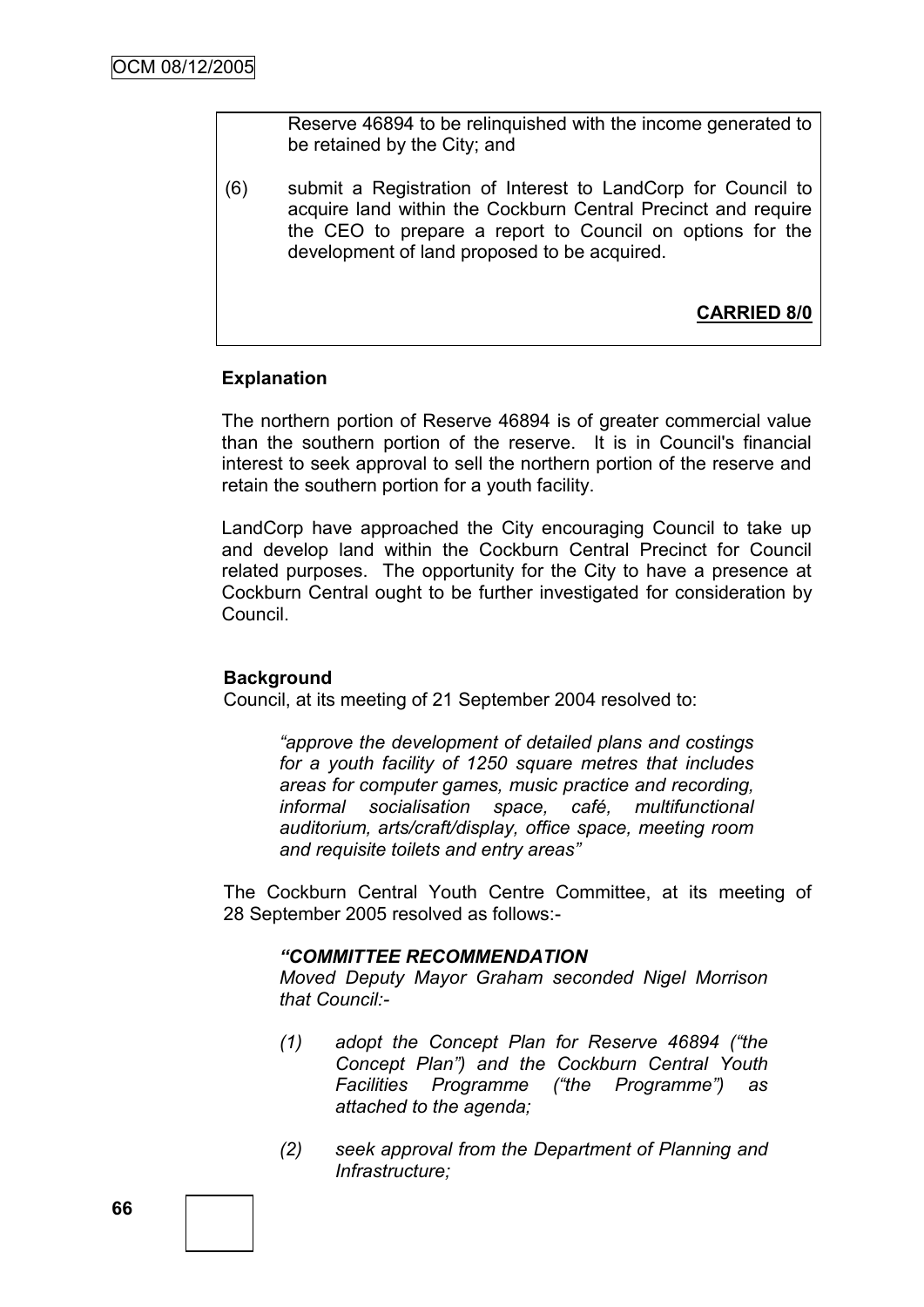Reserve 46894 to be relinquished with the income generated to be retained by the City; and

(6) submit a Registration of Interest to LandCorp for Council to acquire land within the Cockburn Central Precinct and require the CEO to prepare a report to Council on options for the development of land proposed to be acquired.

**CARRIED 8/0**

### Explanation

The northern portion of Reserve 46894 is of greater commercial value than the southern portion of the reserve. It is in Council's financial interest to seek approval to sell the northern portion of the reserve and retain the southern portion for a youth facility.

LandCorp have approached the City encouraging Council to take up and develop land within the Cockburn Central Precinct for Council related purposes. The opportunity for the City to have a presence at Cockburn Central ought to be further investigated for consideration by Council.

### Background

Council, at its meeting of 21 September 2004 resolved to:

> *"approve the development of detailed plans and costings for a youth facility of 1250 square metres that includes areas for computer games, music practice and recording, informal socialisation space, café, multifunctional auditorium, arts/craft/display, office space, meeting room and requisite toilets and entry areas"*

The Cockburn Central Youth Centre Committee, at its meeting of 28 September 2005 resolved as follows:-

> ***"COMMITTEE RECOMMENDATION***
>
> *Moved Deputy Mayor Graham seconded Nigel Morrison that Council:-*
>
> *(1) adopt the Concept Plan for Reserve 46894 ("the Concept Plan") and the Cockburn Central Youth Facilities Programme ("the Programme") as attached to the agenda;*
>
> *(2) seek approval from the Department of Planning and Infrastructure;*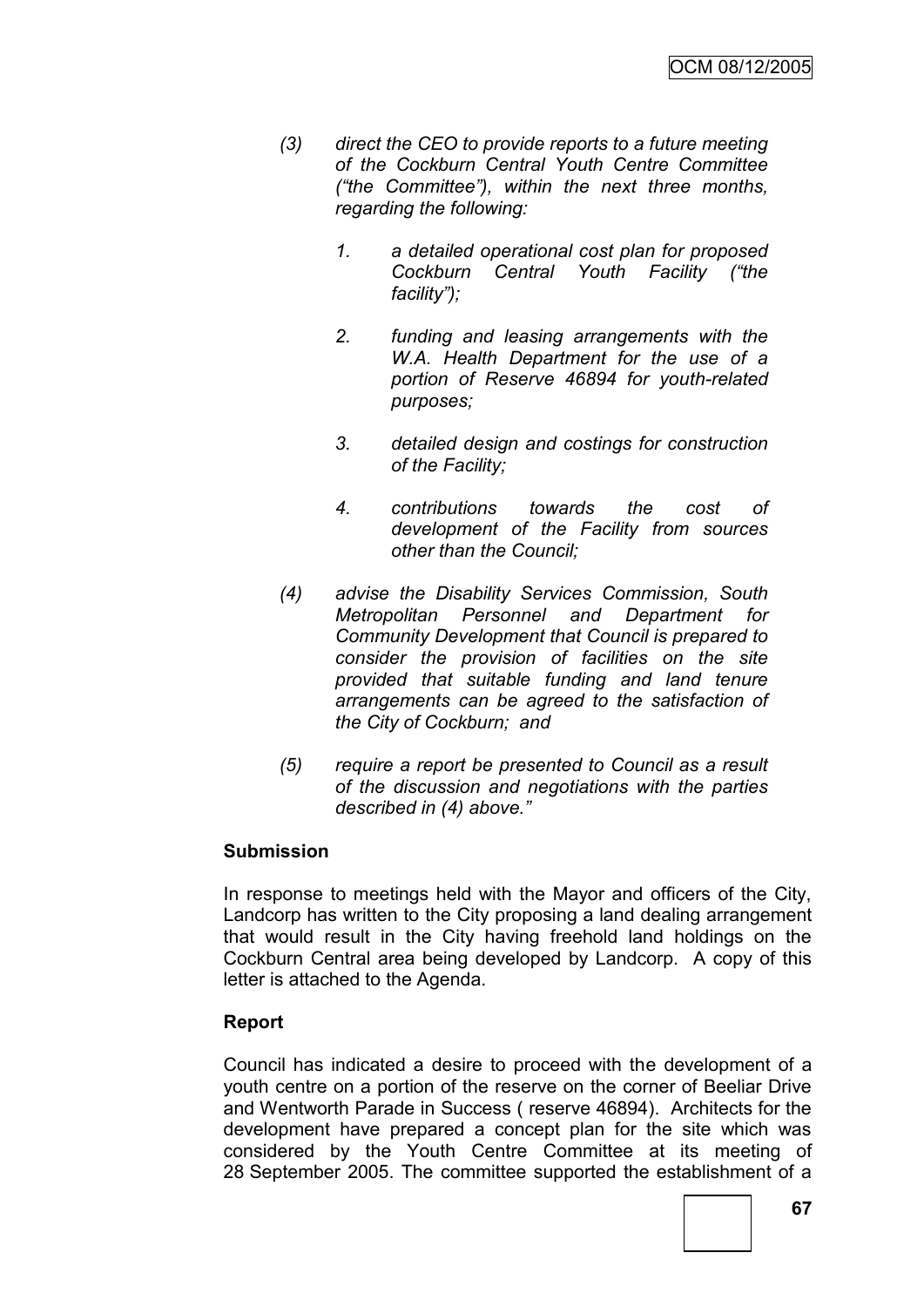*(3) direct the CEO to provide reports to a future meeting of the Cockburn Central Youth Centre Committee ("the Committee"), within the next three months, regarding the following:*

   *1. a detailed operational cost plan for proposed Cockburn Central Youth Facility ("the facility");*

   *2. funding and leasing arrangements with the W.A. Health Department for the use of a portion of Reserve 46894 for youth-related purposes;*

   *3. detailed design and costings for construction of the Facility;*

   *4. contributions towards the cost of development of the Facility from sources other than the Council;*

*(4) advise the Disability Services Commission, South Metropolitan Personnel and Department for Community Development that Council is prepared to consider the provision of facilities on the site provided that suitable funding and land tenure arrangements can be agreed to the satisfaction of the City of Cockburn; and*

*(5) require a report be presented to Council as a result of the discussion and negotiations with the parties described in (4) above."*

**Submission**

In response to meetings held with the Mayor and officers of the City, Landcorp has written to the City proposing a land dealing arrangement that would result in the City having freehold land holdings on the Cockburn Central area being developed by Landcorp. A copy of this letter is attached to the Agenda.

**Report**

Council has indicated a desire to proceed with the development of a youth centre on a portion of the reserve on the corner of Beeliar Drive and Wentworth Parade in Success ( reserve 46894). Architects for the development have prepared a concept plan for the site which was considered by the Youth Centre Committee at its meeting of 28 September 2005. The committee supported the establishment of a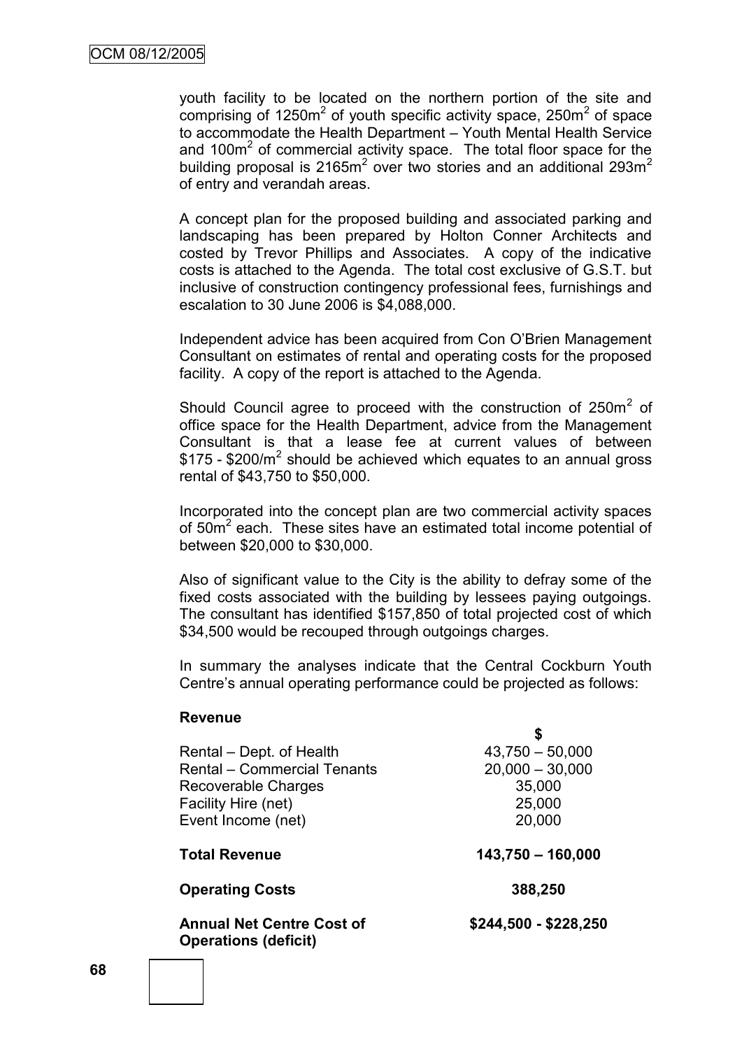youth facility to be located on the northern portion of the site and comprising of 1250m$^2$ of youth specific activity space, 250m$^2$ of space to accommodate the Health Department – Youth Mental Health Service and 100m$^2$ of commercial activity space. The total floor space for the building proposal is 2165m$^2$ over two stories and an additional 293m$^2$ of entry and verandah areas.

A concept plan for the proposed building and associated parking and landscaping has been prepared by Holton Conner Architects and costed by Trevor Phillips and Associates. A copy of the indicative costs is attached to the Agenda. The total cost exclusive of G.S.T. but inclusive of construction contingency professional fees, furnishings and escalation to 30 June 2006 is $4,088,000.

Independent advice has been acquired from Con O'Brien Management Consultant on estimates of rental and operating costs for the proposed facility. A copy of the report is attached to the Agenda.

Should Council agree to proceed with the construction of 250m$^2$ of office space for the Health Department, advice from the Management Consultant is that a lease fee at current values of between $175 - $200/m$^2$ should be achieved which equates to an annual gross rental of $43,750 to $50,000.

Incorporated into the concept plan are two commercial activity spaces of 50m$^2$ each. These sites have an estimated total income potential of between $20,000 to $30,000.

Also of significant value to the City is the ability to defray some of the fixed costs associated with the building by lessees paying outgoings. The consultant has identified $157,850 of total projected cost of which $34,500 would be recouped through outgoings charges.

In summary the analyses indicate that the Central Cockburn Youth Centre's annual operating performance could be projected as follows:

| **Revenue** | **$** |
|---|---|
| Rental – Dept. of Health | 43,750 – 50,000 |
| Rental – Commercial Tenants | 20,000 – 30,000 |
| Recoverable Charges | 35,000 |
| Facility Hire (net) | 25,000 |
| Event Income (net) | 20,000 |
| **Total Revenue** | **143,750 – 160,000** |
| **Operating Costs** | **388,250** |
| **Annual Net Centre Cost of Operations (deficit)** | **$244,500 - $228,250** |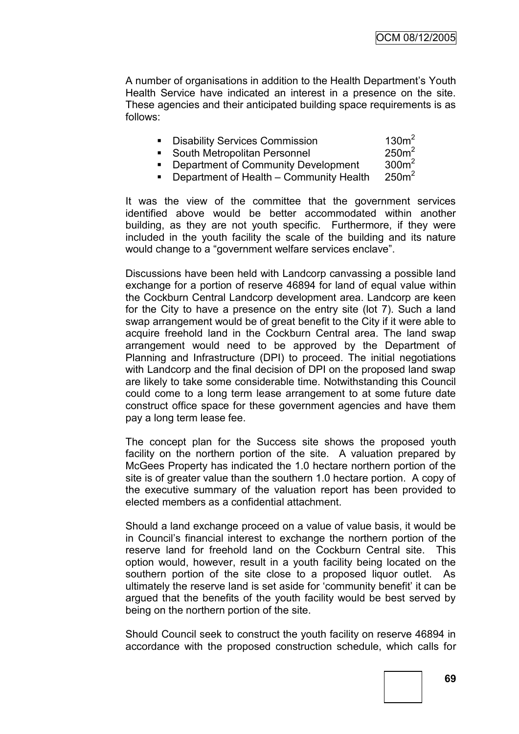A number of organisations in addition to the Health Department's Youth Health Service have indicated an interest in a presence on the site. These agencies and their anticipated building space requirements is as follows:

- Disability Services Commission 130m$^2$
- South Metropolitan Personnel 250m$^2$
- Department of Community Development 300m$^2$
- Department of Health – Community Health 250m$^2$

It was the view of the committee that the government services identified above would be better accommodated within another building, as they are not youth specific. Furthermore, if they were included in the youth facility the scale of the building and its nature would change to a "government welfare services enclave".

Discussions have been held with Landcorp canvassing a possible land exchange for a portion of reserve 46894 for land of equal value within the Cockburn Central Landcorp development area. Landcorp are keen for the City to have a presence on the entry site (lot 7). Such a land swap arrangement would be of great benefit to the City if it were able to acquire freehold land in the Cockburn Central area. The land swap arrangement would need to be approved by the Department of Planning and Infrastructure (DPI) to proceed. The initial negotiations with Landcorp and the final decision of DPI on the proposed land swap are likely to take some considerable time. Notwithstanding this Council could come to a long term lease arrangement to at some future date construct office space for these government agencies and have them pay a long term lease fee.

The concept plan for the Success site shows the proposed youth facility on the northern portion of the site. A valuation prepared by McGees Property has indicated the 1.0 hectare northern portion of the site is of greater value than the southern 1.0 hectare portion. A copy of the executive summary of the valuation report has been provided to elected members as a confidential attachment.

Should a land exchange proceed on a value of value basis, it would be in Council's financial interest to exchange the northern portion of the reserve land for freehold land on the Cockburn Central site. This option would, however, result in a youth facility being located on the southern portion of the site close to a proposed liquor outlet. As ultimately the reserve land is set aside for 'community benefit' it can be argued that the benefits of the youth facility would be best served by being on the northern portion of the site.

Should Council seek to construct the youth facility on reserve 46894 in accordance with the proposed construction schedule, which calls for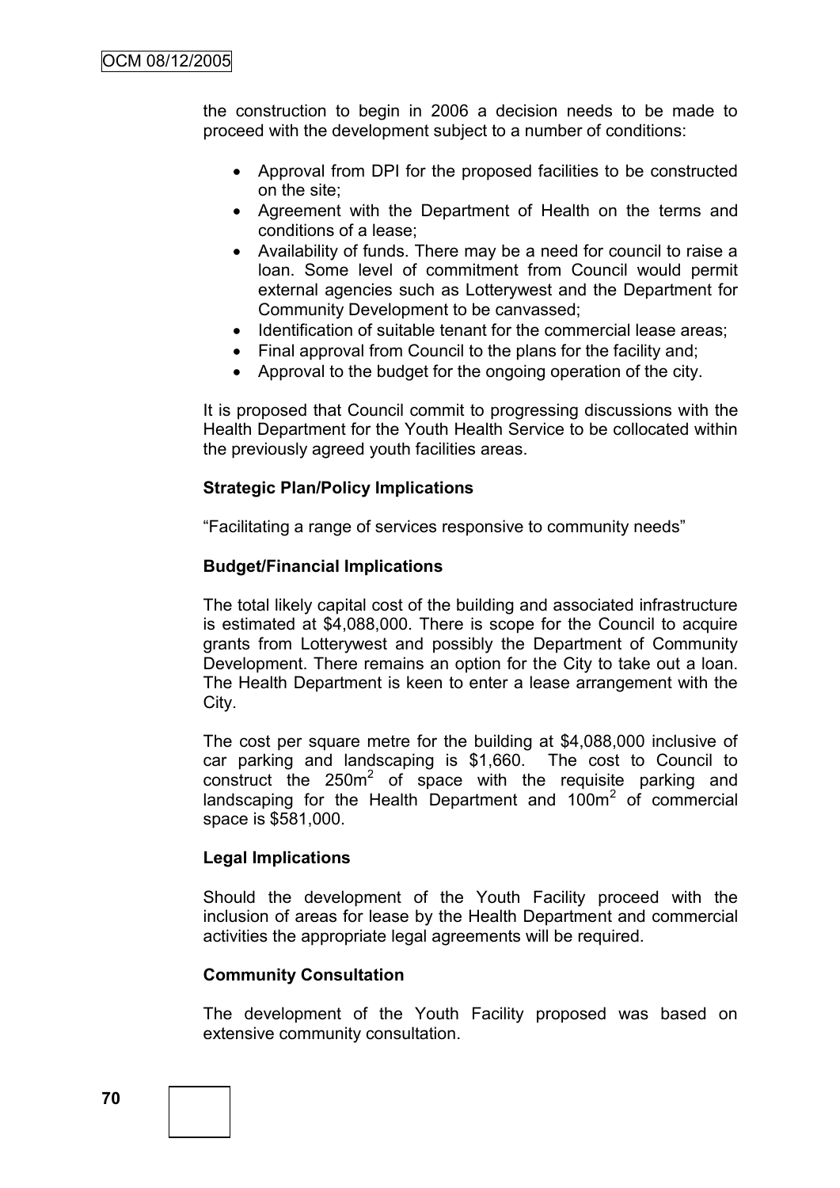the construction to begin in 2006 a decision needs to be made to proceed with the development subject to a number of conditions:

- Approval from DPI for the proposed facilities to be constructed on the site;
- Agreement with the Department of Health on the terms and conditions of a lease;
- Availability of funds. There may be a need for council to raise a loan. Some level of commitment from Council would permit external agencies such as Lotterywest and the Department for Community Development to be canvassed;
- Identification of suitable tenant for the commercial lease areas;
- Final approval from Council to the plans for the facility and;
- Approval to the budget for the ongoing operation of the city.

It is proposed that Council commit to progressing discussions with the Health Department for the Youth Health Service to be collocated within the previously agreed youth facilities areas.

**Strategic Plan/Policy Implications**

"Facilitating a range of services responsive to community needs"

**Budget/Financial Implications**

The total likely capital cost of the building and associated infrastructure is estimated at $4,088,000. There is scope for the Council to acquire grants from Lotterywest and possibly the Department of Community Development. There remains an option for the City to take out a loan. The Health Department is keen to enter a lease arrangement with the City.

The cost per square metre for the building at $4,088,000 inclusive of car parking and landscaping is $1,660. The cost to Council to construct the 250m$^2$ of space with the requisite parking and landscaping for the Health Department and 100m$^2$ of commercial space is $581,000.

**Legal Implications**

Should the development of the Youth Facility proceed with the inclusion of areas for lease by the Health Department and commercial activities the appropriate legal agreements will be required.

**Community Consultation**

The development of the Youth Facility proposed was based on extensive community consultation.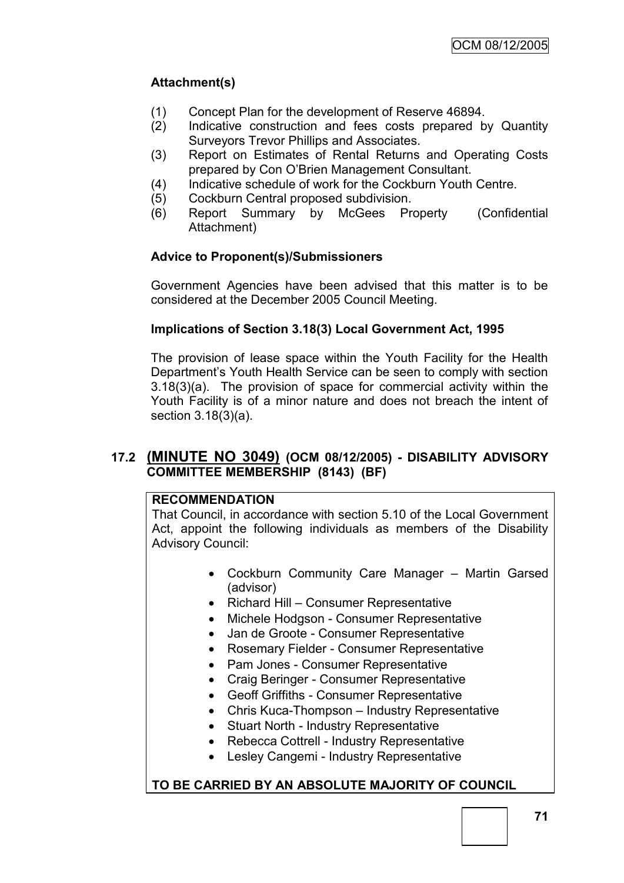### Attachment(s)

(1) Concept Plan for the development of Reserve 46894.
(2) Indicative construction and fees costs prepared by Quantity Surveyors Trevor Phillips and Associates.
(3) Report on Estimates of Rental Returns and Operating Costs prepared by Con O'Brien Management Consultant.
(4) Indicative schedule of work for the Cockburn Youth Centre.
(5) Cockburn Central proposed subdivision.
(6) Report Summary by McGees Property (Confidential Attachment)

### Advice to Proponent(s)/Submissioners

Government Agencies have been advised that this matter is to be considered at the December 2005 Council Meeting.

### Implications of Section 3.18(3) Local Government Act, 1995

The provision of lease space within the Youth Facility for the Health Department's Youth Health Service can be seen to comply with section 3.18(3)(a). The provision of space for commercial activity within the Youth Facility is of a minor nature and does not breach the intent of section 3.18(3)(a).

## 17.2 (MINUTE NO 3049) (OCM 08/12/2005) - DISABILITY ADVISORY COMMITTEE MEMBERSHIP (8143) (BF)

**RECOMMENDATION**

That Council, in accordance with section 5.10 of the Local Government Act, appoint the following individuals as members of the Disability Advisory Council:

- Cockburn Community Care Manager – Martin Garsed (advisor)
- Richard Hill – Consumer Representative
- Michele Hodgson - Consumer Representative
- Jan de Groote - Consumer Representative
- Rosemary Fielder - Consumer Representative
- Pam Jones - Consumer Representative
- Craig Beringer - Consumer Representative
- Geoff Griffiths - Consumer Representative
- Chris Kuca-Thompson – Industry Representative
- Stuart North - Industry Representative
- Rebecca Cottrell - Industry Representative
- Lesley Cangemi - Industry Representative

**TO BE CARRIED BY AN ABSOLUTE MAJORITY OF COUNCIL**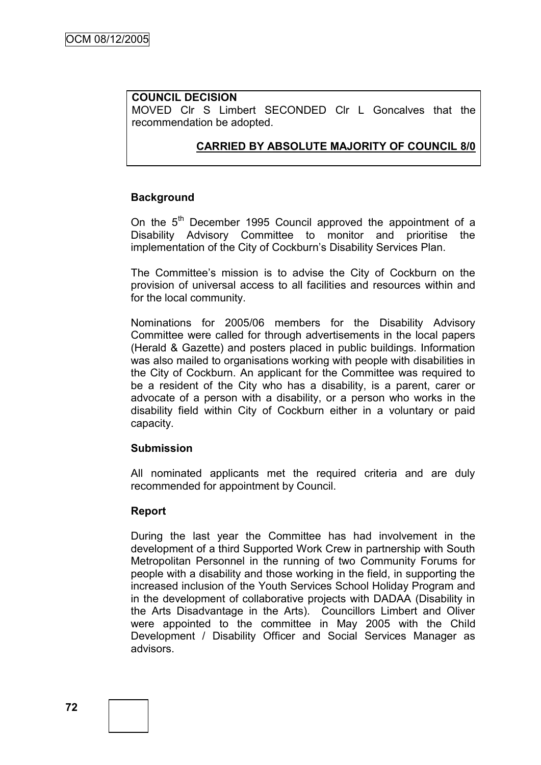**COUNCIL DECISION**

MOVED Clr S Limbert SECONDED Clr L Goncalves that the recommendation be adopted.

**CARRIED BY ABSOLUTE MAJORITY OF COUNCIL 8/0**

### Background

On the 5th December 1995 Council approved the appointment of a Disability Advisory Committee to monitor and prioritise the implementation of the City of Cockburn's Disability Services Plan.

The Committee's mission is to advise the City of Cockburn on the provision of universal access to all facilities and resources within and for the local community.

Nominations for 2005/06 members for the Disability Advisory Committee were called for through advertisements in the local papers (Herald & Gazette) and posters placed in public buildings. Information was also mailed to organisations working with people with disabilities in the City of Cockburn. An applicant for the Committee was required to be a resident of the City who has a disability, is a parent, carer or advocate of a person with a disability, or a person who works in the disability field within City of Cockburn either in a voluntary or paid capacity.

### Submission

All nominated applicants met the required criteria and are duly recommended for appointment by Council.

### Report

During the last year the Committee has had involvement in the development of a third Supported Work Crew in partnership with South Metropolitan Personnel in the running of two Community Forums for people with a disability and those working in the field, in supporting the increased inclusion of the Youth Services School Holiday Program and in the development of collaborative projects with DADAA (Disability in the Arts Disadvantage in the Arts). Councillors Limbert and Oliver were appointed to the committee in May 2005 with the Child Development / Disability Officer and Social Services Manager as advisors.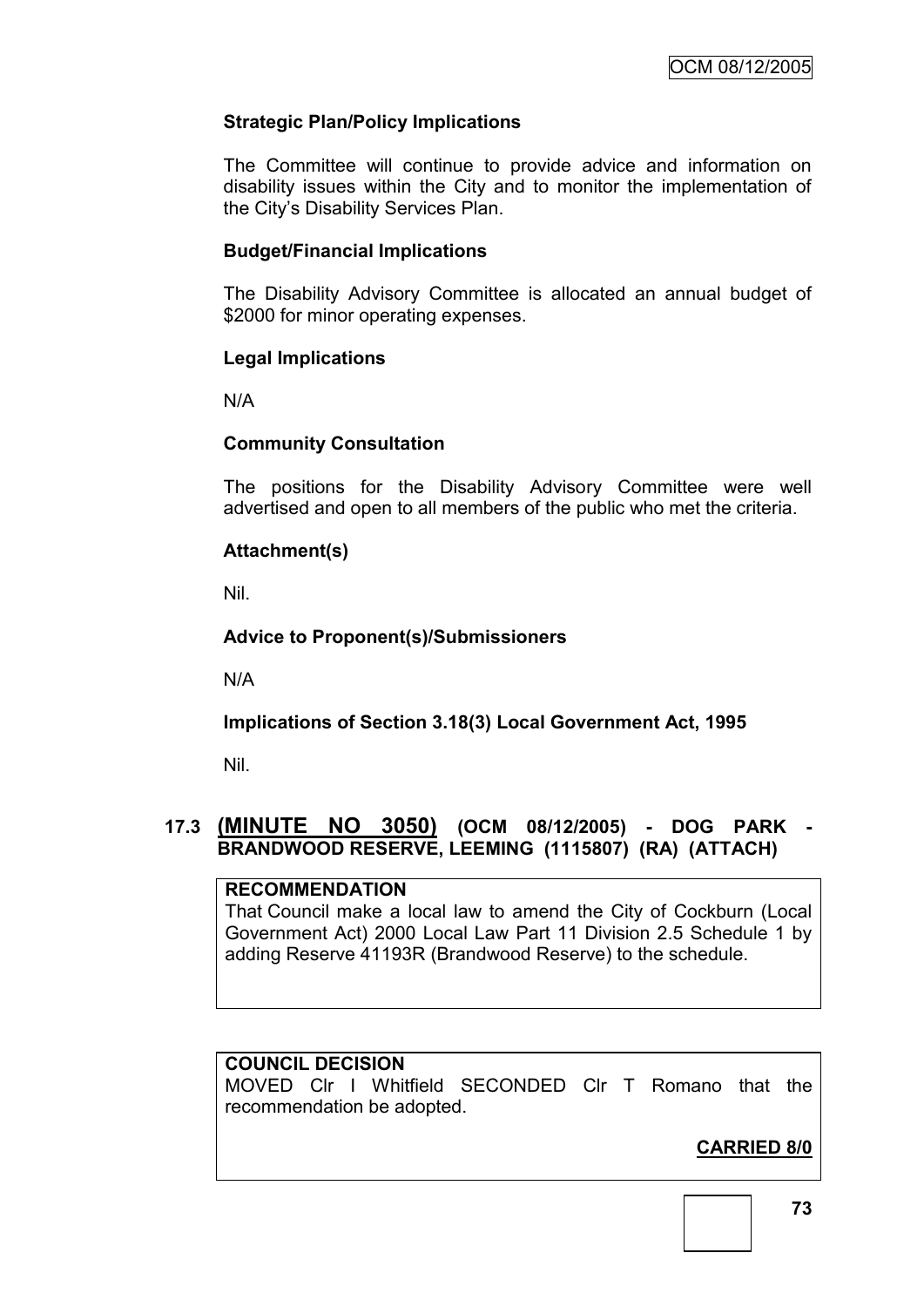### Strategic Plan/Policy Implications

The Committee will continue to provide advice and information on disability issues within the City and to monitor the implementation of the City's Disability Services Plan.

### Budget/Financial Implications

The Disability Advisory Committee is allocated an annual budget of $2000 for minor operating expenses.

### Legal Implications

N/A

### Community Consultation

The positions for the Disability Advisory Committee were well advertised and open to all members of the public who met the criteria.

### Attachment(s)

Nil.

### Advice to Proponent(s)/Submissioners

N/A

### Implications of Section 3.18(3) Local Government Act, 1995

Nil.

## 17.3 (MINUTE NO 3050) (OCM 08/12/2005) - DOG PARK - BRANDWOOD RESERVE, LEEMING (1115807) (RA) (ATTACH)

**RECOMMENDATION**

That Council make a local law to amend the City of Cockburn (Local Government Act) 2000 Local Law Part 11 Division 2.5 Schedule 1 by adding Reserve 41193R (Brandwood Reserve) to the schedule.

**COUNCIL DECISION**

MOVED Clr I Whitfield SECONDED Clr T Romano that the recommendation be adopted.

**CARRIED 8/0**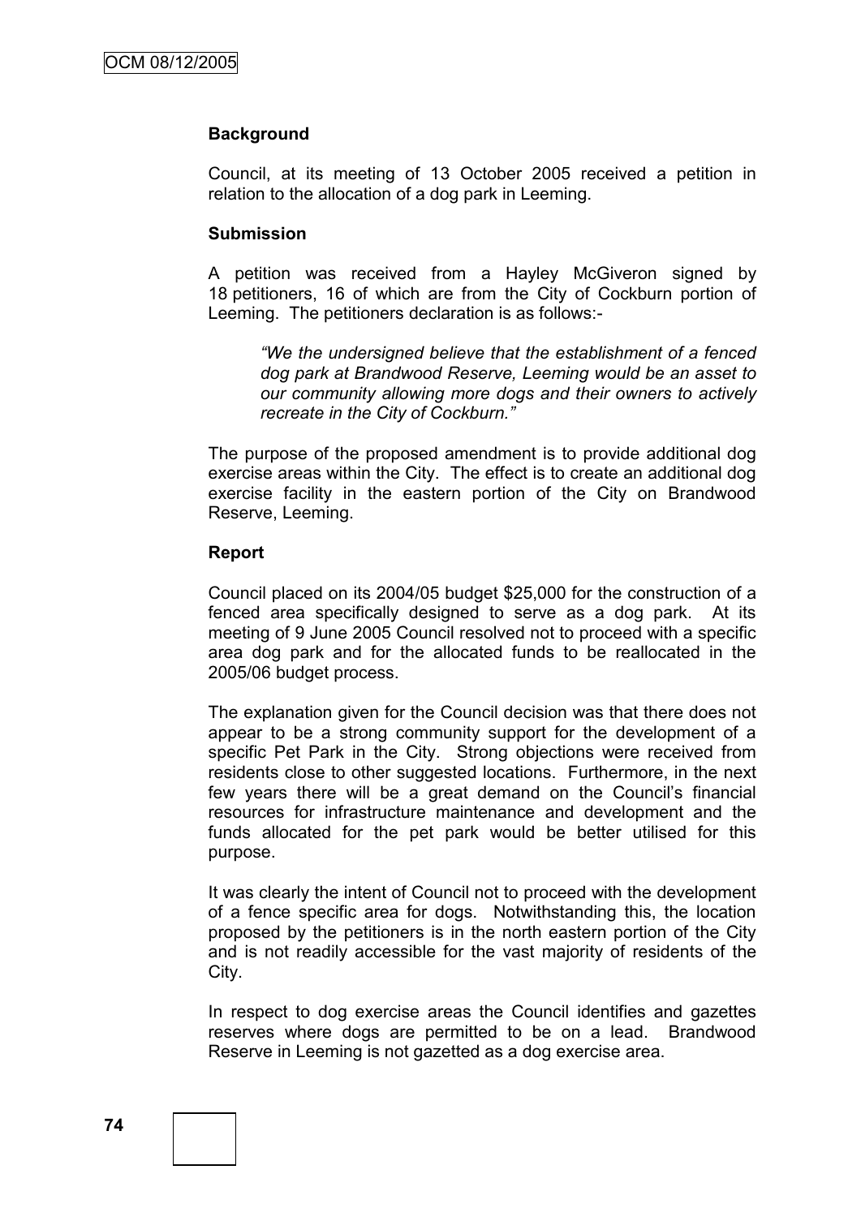**Background**

Council, at its meeting of 13 October 2005 received a petition in relation to the allocation of a dog park in Leeming.

**Submission**

A petition was received from a Hayley McGiveron signed by 18 petitioners, 16 of which are from the City of Cockburn portion of Leeming. The petitioners declaration is as follows:-

> *"We the undersigned believe that the establishment of a fenced dog park at Brandwood Reserve, Leeming would be an asset to our community allowing more dogs and their owners to actively recreate in the City of Cockburn."*

The purpose of the proposed amendment is to provide additional dog exercise areas within the City. The effect is to create an additional dog exercise facility in the eastern portion of the City on Brandwood Reserve, Leeming.

**Report**

Council placed on its 2004/05 budget $25,000 for the construction of a fenced area specifically designed to serve as a dog park. At its meeting of 9 June 2005 Council resolved not to proceed with a specific area dog park and for the allocated funds to be reallocated in the 2005/06 budget process.

The explanation given for the Council decision was that there does not appear to be a strong community support for the development of a specific Pet Park in the City. Strong objections were received from residents close to other suggested locations. Furthermore, in the next few years there will be a great demand on the Council's financial resources for infrastructure maintenance and development and the funds allocated for the pet park would be better utilised for this purpose.

It was clearly the intent of Council not to proceed with the development of a fence specific area for dogs. Notwithstanding this, the location proposed by the petitioners is in the north eastern portion of the City and is not readily accessible for the vast majority of residents of the City.

In respect to dog exercise areas the Council identifies and gazettes reserves where dogs are permitted to be on a lead. Brandwood Reserve in Leeming is not gazetted as a dog exercise area.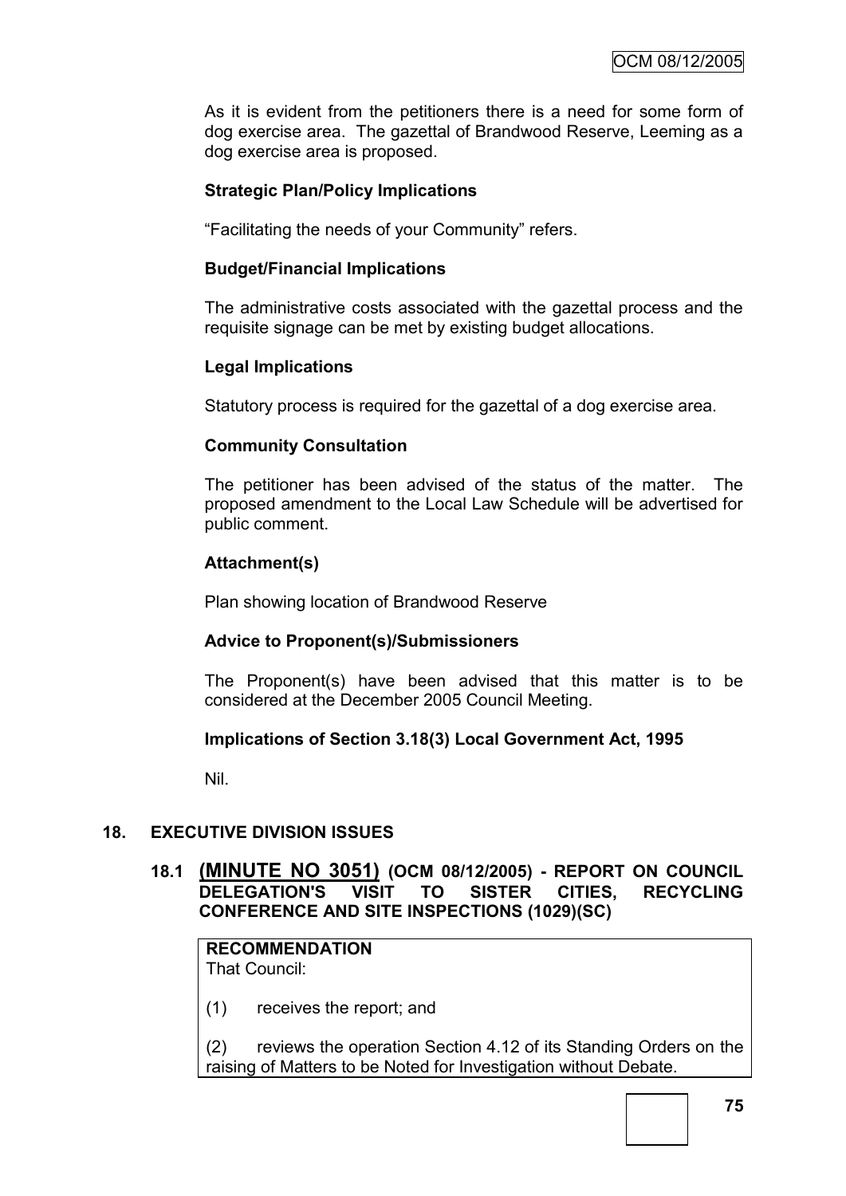As it is evident from the petitioners there is a need for some form of dog exercise area. The gazettal of Brandwood Reserve, Leeming as a dog exercise area is proposed.

**Strategic Plan/Policy Implications**

"Facilitating the needs of your Community" refers.

**Budget/Financial Implications**

The administrative costs associated with the gazettal process and the requisite signage can be met by existing budget allocations.

**Legal Implications**

Statutory process is required for the gazettal of a dog exercise area.

**Community Consultation**

The petitioner has been advised of the status of the matter. The proposed amendment to the Local Law Schedule will be advertised for public comment.

**Attachment(s)**

Plan showing location of Brandwood Reserve

**Advice to Proponent(s)/Submissioners**

The Proponent(s) have been advised that this matter is to be considered at the December 2005 Council Meeting.

**Implications of Section 3.18(3) Local Government Act, 1995**

Nil.

## 18. EXECUTIVE DIVISION ISSUES

### 18.1 (MINUTE NO 3051) (OCM 08/12/2005) - REPORT ON COUNCIL DELEGATION'S VISIT TO SISTER CITIES, RECYCLING CONFERENCE AND SITE INSPECTIONS (1029)(SC)

**RECOMMENDATION**
That Council:

(1) receives the report; and

(2) reviews the operation Section 4.12 of its Standing Orders on the raising of Matters to be Noted for Investigation without Debate.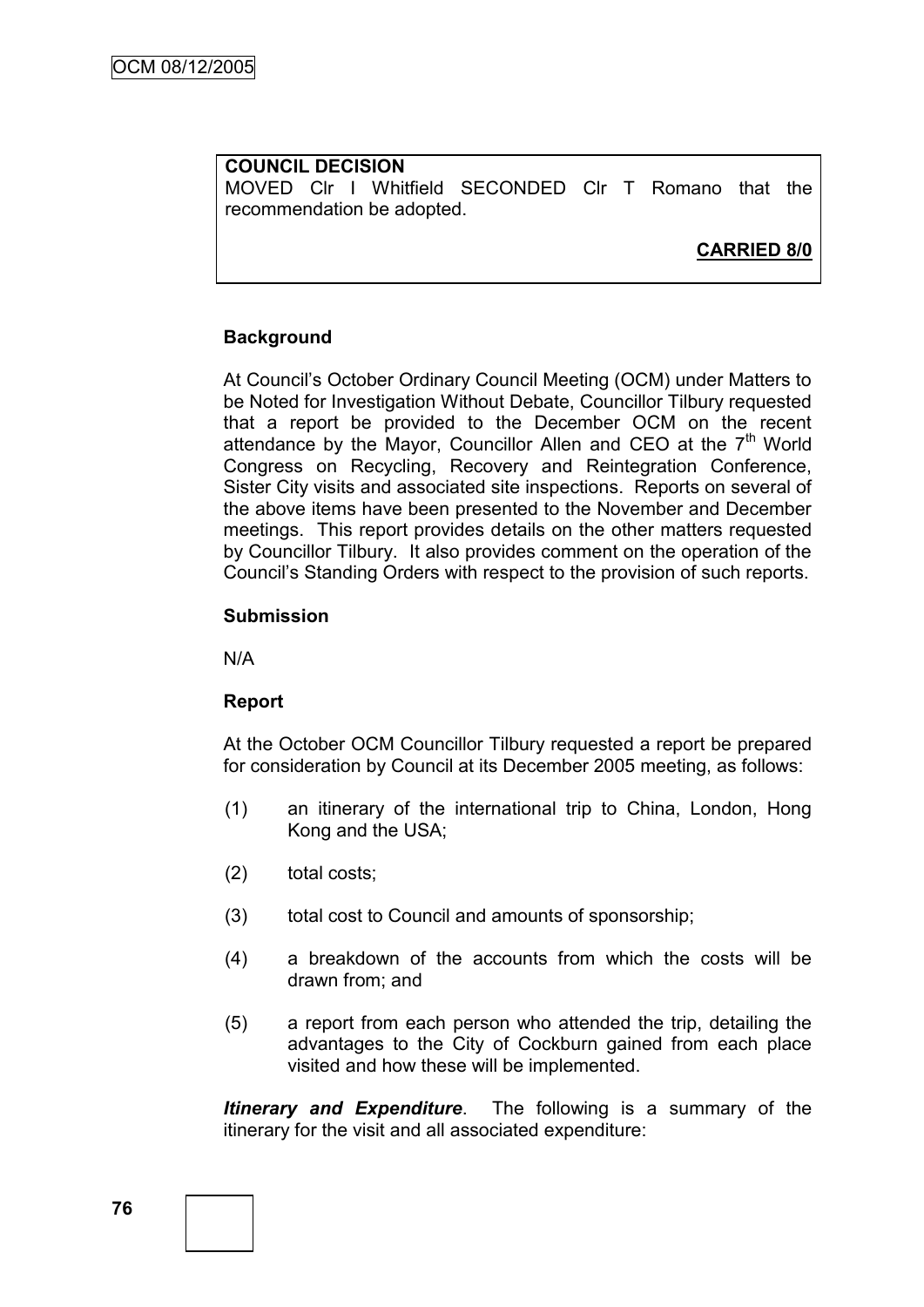**COUNCIL DECISION**
MOVED Clr I Whitfield SECONDED Clr T Romano that the recommendation be adopted.

**CARRIED 8/0**

**Background**

At Council's October Ordinary Council Meeting (OCM) under Matters to be Noted for Investigation Without Debate, Councillor Tilbury requested that a report be provided to the December OCM on the recent attendance by the Mayor, Councillor Allen and CEO at the 7th World Congress on Recycling, Recovery and Reintegration Conference, Sister City visits and associated site inspections. Reports on several of the above items have been presented to the November and December meetings. This report provides details on the other matters requested by Councillor Tilbury. It also provides comment on the operation of the Council's Standing Orders with respect to the provision of such reports.

**Submission**

N/A

**Report**

At the October OCM Councillor Tilbury requested a report be prepared for consideration by Council at its December 2005 meeting, as follows:

(1) an itinerary of the international trip to China, London, Hong Kong and the USA;

(2) total costs;

(3) total cost to Council and amounts of sponsorship;

(4) a breakdown of the accounts from which the costs will be drawn from; and

(5) a report from each person who attended the trip, detailing the advantages to the City of Cockburn gained from each place visited and how these will be implemented.

***Itinerary and Expenditure***. The following is a summary of the itinerary for the visit and all associated expenditure: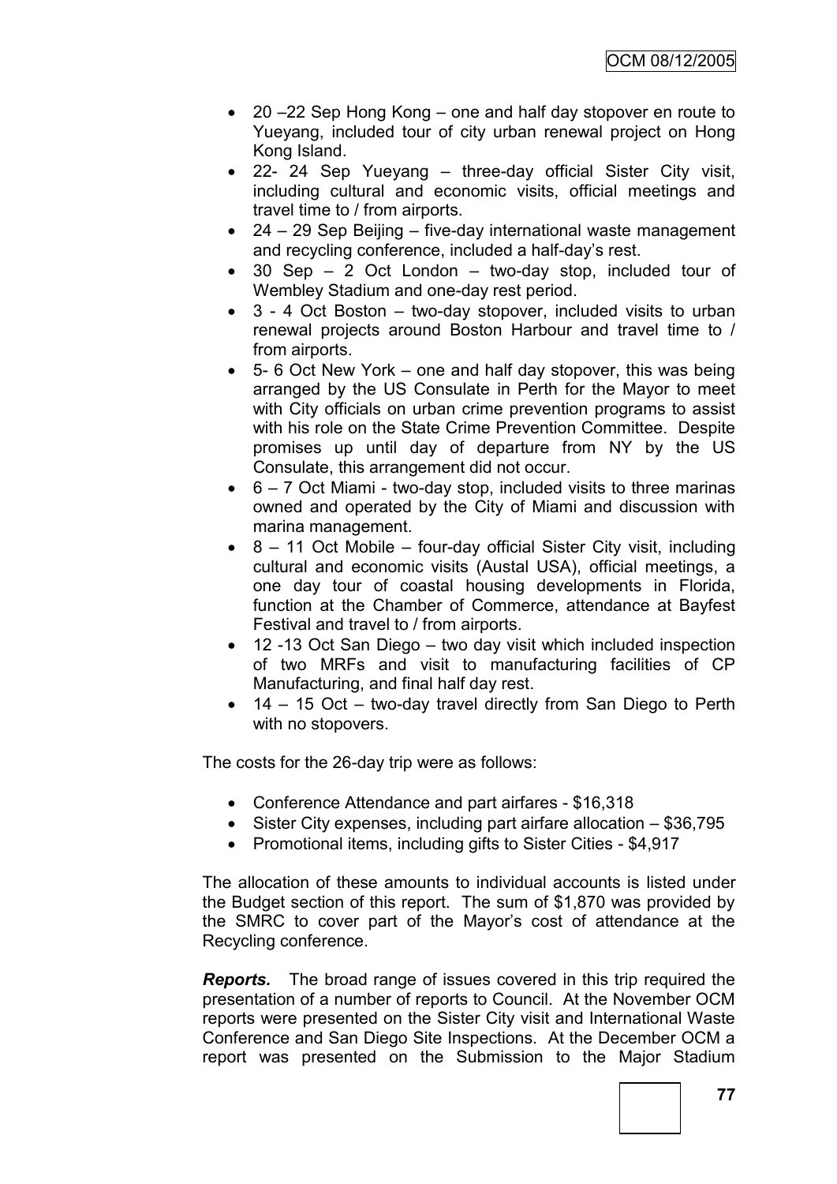- 20 –22 Sep Hong Kong – one and half day stopover en route to Yueyang, included tour of city urban renewal project on Hong Kong Island.
- 22- 24 Sep Yueyang – three-day official Sister City visit, including cultural and economic visits, official meetings and travel time to / from airports.
- 24 – 29 Sep Beijing – five-day international waste management and recycling conference, included a half-day's rest.
- 30 Sep – 2 Oct London – two-day stop, included tour of Wembley Stadium and one-day rest period.
- 3 - 4 Oct Boston – two-day stopover, included visits to urban renewal projects around Boston Harbour and travel time to / from airports.
- 5- 6 Oct New York – one and half day stopover, this was being arranged by the US Consulate in Perth for the Mayor to meet with City officials on urban crime prevention programs to assist with his role on the State Crime Prevention Committee. Despite promises up until day of departure from NY by the US Consulate, this arrangement did not occur.
- 6 – 7 Oct Miami - two-day stop, included visits to three marinas owned and operated by the City of Miami and discussion with marina management.
- 8 – 11 Oct Mobile – four-day official Sister City visit, including cultural and economic visits (Austal USA), official meetings, a one day tour of coastal housing developments in Florida, function at the Chamber of Commerce, attendance at Bayfest Festival and travel to / from airports.
- 12 -13 Oct San Diego – two day visit which included inspection of two MRFs and visit to manufacturing facilities of CP Manufacturing, and final half day rest.
- 14 – 15 Oct – two-day travel directly from San Diego to Perth with no stopovers.

The costs for the 26-day trip were as follows:

- Conference Attendance and part airfares - $16,318
- Sister City expenses, including part airfare allocation – $36,795
- Promotional items, including gifts to Sister Cities - $4,917

The allocation of these amounts to individual accounts is listed under the Budget section of this report. The sum of $1,870 was provided by the SMRC to cover part of the Mayor's cost of attendance at the Recycling conference.

***Reports.*** The broad range of issues covered in this trip required the presentation of a number of reports to Council. At the November OCM reports were presented on the Sister City visit and International Waste Conference and San Diego Site Inspections. At the December OCM a report was presented on the Submission to the Major Stadium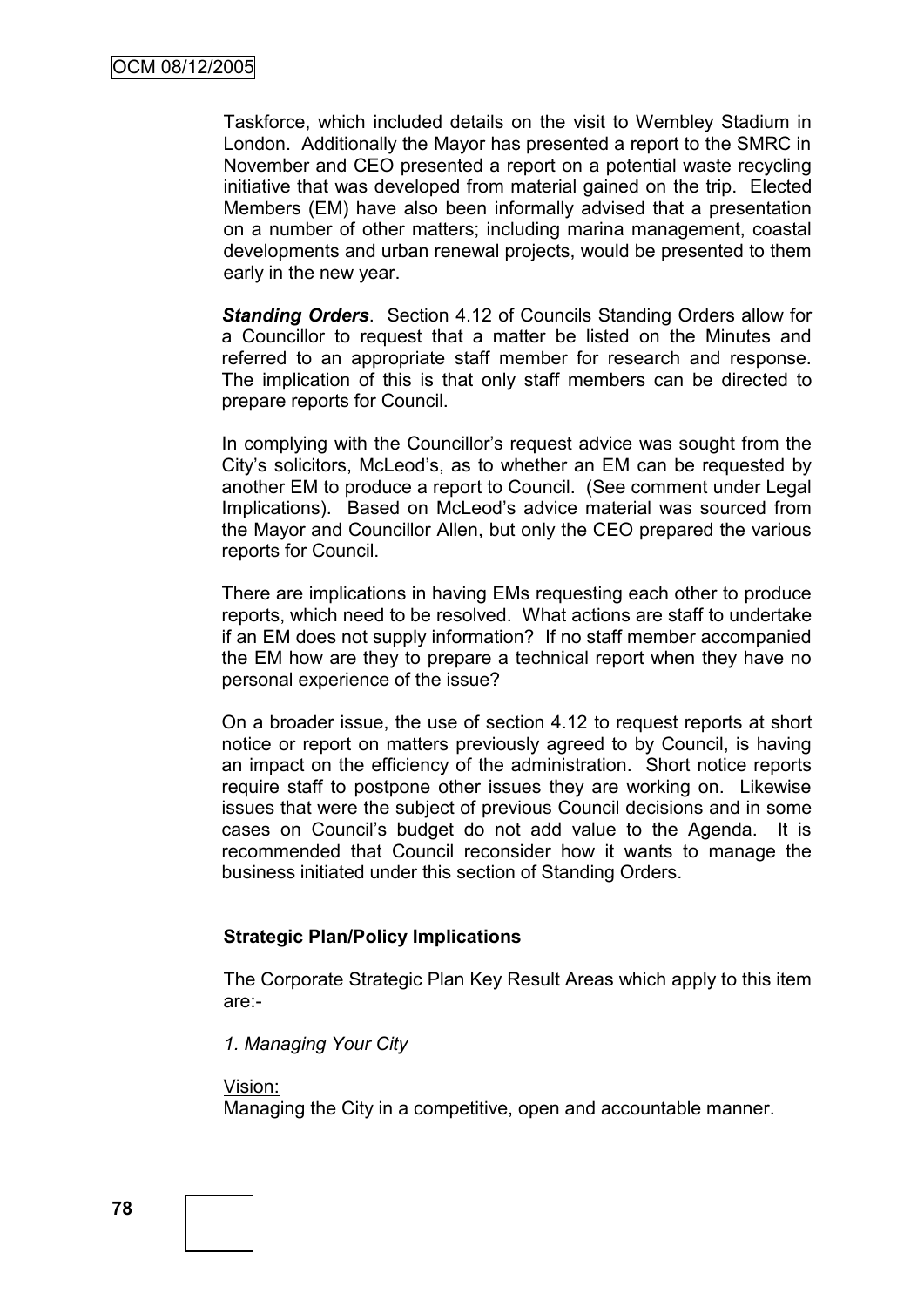Taskforce, which included details on the visit to Wembley Stadium in London. Additionally the Mayor has presented a report to the SMRC in November and CEO presented a report on a potential waste recycling initiative that was developed from material gained on the trip. Elected Members (EM) have also been informally advised that a presentation on a number of other matters; including marina management, coastal developments and urban renewal projects, would be presented to them early in the new year.

***Standing Orders***. Section 4.12 of Councils Standing Orders allow for a Councillor to request that a matter be listed on the Minutes and referred to an appropriate staff member for research and response. The implication of this is that only staff members can be directed to prepare reports for Council.

In complying with the Councillor's request advice was sought from the City's solicitors, McLeod's, as to whether an EM can be requested by another EM to produce a report to Council. (See comment under Legal Implications). Based on McLeod's advice material was sourced from the Mayor and Councillor Allen, but only the CEO prepared the various reports for Council.

There are implications in having EMs requesting each other to produce reports, which need to be resolved. What actions are staff to undertake if an EM does not supply information? If no staff member accompanied the EM how are they to prepare a technical report when they have no personal experience of the issue?

On a broader issue, the use of section 4.12 to request reports at short notice or report on matters previously agreed to by Council, is having an impact on the efficiency of the administration. Short notice reports require staff to postpone other issues they are working on. Likewise issues that were the subject of previous Council decisions and in some cases on Council's budget do not add value to the Agenda. It is recommended that Council reconsider how it wants to manage the business initiated under this section of Standing Orders.

**Strategic Plan/Policy Implications**

The Corporate Strategic Plan Key Result Areas which apply to this item are:-

*1. Managing Your City*

Vision:
Managing the City in a competitive, open and accountable manner.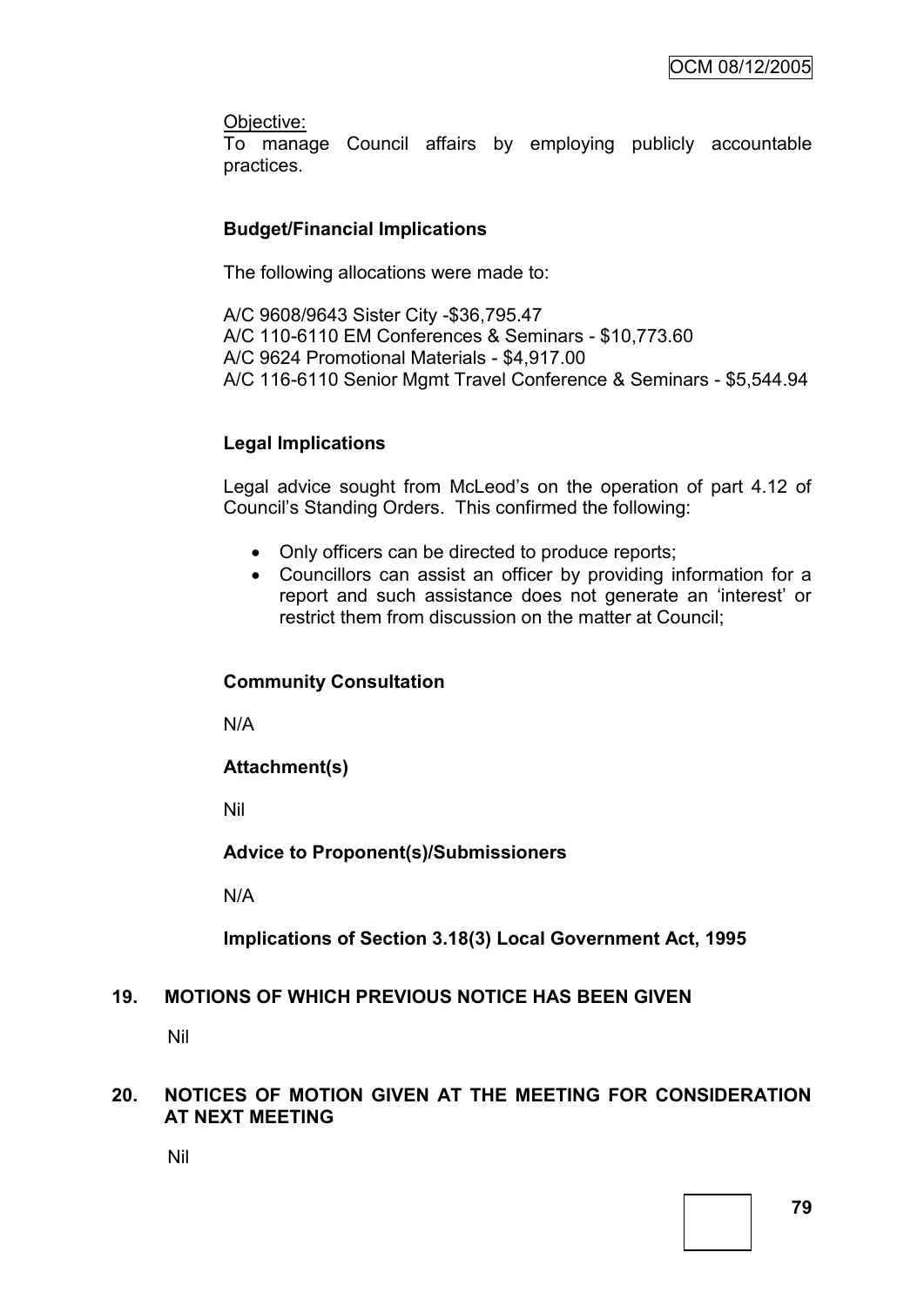Objective:
To manage Council affairs by employing publicly accountable practices.

**Budget/Financial Implications**

The following allocations were made to:

A/C 9608/9643 Sister City -$36,795.47
A/C 110-6110 EM Conferences & Seminars - $10,773.60
A/C 9624 Promotional Materials - $4,917.00
A/C 116-6110 Senior Mgmt Travel Conference & Seminars - $5,544.94

**Legal Implications**

Legal advice sought from McLeod's on the operation of part 4.12 of Council's Standing Orders. This confirmed the following:

- Only officers can be directed to produce reports;
- Councillors can assist an officer by providing information for a report and such assistance does not generate an 'interest' or restrict them from discussion on the matter at Council;

**Community Consultation**

N/A

**Attachment(s)**

Nil

**Advice to Proponent(s)/Submissioners**

N/A

**Implications of Section 3.18(3) Local Government Act, 1995**

## 19. MOTIONS OF WHICH PREVIOUS NOTICE HAS BEEN GIVEN

Nil

## 20. NOTICES OF MOTION GIVEN AT THE MEETING FOR CONSIDERATION AT NEXT MEETING

Nil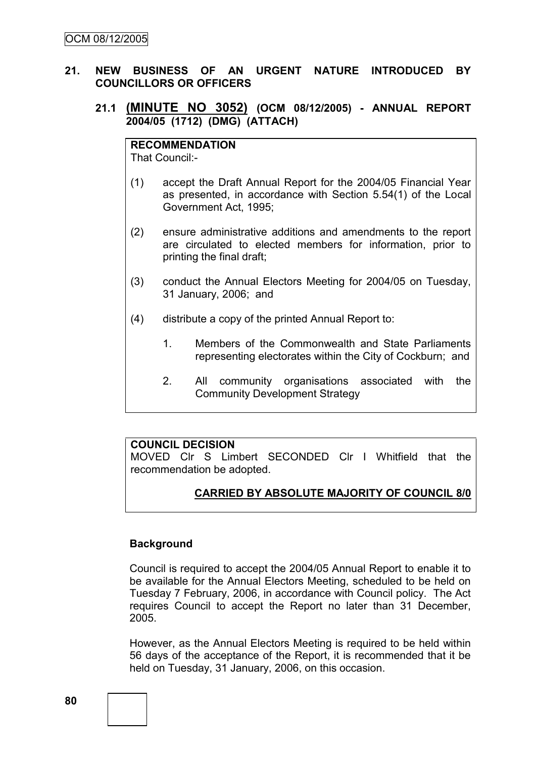## 21. NEW BUSINESS OF AN URGENT NATURE INTRODUCED BY COUNCILLORS OR OFFICERS

### 21.1 (MINUTE NO 3052) (OCM 08/12/2005) - ANNUAL REPORT 2004/05 (1712) (DMG) (ATTACH)

**RECOMMENDATION**
That Council:-

(1) accept the Draft Annual Report for the 2004/05 Financial Year as presented, in accordance with Section 5.54(1) of the Local Government Act, 1995;

(2) ensure administrative additions and amendments to the report are circulated to elected members for information, prior to printing the final draft;

(3) conduct the Annual Electors Meeting for 2004/05 on Tuesday, 31 January, 2006; and

(4) distribute a copy of the printed Annual Report to:

1. Members of the Commonwealth and State Parliaments representing electorates within the City of Cockburn; and

2. All community organisations associated with the Community Development Strategy

**COUNCIL DECISION**
MOVED Clr S Limbert SECONDED Clr I Whitfield that the recommendation be adopted.

**CARRIED BY ABSOLUTE MAJORITY OF COUNCIL 8/0**

**Background**

Council is required to accept the 2004/05 Annual Report to enable it to be available for the Annual Electors Meeting, scheduled to be held on Tuesday 7 February, 2006, in accordance with Council policy. The Act requires Council to accept the Report no later than 31 December, 2005.

However, as the Annual Electors Meeting is required to be held within 56 days of the acceptance of the Report, it is recommended that it be held on Tuesday, 31 January, 2006, on this occasion.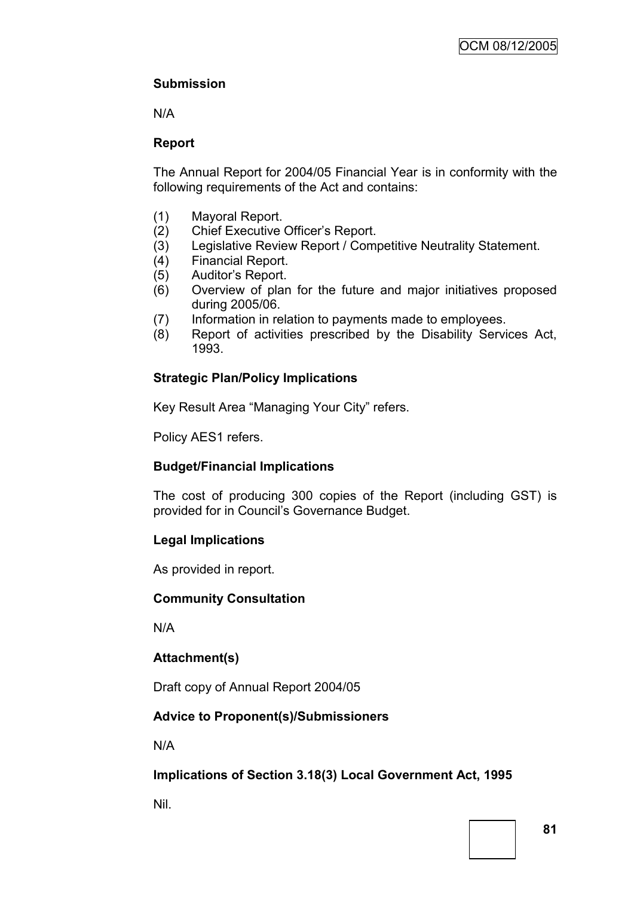**Submission**

N/A

**Report**

The Annual Report for 2004/05 Financial Year is in conformity with the following requirements of the Act and contains:

(1) Mayoral Report.
(2) Chief Executive Officer's Report.
(3) Legislative Review Report / Competitive Neutrality Statement.
(4) Financial Report.
(5) Auditor's Report.
(6) Overview of plan for the future and major initiatives proposed during 2005/06.
(7) Information in relation to payments made to employees.
(8) Report of activities prescribed by the Disability Services Act, 1993.

**Strategic Plan/Policy Implications**

Key Result Area "Managing Your City" refers.

Policy AES1 refers.

**Budget/Financial Implications**

The cost of producing 300 copies of the Report (including GST) is provided for in Council's Governance Budget.

**Legal Implications**

As provided in report.

**Community Consultation**

N/A

**Attachment(s)**

Draft copy of Annual Report 2004/05

**Advice to Proponent(s)/Submissioners**

N/A

**Implications of Section 3.18(3) Local Government Act, 1995**

Nil.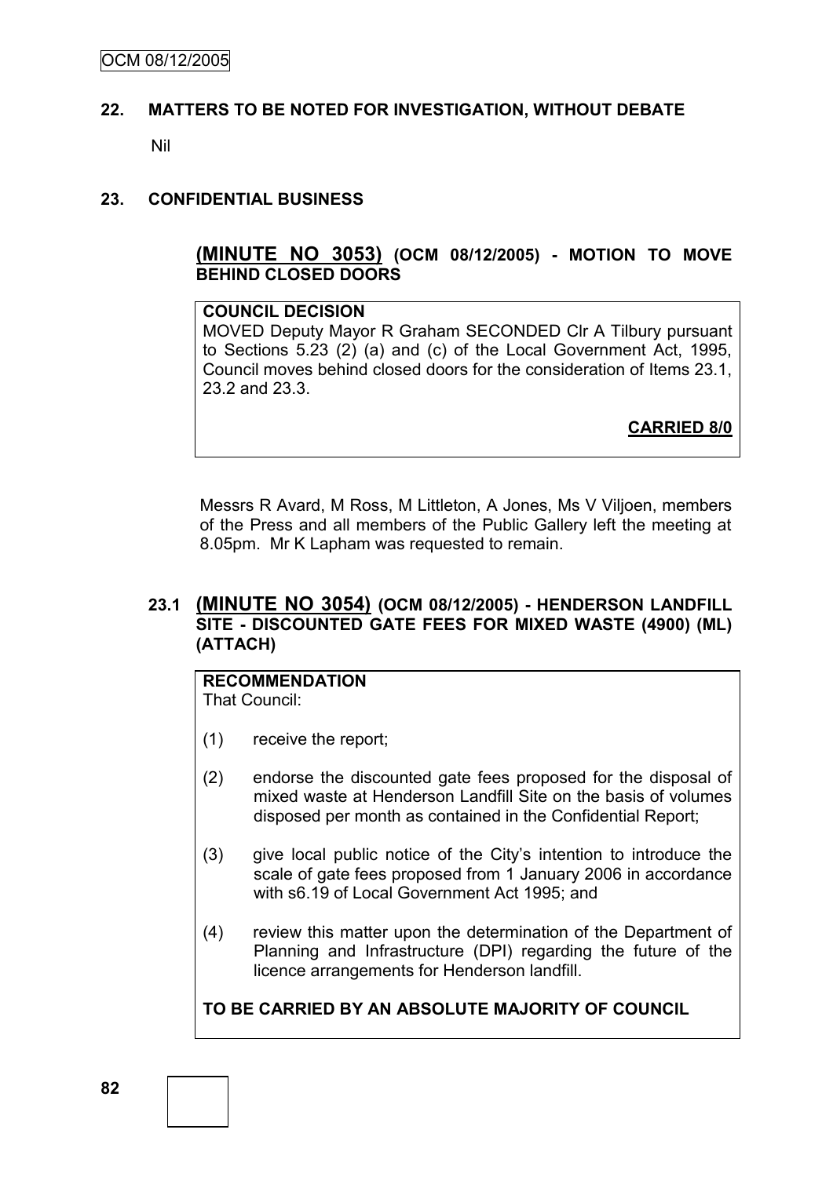## 22. MATTERS TO BE NOTED FOR INVESTIGATION, WITHOUT DEBATE

Nil

## 23. CONFIDENTIAL BUSINESS

### (MINUTE NO 3053) (OCM 08/12/2005) - MOTION TO MOVE BEHIND CLOSED DOORS

**COUNCIL DECISION**

MOVED Deputy Mayor R Graham SECONDED Clr A Tilbury pursuant to Sections 5.23 (2) (a) and (c) of the Local Government Act, 1995, Council moves behind closed doors for the consideration of Items 23.1, 23.2 and 23.3.

**CARRIED 8/0**

Messrs R Avard, M Ross, M Littleton, A Jones, Ms V Viljoen, members of the Press and all members of the Public Gallery left the meeting at 8.05pm. Mr K Lapham was requested to remain.

### 23.1 (MINUTE NO 3054) (OCM 08/12/2005) - HENDERSON LANDFILL SITE - DISCOUNTED GATE FEES FOR MIXED WASTE (4900) (ML) (ATTACH)

**RECOMMENDATION**

That Council:

(1) receive the report;

(2) endorse the discounted gate fees proposed for the disposal of mixed waste at Henderson Landfill Site on the basis of volumes disposed per month as contained in the Confidential Report;

(3) give local public notice of the City's intention to introduce the scale of gate fees proposed from 1 January 2006 in accordance with s6.19 of Local Government Act 1995; and

(4) review this matter upon the determination of the Department of Planning and Infrastructure (DPI) regarding the future of the licence arrangements for Henderson landfill.

**TO BE CARRIED BY AN ABSOLUTE MAJORITY OF COUNCIL**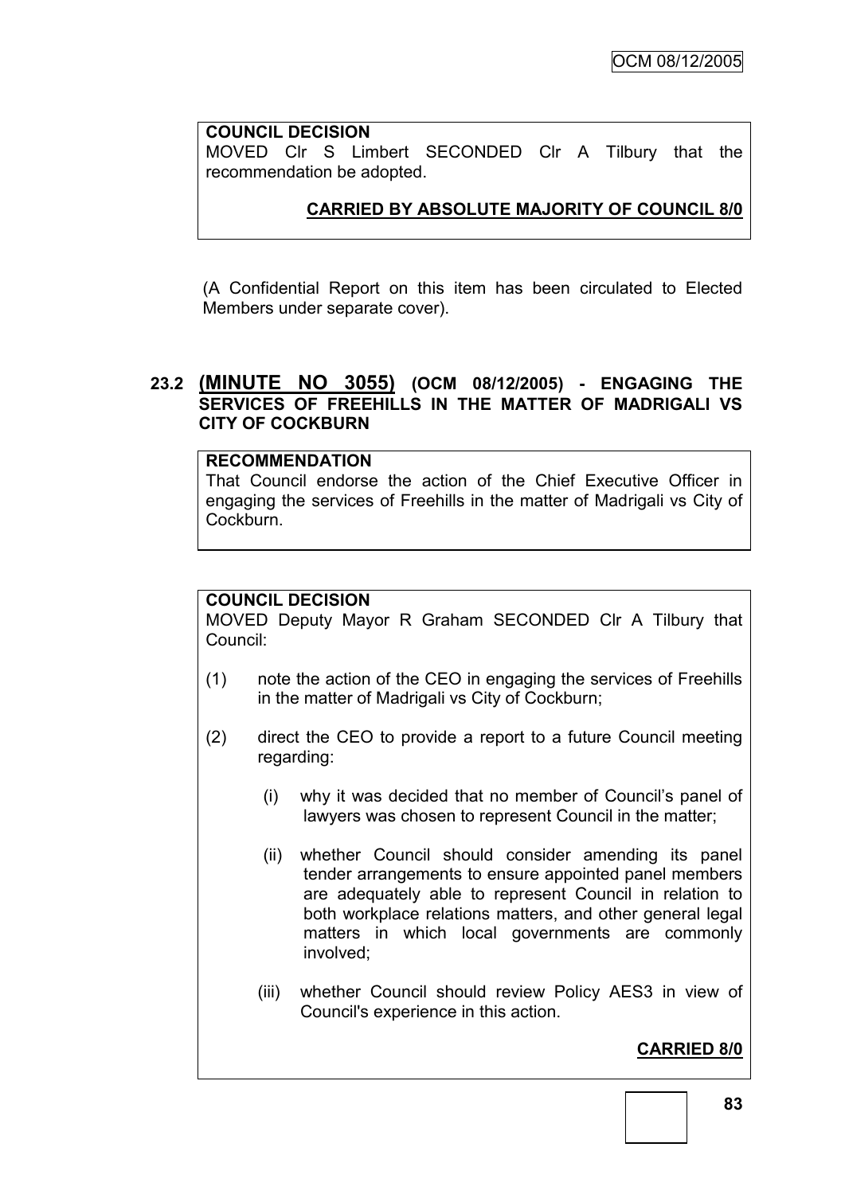**COUNCIL DECISION**
MOVED Clr S Limbert SECONDED Clr A Tilbury that the recommendation be adopted.

**CARRIED BY ABSOLUTE MAJORITY OF COUNCIL 8/0**

(A Confidential Report on this item has been circulated to Elected Members under separate cover).

## 23.2 (MINUTE NO 3055) (OCM 08/12/2005) - ENGAGING THE SERVICES OF FREEHILLS IN THE MATTER OF MADRIGALI VS CITY OF COCKBURN

**RECOMMENDATION**
That Council endorse the action of the Chief Executive Officer in engaging the services of Freehills in the matter of Madrigali vs City of Cockburn.

**COUNCIL DECISION**
MOVED Deputy Mayor R Graham SECONDED Clr A Tilbury that Council:

(1) note the action of the CEO in engaging the services of Freehills in the matter of Madrigali vs City of Cockburn;

(2) direct the CEO to provide a report to a future Council meeting regarding:

   (i) why it was decided that no member of Council's panel of lawyers was chosen to represent Council in the matter;

   (ii) whether Council should consider amending its panel tender arrangements to ensure appointed panel members are adequately able to represent Council in relation to both workplace relations matters, and other general legal matters in which local governments are commonly involved;

   (iii) whether Council should review Policy AES3 in view of Council's experience in this action.

**CARRIED 8/0**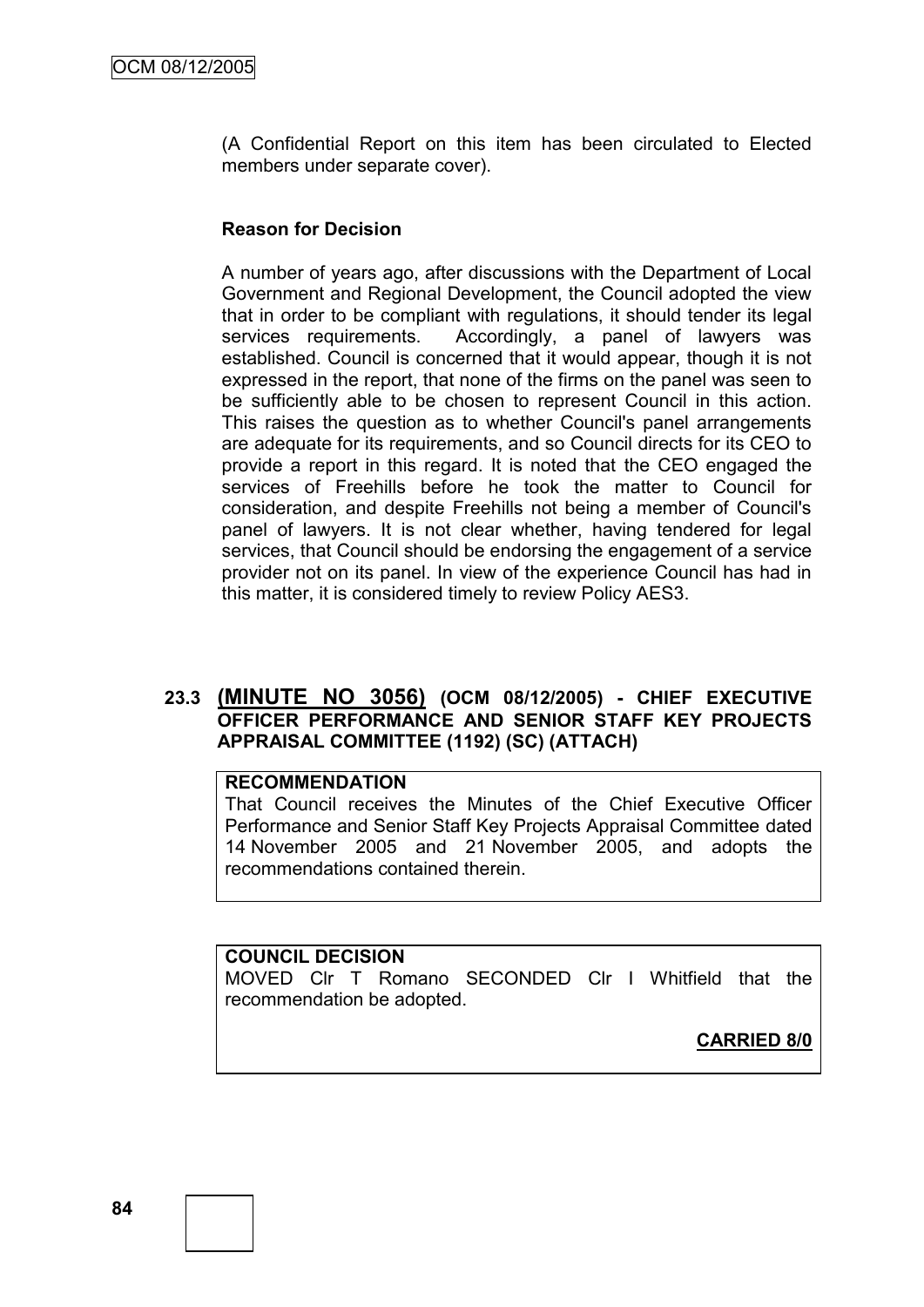(A Confidential Report on this item has been circulated to Elected members under separate cover).

**Reason for Decision**

A number of years ago, after discussions with the Department of Local Government and Regional Development, the Council adopted the view that in order to be compliant with regulations, it should tender its legal services requirements. Accordingly, a panel of lawyers was established. Council is concerned that it would appear, though it is not expressed in the report, that none of the firms on the panel was seen to be sufficiently able to be chosen to represent Council in this action. This raises the question as to whether Council's panel arrangements are adequate for its requirements, and so Council directs for its CEO to provide a report in this regard. It is noted that the CEO engaged the services of Freehills before he took the matter to Council for consideration, and despite Freehills not being a member of Council's panel of lawyers. It is not clear whether, having tendered for legal services, that Council should be endorsing the engagement of a service provider not on its panel. In view of the experience Council has had in this matter, it is considered timely to review Policy AES3.

### 23.3 (MINUTE NO 3056) (OCM 08/12/2005) - CHIEF EXECUTIVE OFFICER PERFORMANCE AND SENIOR STAFF KEY PROJECTS APPRAISAL COMMITTEE (1192) (SC) (ATTACH)

**RECOMMENDATION**

That Council receives the Minutes of the Chief Executive Officer Performance and Senior Staff Key Projects Appraisal Committee dated 14 November 2005 and 21 November 2005, and adopts the recommendations contained therein.

**COUNCIL DECISION**

MOVED Clr T Romano SECONDED Clr I Whitfield that the recommendation be adopted.

**CARRIED 8/0**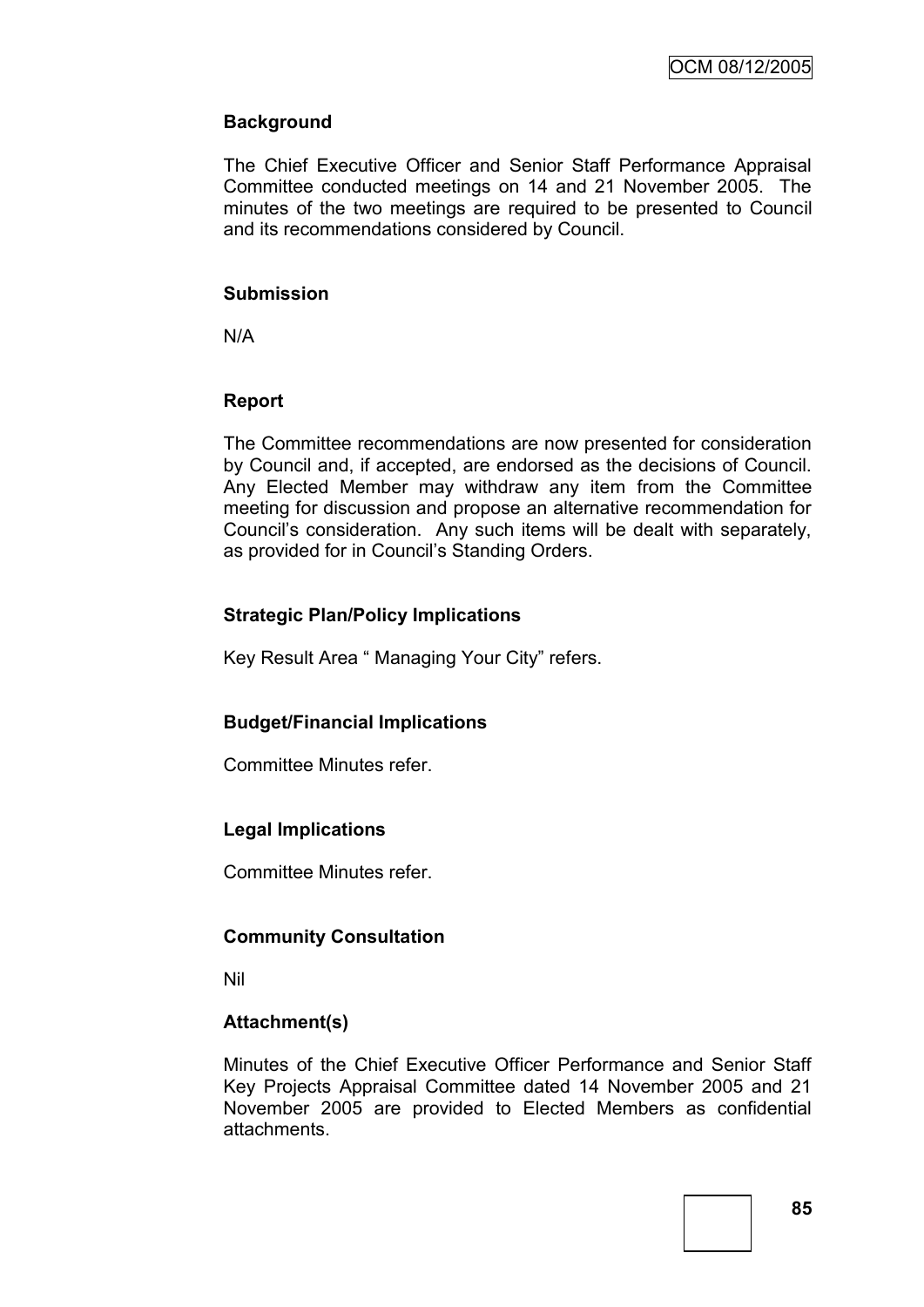### Background

The Chief Executive Officer and Senior Staff Performance Appraisal Committee conducted meetings on 14 and 21 November 2005. The minutes of the two meetings are required to be presented to Council and its recommendations considered by Council.

### Submission

N/A

### Report

The Committee recommendations are now presented for consideration by Council and, if accepted, are endorsed as the decisions of Council. Any Elected Member may withdraw any item from the Committee meeting for discussion and propose an alternative recommendation for Council's consideration. Any such items will be dealt with separately, as provided for in Council's Standing Orders.

### Strategic Plan/Policy Implications

Key Result Area " Managing Your City" refers.

### Budget/Financial Implications

Committee Minutes refer.

### Legal Implications

Committee Minutes refer.

### Community Consultation

Nil

### Attachment(s)

Minutes of the Chief Executive Officer Performance and Senior Staff Key Projects Appraisal Committee dated 14 November 2005 and 21 November 2005 are provided to Elected Members as confidential attachments.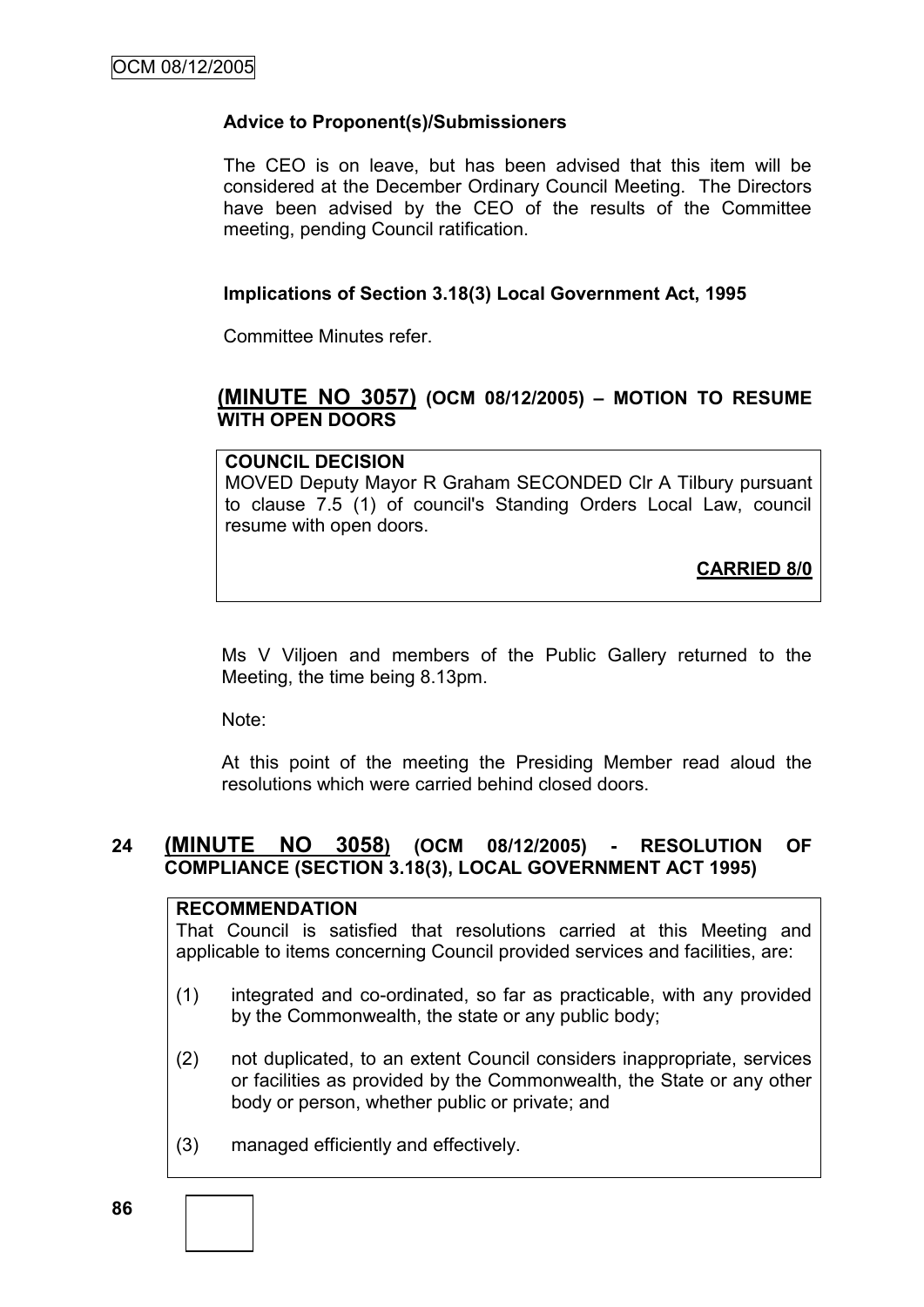**Advice to Proponent(s)/Submissioners**

The CEO is on leave, but has been advised that this item will be considered at the December Ordinary Council Meeting. The Directors have been advised by the CEO of the results of the Committee meeting, pending Council ratification.

**Implications of Section 3.18(3) Local Government Act, 1995**

Committee Minutes refer.

## (MINUTE NO 3057) (OCM 08/12/2005) – MOTION TO RESUME WITH OPEN DOORS

**COUNCIL DECISION**

MOVED Deputy Mayor R Graham SECONDED Clr A Tilbury pursuant to clause 7.5 (1) of council's Standing Orders Local Law, council resume with open doors.

**CARRIED 8/0**

Ms V Viljoen and members of the Public Gallery returned to the Meeting, the time being 8.13pm.

Note:

At this point of the meeting the Presiding Member read aloud the resolutions which were carried behind closed doors.

## 24 (MINUTE NO 3058) (OCM 08/12/2005) - RESOLUTION OF COMPLIANCE (SECTION 3.18(3), LOCAL GOVERNMENT ACT 1995)

**RECOMMENDATION**

That Council is satisfied that resolutions carried at this Meeting and applicable to items concerning Council provided services and facilities, are:

(1) integrated and co-ordinated, so far as practicable, with any provided by the Commonwealth, the state or any public body;

(2) not duplicated, to an extent Council considers inappropriate, services or facilities as provided by the Commonwealth, the State or any other body or person, whether public or private; and

(3) managed efficiently and effectively.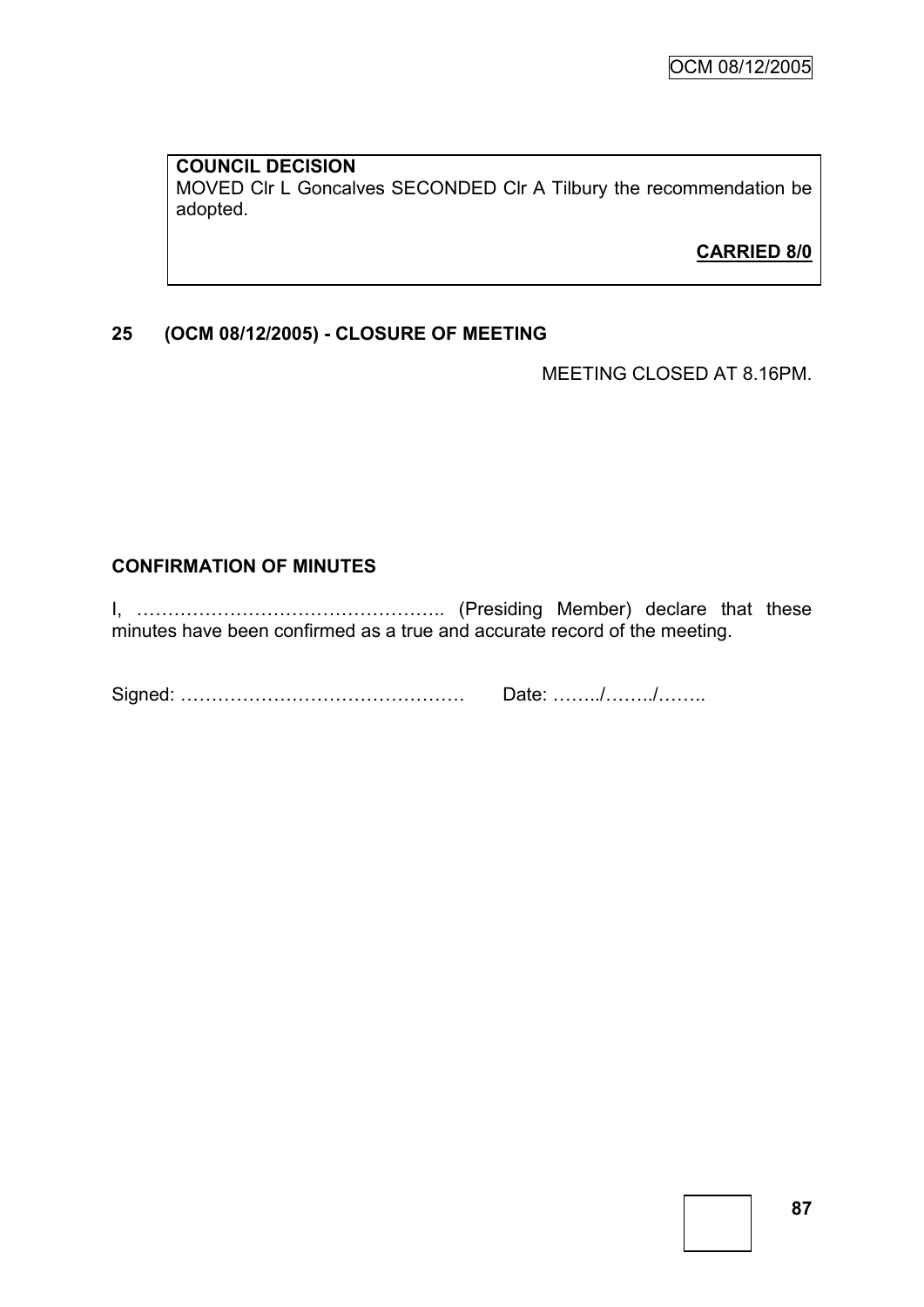**COUNCIL DECISION**

MOVED Clr L Goncalves SECONDED Clr A Tilbury the recommendation be adopted.

**CARRIED 8/0**

## 25 (OCM 08/12/2005) - CLOSURE OF MEETING

MEETING CLOSED AT 8.16PM.

**CONFIRMATION OF MINUTES**

I, ………………………………………….. (Presiding Member) declare that these minutes have been confirmed as a true and accurate record of the meeting.

Signed: ………………………………………. Date: ……../……../……..